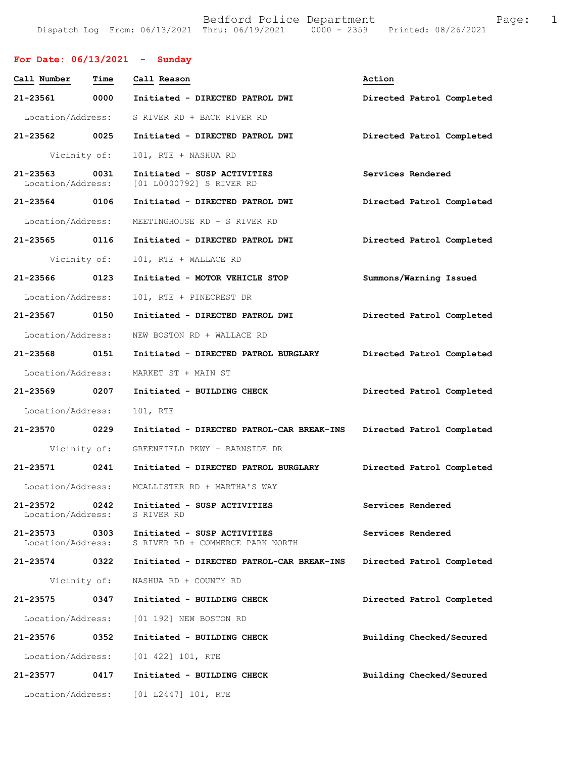# Bedford Police Department

Dispatch Log From: 06/13/2021 Thru: 06/19/2021 0000 - 2359 Printed: 08/26/2021

## For Date: 06/13/2021 - Sunday

| Call Number | Time | Call Reason | Action |
|---|---|---|---|
| 21-23561 | 0000 | Initiated - DIRECTED PATROL DWI | Directed Patrol Completed |
| | | Location/Address: S RIVER RD + BACK RIVER RD | |
| 21-23562 | 0025 | Initiated - DIRECTED PATROL DWI | Directed Patrol Completed |
| | | Vicinity of: 101, RTE + NASHUA RD | |
| 21-23563 | 0031 | Initiated - SUSP ACTIVITIES | Services Rendered |
| | | Location/Address: [01 L0000792] S RIVER RD | |
| 21-23564 | 0106 | Initiated - DIRECTED PATROL DWI | Directed Patrol Completed |
| | | Location/Address: MEETINGHOUSE RD + S RIVER RD | |
| 21-23565 | 0116 | Initiated - DIRECTED PATROL DWI | Directed Patrol Completed |
| | | Vicinity of: 101, RTE + WALLACE RD | |
| 21-23566 | 0123 | Initiated - MOTOR VEHICLE STOP | Summons/Warning Issued |
| | | Location/Address: 101, RTE + PINECREST DR | |
| 21-23567 | 0150 | Initiated - DIRECTED PATROL DWI | Directed Patrol Completed |
| | | Location/Address: NEW BOSTON RD + WALLACE RD | |
| 21-23568 | 0151 | Initiated - DIRECTED PATROL BURGLARY | Directed Patrol Completed |
| | | Location/Address: MARKET ST + MAIN ST | |
| 21-23569 | 0207 | Initiated - BUILDING CHECK | Directed Patrol Completed |
| | | Location/Address: 101, RTE | |
| 21-23570 | 0229 | Initiated - DIRECTED PATROL-CAR BREAK-INS | Directed Patrol Completed |
| | | Vicinity of: GREENFIELD PKWY + BARNSIDE DR | |
| 21-23571 | 0241 | Initiated - DIRECTED PATROL BURGLARY | Directed Patrol Completed |
| | | Location/Address: MCALLISTER RD + MARTHA'S WAY | |
| 21-23572 | 0242 | Initiated - SUSP ACTIVITIES | Services Rendered |
| | | Location/Address: S RIVER RD | |
| 21-23573 | 0303 | Initiated - SUSP ACTIVITIES | Services Rendered |
| | | Location/Address: S RIVER RD + COMMERCE PARK NORTH | |
| 21-23574 | 0322 | Initiated - DIRECTED PATROL-CAR BREAK-INS | Directed Patrol Completed |
| | | Vicinity of: NASHUA RD + COUNTY RD | |
| 21-23575 | 0347 | Initiated - BUILDING CHECK | Directed Patrol Completed |
| | | Location/Address: [01 192] NEW BOSTON RD | |
| 21-23576 | 0352 | Initiated - BUILDING CHECK | Building Checked/Secured |
| | | Location/Address: [01 422] 101, RTE | |
| 21-23577 | 0417 | Initiated - BUILDING CHECK | Building Checked/Secured |
| | | Location/Address: [01 L2447] 101, RTE | |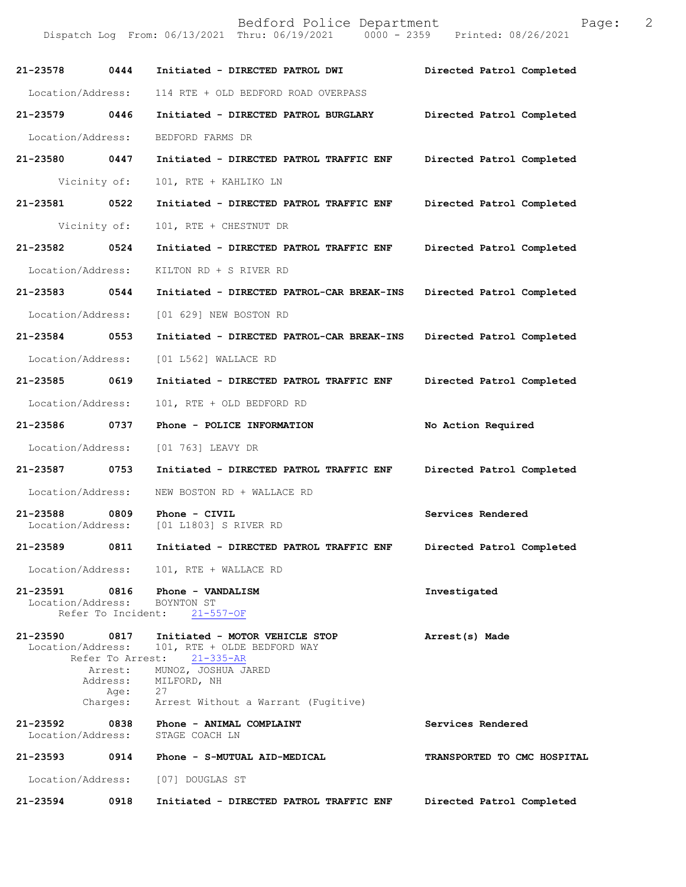21-23578 0444 Initiated - DIRECTED PATROL DWI Directed Patrol Completed

Location/Address: 114 RTE + OLD BEDFORD ROAD OVERPASS

21-23579 0446 Initiated - DIRECTED PATROL BURGLARY Directed Patrol Completed

Location/Address: BEDFORD FARMS DR

21-23580 0447 Initiated - DIRECTED PATROL TRAFFIC ENF Directed Patrol Completed

Vicinity of: 101, RTE + KAHLIKO LN

21-23581 0522 Initiated - DIRECTED PATROL TRAFFIC ENF Directed Patrol Completed

Vicinity of: 101, RTE + CHESTNUT DR

21-23582 0524 Initiated - DIRECTED PATROL TRAFFIC ENF Directed Patrol Completed

Location/Address: KILTON RD + S RIVER RD

21-23583 0544 Initiated - DIRECTED PATROL-CAR BREAK-INS Directed Patrol Completed

Location/Address: [01 629] NEW BOSTON RD

21-23584 0553 Initiated - DIRECTED PATROL-CAR BREAK-INS Directed Patrol Completed

Location/Address: [01 L562] WALLACE RD

21-23585 0619 Initiated - DIRECTED PATROL TRAFFIC ENF Directed Patrol Completed

Location/Address: 101, RTE + OLD BEDFORD RD

21-23586 0737 Phone - POLICE INFORMATION No Action Required

Location/Address: [01 763] LEAVY DR

21-23587 0753 Initiated - DIRECTED PATROL TRAFFIC ENF Directed Patrol Completed

Location/Address: NEW BOSTON RD + WALLACE RD

21-23588 0809 Phone - CIVIL Services Rendered
Location/Address: [01 L1803] S RIVER RD

21-23589 0811 Initiated - DIRECTED PATROL TRAFFIC ENF Directed Patrol Completed

Location/Address: 101, RTE + WALLACE RD

21-23591 0816 Phone - VANDALISM Investigated
Location/Address: BOYNTON ST
Refer To Incident: 21-557-OF

21-23590 0817 Initiated - MOTOR VEHICLE STOP Arrest(s) Made
Location/Address: 101, RTE + OLDE BEDFORD WAY
Refer To Arrest: 21-335-AR
Arrest: MUNOZ, JOSHUA JARED
Address: MILFORD, NH
Age: 27
Charges: Arrest Without a Warrant (Fugitive)

21-23592 0838 Phone - ANIMAL COMPLAINT Services Rendered
Location/Address: STAGE COACH LN

21-23593 0914 Phone - S-MUTUAL AID-MEDICAL TRANSPORTED TO CMC HOSPITAL

Location/Address: [07] DOUGLAS ST

21-23594 0918 Initiated - DIRECTED PATROL TRAFFIC ENF Directed Patrol Completed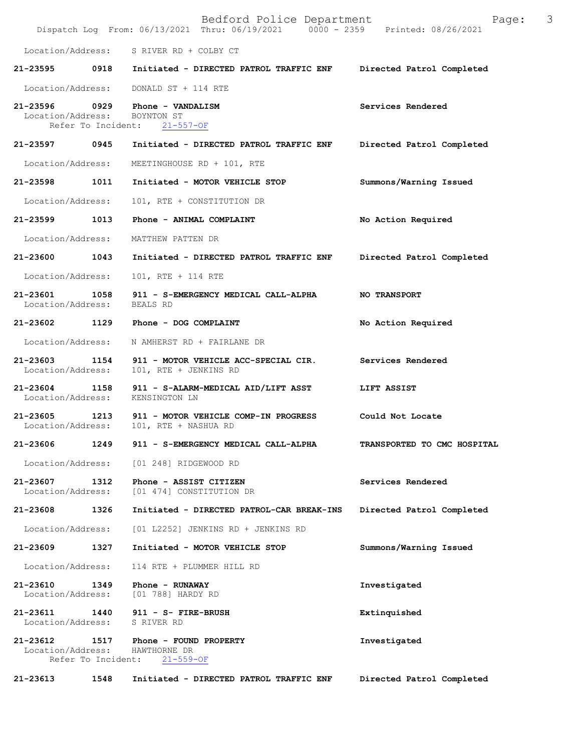Location/Address: S RIVER RD + COLBY CT

**21-23595 0918 Initiated - DIRECTED PATROL TRAFFIC ENF** Directed Patrol Completed

Location/Address: DONALD ST + 114 RTE

**21-23596 0929 Phone - VANDALISM** Services Rendered
Location/Address: BOYNTON ST
Refer To Incident: 21-557-OF

**21-23597 0945 Initiated - DIRECTED PATROL TRAFFIC ENF** Directed Patrol Completed

Location/Address: MEETINGHOUSE RD + 101, RTE

**21-23598 1011 Initiated - MOTOR VEHICLE STOP** Summons/Warning Issued

Location/Address: 101, RTE + CONSTITUTION DR

**21-23599 1013 Phone - ANIMAL COMPLAINT** No Action Required

Location/Address: MATTHEW PATTEN DR

**21-23600 1043 Initiated - DIRECTED PATROL TRAFFIC ENF** Directed Patrol Completed

Location/Address: 101, RTE + 114 RTE

**21-23601 1058 911 - S-EMERGENCY MEDICAL CALL-ALPHA** NO TRANSPORT
Location/Address: BEALS RD

**21-23602 1129 Phone - DOG COMPLAINT** No Action Required

Location/Address: N AMHERST RD + FAIRLANE DR

**21-23603 1154 911 - MOTOR VEHICLE ACC-SPECIAL CIR.** Services Rendered
Location/Address: 101, RTE + JENKINS RD

**21-23604 1158 911 - S-ALARM-MEDICAL AID/LIFT ASST** LIFT ASSIST
Location/Address: KENSINGTON LN

**21-23605 1213 911 - MOTOR VEHICLE COMP-IN PROGRESS** Could Not Locate
Location/Address: 101, RTE + NASHUA RD

**21-23606 1249 911 - S-EMERGENCY MEDICAL CALL-ALPHA** TRANSPORTED TO CMC HOSPITAL

Location/Address: [01 248] RIDGEWOOD RD

**21-23607 1312 Phone - ASSIST CITIZEN** Services Rendered
Location/Address: [01 474] CONSTITUTION DR

**21-23608 1326 Initiated - DIRECTED PATROL-CAR BREAK-INS** Directed Patrol Completed

Location/Address: [01 L2252] JENKINS RD + JENKINS RD

**21-23609 1327 Initiated - MOTOR VEHICLE STOP** Summons/Warning Issued

Location/Address: 114 RTE + PLUMMER HILL RD

**21-23610 1349 Phone - RUNAWAY** Investigated
Location/Address: [01 788] HARDY RD

**21-23611 1440 911 - S- FIRE-BRUSH** Extinquished
Location/Address: S RIVER RD

**21-23612 1517 Phone - FOUND PROPERTY** Investigated
Location/Address: HAWTHORNE DR
Refer To Incident: 21-559-OF

**21-23613 1548 Initiated - DIRECTED PATROL TRAFFIC ENF** Directed Patrol Completed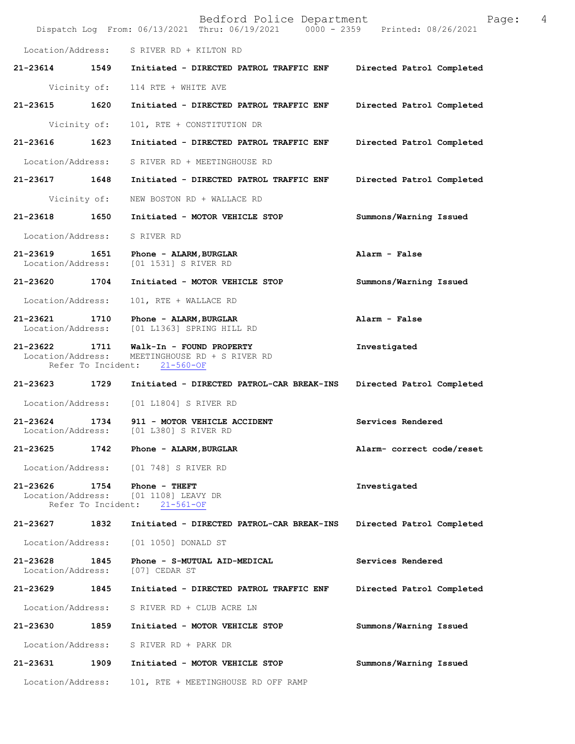Location/Address: S RIVER RD + KILTON RD

**21-23614 1549 Initiated - DIRECTED PATROL TRAFFIC ENF — Directed Patrol Completed**

Vicinity of: 114 RTE + WHITE AVE

**21-23615 1620 Initiated - DIRECTED PATROL TRAFFIC ENF — Directed Patrol Completed**

Vicinity of: 101, RTE + CONSTITUTION DR

**21-23616 1623 Initiated - DIRECTED PATROL TRAFFIC ENF — Directed Patrol Completed**

Location/Address: S RIVER RD + MEETINGHOUSE RD

**21-23617 1648 Initiated - DIRECTED PATROL TRAFFIC ENF — Directed Patrol Completed**

Vicinity of: NEW BOSTON RD + WALLACE RD

**21-23618 1650 Initiated - MOTOR VEHICLE STOP — Summons/Warning Issued**

Location/Address: S RIVER RD

**21-23619 1651 Phone - ALARM,BURGLAR — Alarm - False**
Location/Address: [01 1531] S RIVER RD

**21-23620 1704 Initiated - MOTOR VEHICLE STOP — Summons/Warning Issued**

Location/Address: 101, RTE + WALLACE RD

**21-23621 1710 Phone - ALARM,BURGLAR — Alarm - False**
Location/Address: [01 L1363] SPRING HILL RD

**21-23622 1711 Walk-In - FOUND PROPERTY — Investigated**
Location/Address: MEETINGHOUSE RD + S RIVER RD
Refer To Incident: 21-560-OF

**21-23623 1729 Initiated - DIRECTED PATROL-CAR BREAK-INS — Directed Patrol Completed**

Location/Address: [01 L1804] S RIVER RD

**21-23624 1734 911 - MOTOR VEHICLE ACCIDENT — Services Rendered**
Location/Address: [01 L380] S RIVER RD

**21-23625 1742 Phone - ALARM,BURGLAR — Alarm- correct code/reset**

Location/Address: [01 748] S RIVER RD

**21-23626 1754 Phone - THEFT — Investigated**
Location/Address: [01 1108] LEAVY DR
Refer To Incident: 21-561-OF

**21-23627 1832 Initiated - DIRECTED PATROL-CAR BREAK-INS — Directed Patrol Completed**

Location/Address: [01 1050] DONALD ST

**21-23628 1845 Phone - S-MUTUAL AID-MEDICAL — Services Rendered**
Location/Address: [07] CEDAR ST

**21-23629 1845 Initiated - DIRECTED PATROL TRAFFIC ENF — Directed Patrol Completed**

Location/Address: S RIVER RD + CLUB ACRE LN

**21-23630 1859 Initiated - MOTOR VEHICLE STOP — Summons/Warning Issued**

Location/Address: S RIVER RD + PARK DR

**21-23631 1909 Initiated - MOTOR VEHICLE STOP — Summons/Warning Issued**

Location/Address: 101, RTE + MEETINGHOUSE RD OFF RAMP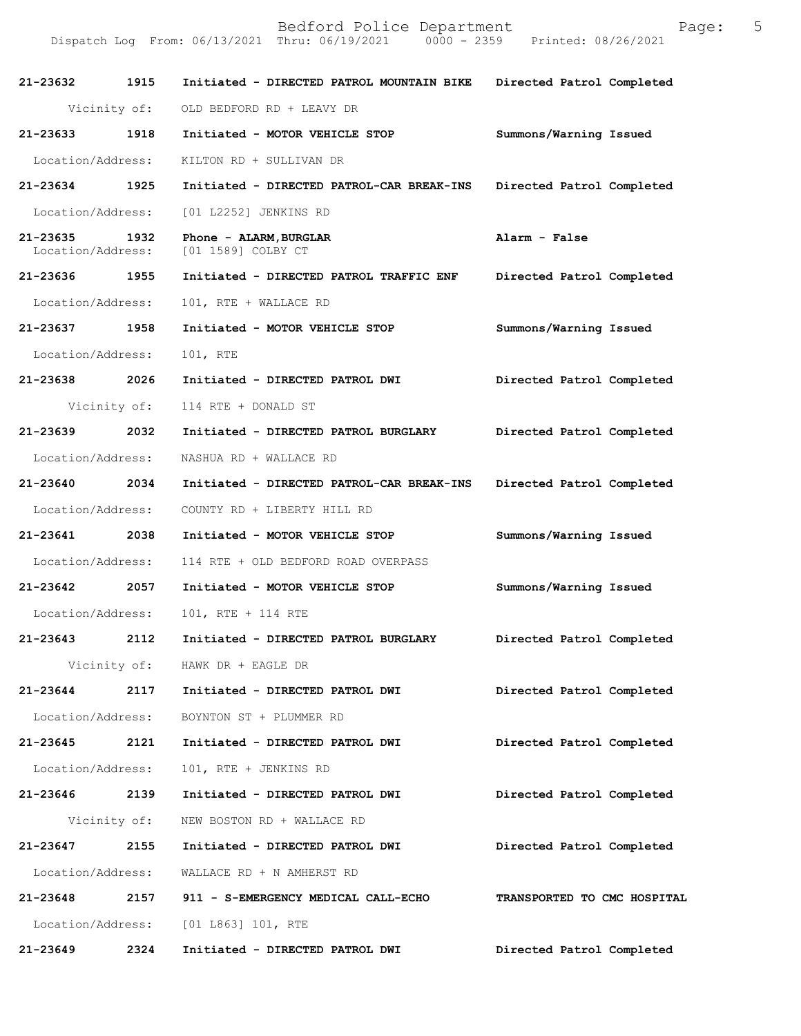21-23632 1915 Initiated - DIRECTED PATROL MOUNTAIN BIKE Directed Patrol Completed

Vicinity of: OLD BEDFORD RD + LEAVY DR

21-23633 1918 Initiated - MOTOR VEHICLE STOP Summons/Warning Issued

Location/Address: KILTON RD + SULLIVAN DR

21-23634 1925 Initiated - DIRECTED PATROL-CAR BREAK-INS Directed Patrol Completed

Location/Address: [01 L2252] JENKINS RD

21-23635 1932 Phone - ALARM,BURGLAR Alarm - False

Location/Address: [01 1589] COLBY CT

21-23636 1955 Initiated - DIRECTED PATROL TRAFFIC ENF Directed Patrol Completed

Location/Address: 101, RTE + WALLACE RD

21-23637 1958 Initiated - MOTOR VEHICLE STOP Summons/Warning Issued

Location/Address: 101, RTE

21-23638 2026 Initiated - DIRECTED PATROL DWI Directed Patrol Completed

Vicinity of: 114 RTE + DONALD ST

21-23639 2032 Initiated - DIRECTED PATROL BURGLARY Directed Patrol Completed

Location/Address: NASHUA RD + WALLACE RD

21-23640 2034 Initiated - DIRECTED PATROL-CAR BREAK-INS Directed Patrol Completed

Location/Address: COUNTY RD + LIBERTY HILL RD

21-23641 2038 Initiated - MOTOR VEHICLE STOP Summons/Warning Issued

Location/Address: 114 RTE + OLD BEDFORD ROAD OVERPASS

21-23642 2057 Initiated - MOTOR VEHICLE STOP Summons/Warning Issued

Location/Address: 101, RTE + 114 RTE

21-23643 2112 Initiated - DIRECTED PATROL BURGLARY Directed Patrol Completed

Vicinity of: HAWK DR + EAGLE DR

21-23644 2117 Initiated - DIRECTED PATROL DWI Directed Patrol Completed

Location/Address: BOYNTON ST + PLUMMER RD

21-23645 2121 Initiated - DIRECTED PATROL DWI Directed Patrol Completed

Location/Address: 101, RTE + JENKINS RD

21-23646 2139 Initiated - DIRECTED PATROL DWI Directed Patrol Completed

Vicinity of: NEW BOSTON RD + WALLACE RD

21-23647 2155 Initiated - DIRECTED PATROL DWI Directed Patrol Completed

Location/Address: WALLACE RD + N AMHERST RD

21-23648 2157 911 - S-EMERGENCY MEDICAL CALL-ECHO TRANSPORTED TO CMC HOSPITAL

Location/Address: [01 L863] 101, RTE

21-23649 2324 Initiated - DIRECTED PATROL DWI Directed Patrol Completed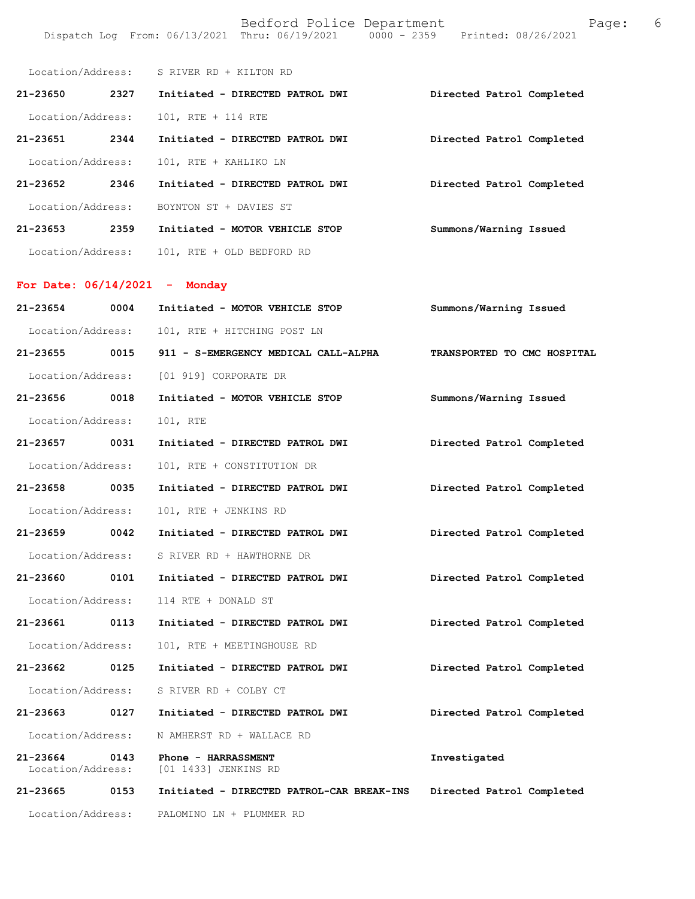Location/Address: S RIVER RD + KILTON RD

**21-23650** 2327 **Initiated - DIRECTED PATROL DWI** **Directed Patrol Completed**

Location/Address: 101, RTE + 114 RTE

**21-23651** 2344 **Initiated - DIRECTED PATROL DWI** **Directed Patrol Completed**

Location/Address: 101, RTE + KAHLIKO LN

**21-23652** 2346 **Initiated - DIRECTED PATROL DWI** **Directed Patrol Completed**

Location/Address: BOYNTON ST + DAVIES ST

**21-23653** 2359 **Initiated - MOTOR VEHICLE STOP** **Summons/Warning Issued**

Location/Address: 101, RTE + OLD BEDFORD RD

## For Date: 06/14/2021 - Monday

**21-23654** 0004 **Initiated - MOTOR VEHICLE STOP** **Summons/Warning Issued**

Location/Address: 101, RTE + HITCHING POST LN

**21-23655** 0015 **911 - S-EMERGENCY MEDICAL CALL-ALPHA** **TRANSPORTED TO CMC HOSPITAL**

Location/Address: [01 919] CORPORATE DR

**21-23656** 0018 **Initiated - MOTOR VEHICLE STOP** **Summons/Warning Issued**

Location/Address: 101, RTE

**21-23657** 0031 **Initiated - DIRECTED PATROL DWI** **Directed Patrol Completed**

Location/Address: 101, RTE + CONSTITUTION DR

**21-23658** 0035 **Initiated - DIRECTED PATROL DWI** **Directed Patrol Completed**

Location/Address: 101, RTE + JENKINS RD

**21-23659** 0042 **Initiated - DIRECTED PATROL DWI** **Directed Patrol Completed**

Location/Address: S RIVER RD + HAWTHORNE DR

**21-23660** 0101 **Initiated - DIRECTED PATROL DWI** **Directed Patrol Completed**

Location/Address: 114 RTE + DONALD ST

**21-23661** 0113 **Initiated - DIRECTED PATROL DWI** **Directed Patrol Completed**

Location/Address: 101, RTE + MEETINGHOUSE RD

**21-23662** 0125 **Initiated - DIRECTED PATROL DWI** **Directed Patrol Completed**

Location/Address: S RIVER RD + COLBY CT

**21-23663** 0127 **Initiated - DIRECTED PATROL DWI** **Directed Patrol Completed**

Location/Address: N AMHERST RD + WALLACE RD

**21-23664** 0143 **Phone - HARRASSMENT** **Investigated**

Location/Address: [01 1433] JENKINS RD

**21-23665** 0153 **Initiated - DIRECTED PATROL-CAR BREAK-INS** **Directed Patrol Completed**

Location/Address: PALOMINO LN + PLUMMER RD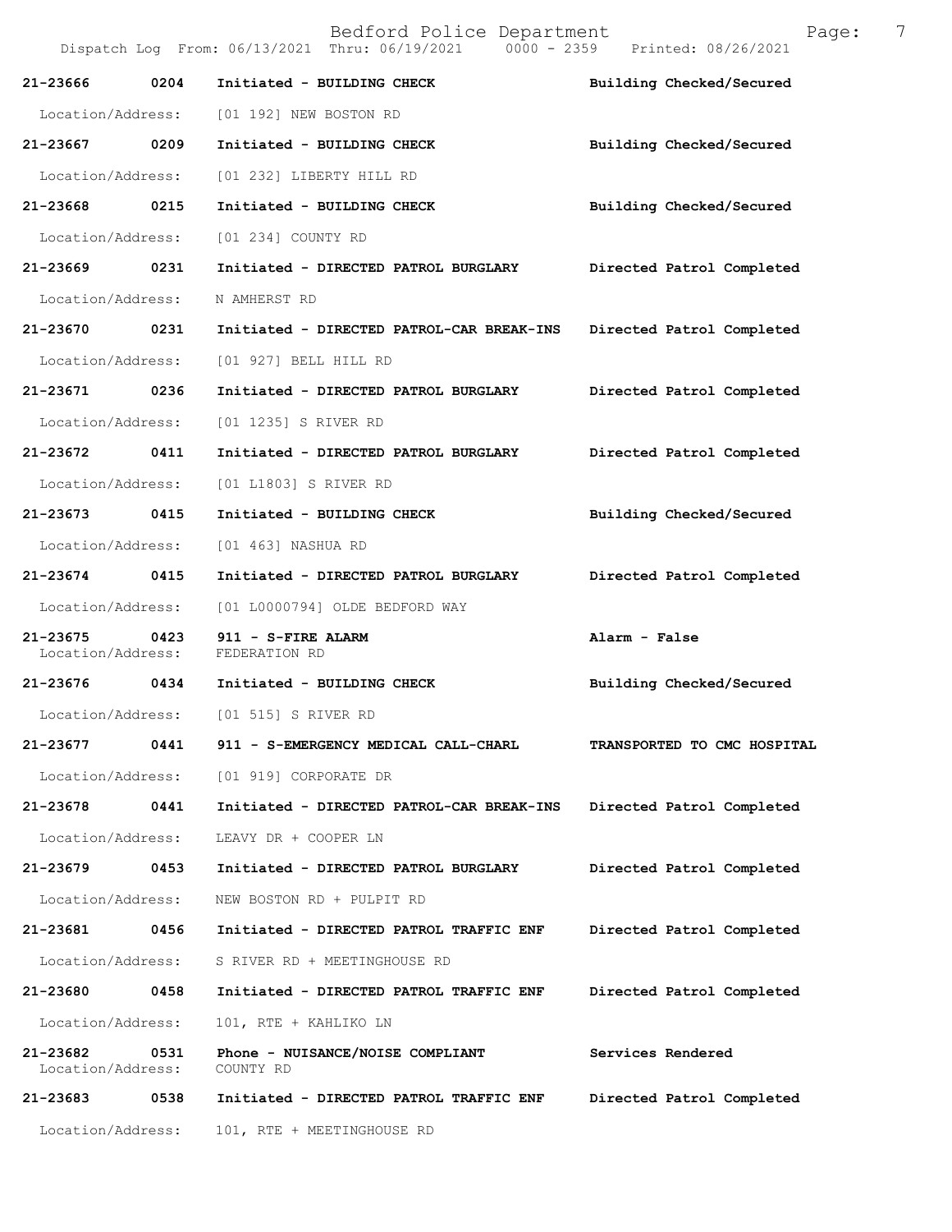Bedford Police Department
Dispatch Log From: 06/13/2021 Thru: 06/19/2021 0000 - 2359 Printed: 08/26/2021

| Call # | Time | Call Type | Disposition |
|---|---|---|---|
| **21-23666** | **0204** | **Initiated - BUILDING CHECK** | **Building Checked/Secured** |
| Location/Address: | | [01 192] NEW BOSTON RD | |
| **21-23667** | **0209** | **Initiated - BUILDING CHECK** | **Building Checked/Secured** |
| Location/Address: | | [01 232] LIBERTY HILL RD | |
| **21-23668** | **0215** | **Initiated - BUILDING CHECK** | **Building Checked/Secured** |
| Location/Address: | | [01 234] COUNTY RD | |
| **21-23669** | **0231** | **Initiated - DIRECTED PATROL BURGLARY** | **Directed Patrol Completed** |
| Location/Address: | | N AMHERST RD | |
| **21-23670** | **0231** | **Initiated - DIRECTED PATROL-CAR BREAK-INS** | **Directed Patrol Completed** |
| Location/Address: | | [01 927] BELL HILL RD | |
| **21-23671** | **0236** | **Initiated - DIRECTED PATROL BURGLARY** | **Directed Patrol Completed** |
| Location/Address: | | [01 1235] S RIVER RD | |
| **21-23672** | **0411** | **Initiated - DIRECTED PATROL BURGLARY** | **Directed Patrol Completed** |
| Location/Address: | | [01 L1803] S RIVER RD | |
| **21-23673** | **0415** | **Initiated - BUILDING CHECK** | **Building Checked/Secured** |
| Location/Address: | | [01 463] NASHUA RD | |
| **21-23674** | **0415** | **Initiated - DIRECTED PATROL BURGLARY** | **Directed Patrol Completed** |
| Location/Address: | | [01 L0000794] OLDE BEDFORD WAY | |
| **21-23675** | **0423** | **911 - S-FIRE ALARM** | **Alarm - False** |
| Location/Address: | | FEDERATION RD | |
| **21-23676** | **0434** | **Initiated - BUILDING CHECK** | **Building Checked/Secured** |
| Location/Address: | | [01 515] S RIVER RD | |
| **21-23677** | **0441** | **911 - S-EMERGENCY MEDICAL CALL-CHARL** | **TRANSPORTED TO CMC HOSPITAL** |
| Location/Address: | | [01 919] CORPORATE DR | |
| **21-23678** | **0441** | **Initiated - DIRECTED PATROL-CAR BREAK-INS** | **Directed Patrol Completed** |
| Location/Address: | | LEAVY DR + COOPER LN | |
| **21-23679** | **0453** | **Initiated - DIRECTED PATROL BURGLARY** | **Directed Patrol Completed** |
| Location/Address: | | NEW BOSTON RD + PULPIT RD | |
| **21-23681** | **0456** | **Initiated - DIRECTED PATROL TRAFFIC ENF** | **Directed Patrol Completed** |
| Location/Address: | | S RIVER RD + MEETINGHOUSE RD | |
| **21-23680** | **0458** | **Initiated - DIRECTED PATROL TRAFFIC ENF** | **Directed Patrol Completed** |
| Location/Address: | | 101, RTE + KAHLIKO LN | |
| **21-23682** | **0531** | **Phone - NUISANCE/NOISE COMPLIANT** | **Services Rendered** |
| Location/Address: | | COUNTY RD | |
| **21-23683** | **0538** | **Initiated - DIRECTED PATROL TRAFFIC ENF** | **Directed Patrol Completed** |
| Location/Address: | | 101, RTE + MEETINGHOUSE RD | |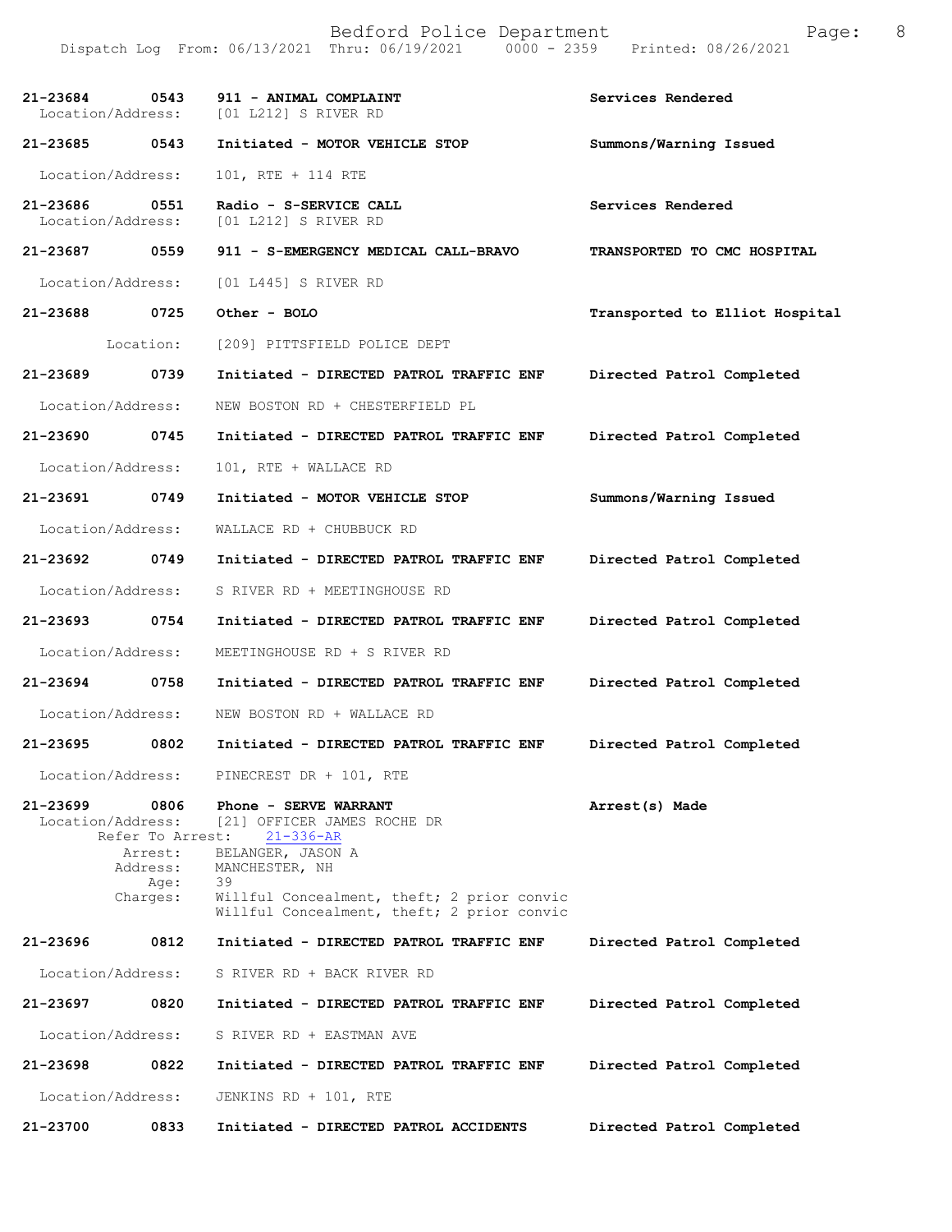| Call Number | Time | Call Reason | Action |
|---|---|---|---|
| 21-23684 | 0543 | 911 - ANIMAL COMPLAINT | Services Rendered |
| Location/Address: | | [01 L212] S RIVER RD | |
| 21-23685 | 0543 | Initiated - MOTOR VEHICLE STOP | Summons/Warning Issued |
| Location/Address: | | 101, RTE + 114 RTE | |
| 21-23686 | 0551 | Radio - S-SERVICE CALL | Services Rendered |
| Location/Address: | | [01 L212] S RIVER RD | |
| 21-23687 | 0559 | 911 - S-EMERGENCY MEDICAL CALL-BRAVO | TRANSPORTED TO CMC HOSPITAL |
| Location/Address: | | [01 L445] S RIVER RD | |
| 21-23688 | 0725 | Other - BOLO | Transported to Elliot Hospital |
| Location: | | [209] PITTSFIELD POLICE DEPT | |
| 21-23689 | 0739 | Initiated - DIRECTED PATROL TRAFFIC ENF | Directed Patrol Completed |
| Location/Address: | | NEW BOSTON RD + CHESTERFIELD PL | |
| 21-23690 | 0745 | Initiated - DIRECTED PATROL TRAFFIC ENF | Directed Patrol Completed |
| Location/Address: | | 101, RTE + WALLACE RD | |
| 21-23691 | 0749 | Initiated - MOTOR VEHICLE STOP | Summons/Warning Issued |
| Location/Address: | | WALLACE RD + CHUBBUCK RD | |
| 21-23692 | 0749 | Initiated - DIRECTED PATROL TRAFFIC ENF | Directed Patrol Completed |
| Location/Address: | | S RIVER RD + MEETINGHOUSE RD | |
| 21-23693 | 0754 | Initiated - DIRECTED PATROL TRAFFIC ENF | Directed Patrol Completed |
| Location/Address: | | MEETINGHOUSE RD + S RIVER RD | |
| 21-23694 | 0758 | Initiated - DIRECTED PATROL TRAFFIC ENF | Directed Patrol Completed |
| Location/Address: | | NEW BOSTON RD + WALLACE RD | |
| 21-23695 | 0802 | Initiated - DIRECTED PATROL TRAFFIC ENF | Directed Patrol Completed |
| Location/Address: | | PINECREST DR + 101, RTE | |
| 21-23699 | 0806 | Phone - SERVE WARRANT | Arrest(s) Made |
| Location/Address: | | [21] OFFICER JAMES ROCHE DR | |
| Refer To Arrest: | | 21-336-AR | |
| Arrest: | | BELANGER, JASON A | |
| Address: | | MANCHESTER, NH | |
| Age: | | 39 | |
| Charges: | | Willful Concealment, theft; 2 prior convic<br>Willful Concealment, theft; 2 prior convic | |
| 21-23696 | 0812 | Initiated - DIRECTED PATROL TRAFFIC ENF | Directed Patrol Completed |
| Location/Address: | | S RIVER RD + BACK RIVER RD | |
| 21-23697 | 0820 | Initiated - DIRECTED PATROL TRAFFIC ENF | Directed Patrol Completed |
| Location/Address: | | S RIVER RD + EASTMAN AVE | |
| 21-23698 | 0822 | Initiated - DIRECTED PATROL TRAFFIC ENF | Directed Patrol Completed |
| Location/Address: | | JENKINS RD + 101, RTE | |
| 21-23700 | 0833 | Initiated - DIRECTED PATROL ACCIDENTS | Directed Patrol Completed |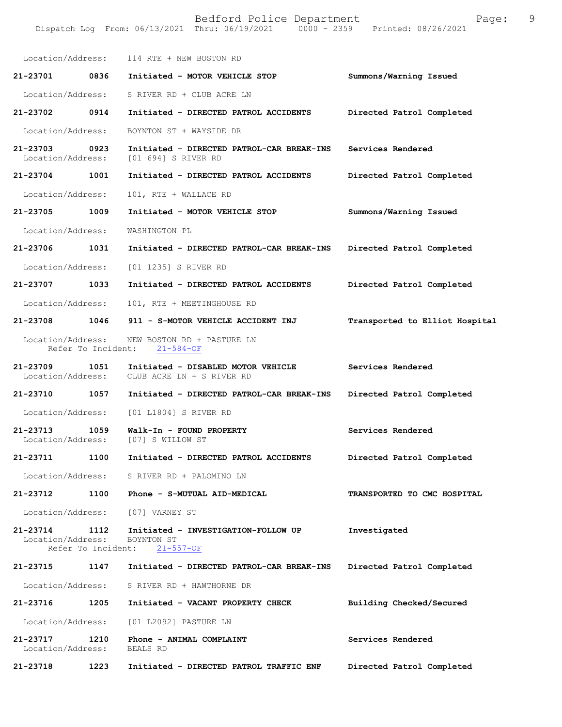Location/Address: 114 RTE + NEW BOSTON RD

**21-23701 0836 Initiated - MOTOR VEHICLE STOP** **Summons/Warning Issued**

Location/Address: S RIVER RD + CLUB ACRE LN

**21-23702 0914 Initiated - DIRECTED PATROL ACCIDENTS** **Directed Patrol Completed**

Location/Address: BOYNTON ST + WAYSIDE DR

**21-23703 0923 Initiated - DIRECTED PATROL-CAR BREAK-INS** **Services Rendered**
Location/Address: [01 694] S RIVER RD

**21-23704 1001 Initiated - DIRECTED PATROL ACCIDENTS** **Directed Patrol Completed**

Location/Address: 101, RTE + WALLACE RD

**21-23705 1009 Initiated - MOTOR VEHICLE STOP** **Summons/Warning Issued**

Location/Address: WASHINGTON PL

**21-23706 1031 Initiated - DIRECTED PATROL-CAR BREAK-INS** **Directed Patrol Completed**

Location/Address: [01 1235] S RIVER RD

**21-23707 1033 Initiated - DIRECTED PATROL ACCIDENTS** **Directed Patrol Completed**

Location/Address: 101, RTE + MEETINGHOUSE RD

**21-23708 1046 911 - S-MOTOR VEHICLE ACCIDENT INJ** **Transported to Elliot Hospital**

Location/Address: NEW BOSTON RD + PASTURE LN
Refer To Incident: 21-584-OF

**21-23709 1051 Initiated - DISABLED MOTOR VEHICLE** **Services Rendered**
Location/Address: CLUB ACRE LN + S RIVER RD

**21-23710 1057 Initiated - DIRECTED PATROL-CAR BREAK-INS** **Directed Patrol Completed**

Location/Address: [01 L1804] S RIVER RD

**21-23713 1059 Walk-In - FOUND PROPERTY** **Services Rendered**
Location/Address: [07] S WILLOW ST

**21-23711 1100 Initiated - DIRECTED PATROL ACCIDENTS** **Directed Patrol Completed**

Location/Address: S RIVER RD + PALOMINO LN

**21-23712 1100 Phone - S-MUTUAL AID-MEDICAL** **TRANSPORTED TO CMC HOSPITAL**

Location/Address: [07] VARNEY ST

**21-23714 1112 Initiated - INVESTIGATION-FOLLOW UP** **Investigated**
Location/Address: BOYNTON ST
Refer To Incident: 21-557-OF

**21-23715 1147 Initiated - DIRECTED PATROL-CAR BREAK-INS** **Directed Patrol Completed**

Location/Address: S RIVER RD + HAWTHORNE DR

**21-23716 1205 Initiated - VACANT PROPERTY CHECK** **Building Checked/Secured**

Location/Address: [01 L2092] PASTURE LN

**21-23717 1210 Phone - ANIMAL COMPLAINT** **Services Rendered**
Location/Address: BEALS RD

**21-23718 1223 Initiated - DIRECTED PATROL TRAFFIC ENF** **Directed Patrol Completed**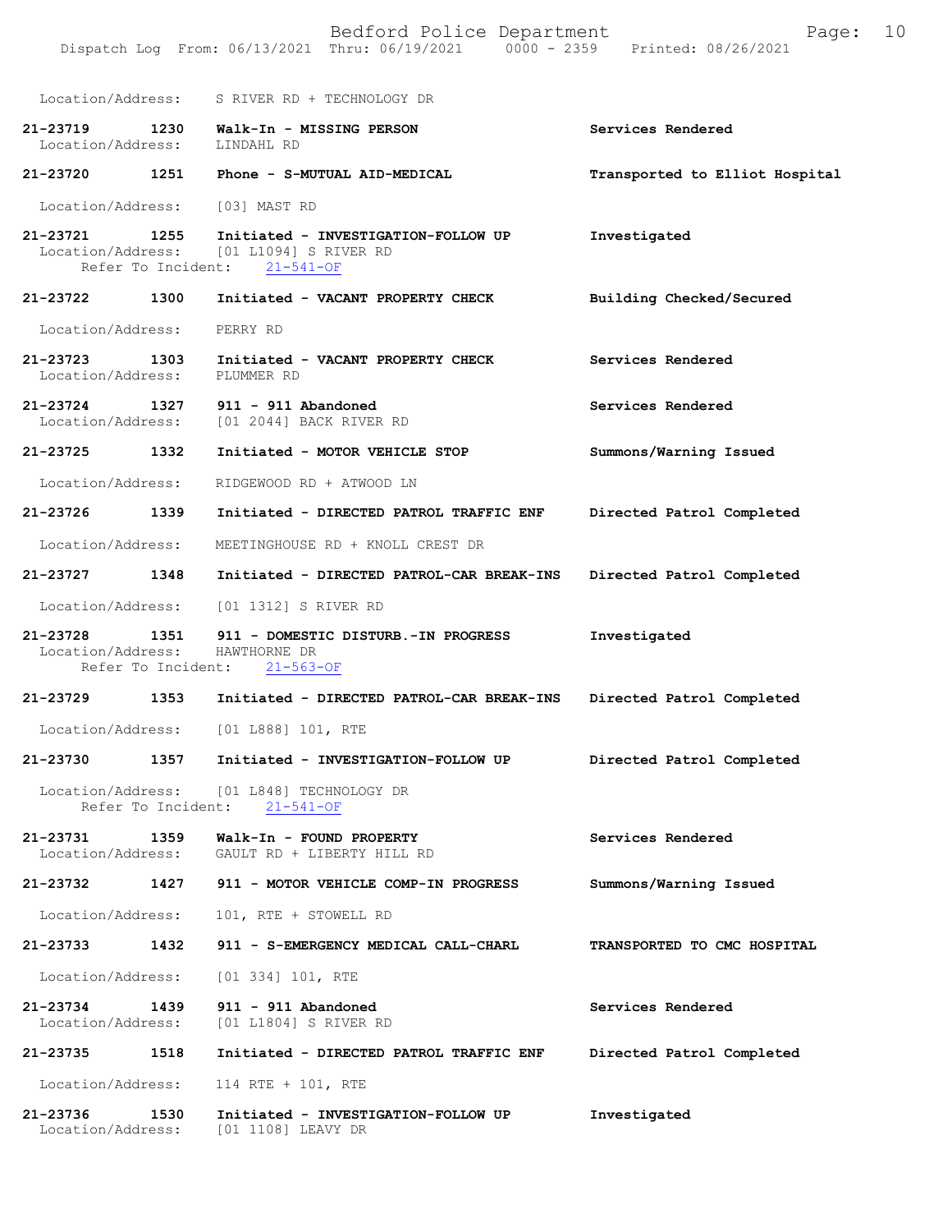Location/Address: S RIVER RD + TECHNOLOGY DR

**21-23719** 1230 **Walk-In - MISSING PERSON** **Services Rendered**
Location/Address: LINDAHL RD

**21-23720** 1251 **Phone - S-MUTUAL AID-MEDICAL** **Transported to Elliot Hospital**
Location/Address: [03] MAST RD

**21-23721** 1255 **Initiated - INVESTIGATION-FOLLOW UP** **Investigated**
Location/Address: [01 L1094] S RIVER RD
Refer To Incident: 21-541-OF

**21-23722** 1300 **Initiated - VACANT PROPERTY CHECK** **Building Checked/Secured**
Location/Address: PERRY RD

**21-23723** 1303 **Initiated - VACANT PROPERTY CHECK** **Services Rendered**
Location/Address: PLUMMER RD

**21-23724** 1327 **911 - 911 Abandoned** **Services Rendered**
Location/Address: [01 2044] BACK RIVER RD

**21-23725** 1332 **Initiated - MOTOR VEHICLE STOP** **Summons/Warning Issued**
Location/Address: RIDGEWOOD RD + ATWOOD LN

**21-23726** 1339 **Initiated - DIRECTED PATROL TRAFFIC ENF** **Directed Patrol Completed**
Location/Address: MEETINGHOUSE RD + KNOLL CREST DR

**21-23727** 1348 **Initiated - DIRECTED PATROL-CAR BREAK-INS** **Directed Patrol Completed**
Location/Address: [01 1312] S RIVER RD

**21-23728** 1351 **911 - DOMESTIC DISTURB.-IN PROGRESS** **Investigated**
Location/Address: HAWTHORNE DR
Refer To Incident: 21-563-OF

**21-23729** 1353 **Initiated - DIRECTED PATROL-CAR BREAK-INS** **Directed Patrol Completed**
Location/Address: [01 L888] 101, RTE

**21-23730** 1357 **Initiated - INVESTIGATION-FOLLOW UP** **Directed Patrol Completed**
Location/Address: [01 L848] TECHNOLOGY DR
Refer To Incident: 21-541-OF

**21-23731** 1359 **Walk-In - FOUND PROPERTY** **Services Rendered**
Location/Address: GAULT RD + LIBERTY HILL RD

**21-23732** 1427 **911 - MOTOR VEHICLE COMP-IN PROGRESS** **Summons/Warning Issued**
Location/Address: 101, RTE + STOWELL RD

**21-23733** 1432 **911 - S-EMERGENCY MEDICAL CALL-CHARL** **TRANSPORTED TO CMC HOSPITAL**
Location/Address: [01 334] 101, RTE

**21-23734** 1439 **911 - 911 Abandoned** **Services Rendered**
Location/Address: [01 L1804] S RIVER RD

**21-23735** 1518 **Initiated - DIRECTED PATROL TRAFFIC ENF** **Directed Patrol Completed**
Location/Address: 114 RTE + 101, RTE

**21-23736** 1530 **Initiated - INVESTIGATION-FOLLOW UP** **Investigated**
Location/Address: [01 1108] LEAVY DR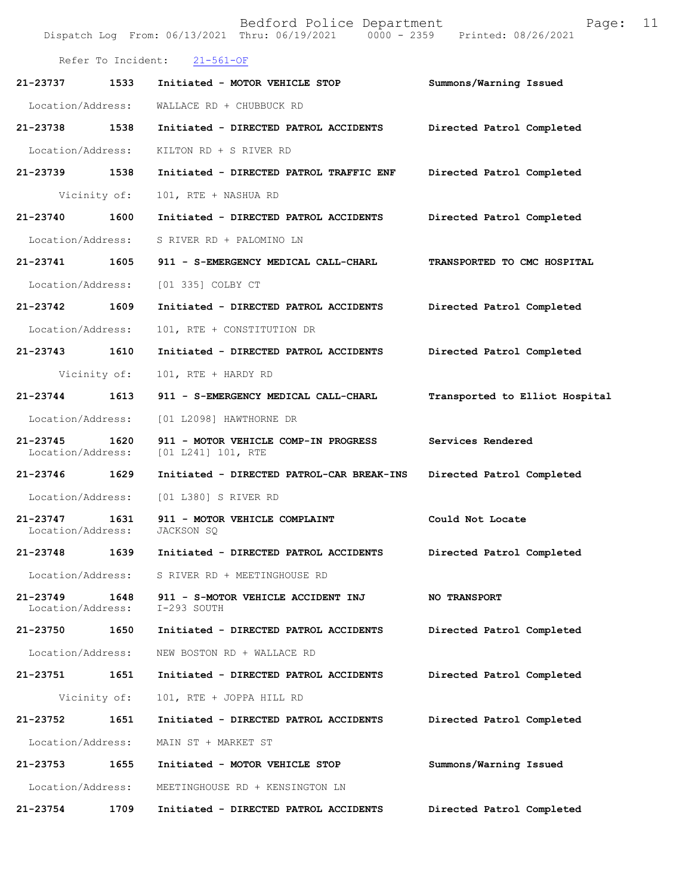Refer To Incident: 21-561-OF

**21-23737 1533 Initiated - MOTOR VEHICLE STOP** Summons/Warning Issued
Location/Address: WALLACE RD + CHUBBUCK RD

**21-23738 1538 Initiated - DIRECTED PATROL ACCIDENTS** Directed Patrol Completed
Location/Address: KILTON RD + S RIVER RD

**21-23739 1538 Initiated - DIRECTED PATROL TRAFFIC ENF** Directed Patrol Completed
Vicinity of: 101, RTE + NASHUA RD

**21-23740 1600 Initiated - DIRECTED PATROL ACCIDENTS** Directed Patrol Completed
Location/Address: S RIVER RD + PALOMINO LN

**21-23741 1605 911 - S-EMERGENCY MEDICAL CALL-CHARL** TRANSPORTED TO CMC HOSPITAL
Location/Address: [01 335] COLBY CT

**21-23742 1609 Initiated - DIRECTED PATROL ACCIDENTS** Directed Patrol Completed
Location/Address: 101, RTE + CONSTITUTION DR

**21-23743 1610 Initiated - DIRECTED PATROL ACCIDENTS** Directed Patrol Completed
Vicinity of: 101, RTE + HARDY RD

**21-23744 1613 911 - S-EMERGENCY MEDICAL CALL-CHARL** Transported to Elliot Hospital
Location/Address: [01 L2098] HAWTHORNE DR

**21-23745 1620 911 - MOTOR VEHICLE COMP-IN PROGRESS** Services Rendered
Location/Address: [01 L241] 101, RTE

**21-23746 1629 Initiated - DIRECTED PATROL-CAR BREAK-INS** Directed Patrol Completed
Location/Address: [01 L380] S RIVER RD

**21-23747 1631 911 - MOTOR VEHICLE COMPLAINT** Could Not Locate
Location/Address: JACKSON SQ

**21-23748 1639 Initiated - DIRECTED PATROL ACCIDENTS** Directed Patrol Completed
Location/Address: S RIVER RD + MEETINGHOUSE RD

**21-23749 1648 911 - S-MOTOR VEHICLE ACCIDENT INJ** NO TRANSPORT
Location/Address: I-293 SOUTH

**21-23750 1650 Initiated - DIRECTED PATROL ACCIDENTS** Directed Patrol Completed
Location/Address: NEW BOSTON RD + WALLACE RD

**21-23751 1651 Initiated - DIRECTED PATROL ACCIDENTS** Directed Patrol Completed
Vicinity of: 101, RTE + JOPPA HILL RD

**21-23752 1651 Initiated - DIRECTED PATROL ACCIDENTS** Directed Patrol Completed
Location/Address: MAIN ST + MARKET ST

**21-23753 1655 Initiated - MOTOR VEHICLE STOP** Summons/Warning Issued
Location/Address: MEETINGHOUSE RD + KENSINGTON LN

**21-23754 1709 Initiated - DIRECTED PATROL ACCIDENTS** Directed Patrol Completed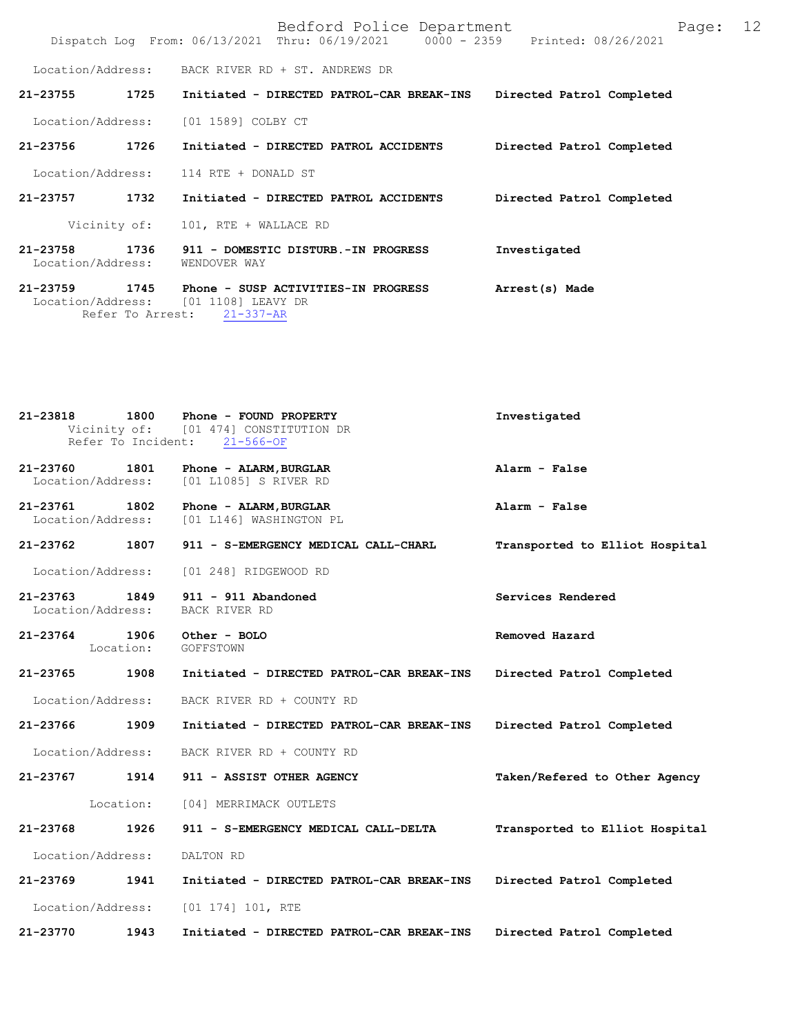Location/Address: BACK RIVER RD + ST. ANDREWS DR

**21-23755 1725 Initiated - DIRECTED PATROL-CAR BREAK-INS Directed Patrol Completed**

Location/Address: [01 1589] COLBY CT

**21-23756 1726 Initiated - DIRECTED PATROL ACCIDENTS Directed Patrol Completed**

Location/Address: 114 RTE + DONALD ST

**21-23757 1732 Initiated - DIRECTED PATROL ACCIDENTS Directed Patrol Completed**

Vicinity of: 101, RTE + WALLACE RD

**21-23758 1736 911 - DOMESTIC DISTURB.-IN PROGRESS Investigated**
Location/Address: WENDOVER WAY

**21-23759 1745 Phone - SUSP ACTIVITIES-IN PROGRESS Arrest(s) Made**
Location/Address: [01 1108] LEAVY DR
Refer To Arrest: 21-337-AR

**21-23818 1800 Phone - FOUND PROPERTY Investigated**
Vicinity of: [01 474] CONSTITUTION DR
Refer To Incident: 21-566-OF

**21-23760 1801 Phone - ALARM,BURGLAR Alarm - False**
Location/Address: [01 L1085] S RIVER RD

**21-23761 1802 Phone - ALARM,BURGLAR Alarm - False**
Location/Address: [01 L146] WASHINGTON PL

**21-23762 1807 911 - S-EMERGENCY MEDICAL CALL-CHARL Transported to Elliot Hospital**

Location/Address: [01 248] RIDGEWOOD RD

**21-23763 1849 911 - 911 Abandoned Services Rendered**
Location/Address: BACK RIVER RD

**21-23764 1906 Other - BOLO Removed Hazard**
Location: GOFFSTOWN

**21-23765 1908 Initiated - DIRECTED PATROL-CAR BREAK-INS Directed Patrol Completed**

Location/Address: BACK RIVER RD + COUNTY RD

**21-23766 1909 Initiated - DIRECTED PATROL-CAR BREAK-INS Directed Patrol Completed**

Location/Address: BACK RIVER RD + COUNTY RD

**21-23767 1914 911 - ASSIST OTHER AGENCY Taken/Refered to Other Agency**

Location: [04] MERRIMACK OUTLETS

**21-23768 1926 911 - S-EMERGENCY MEDICAL CALL-DELTA Transported to Elliot Hospital**

Location/Address: DALTON RD

**21-23769 1941 Initiated - DIRECTED PATROL-CAR BREAK-INS Directed Patrol Completed**

Location/Address: [01 174] 101, RTE

**21-23770 1943 Initiated - DIRECTED PATROL-CAR BREAK-INS Directed Patrol Completed**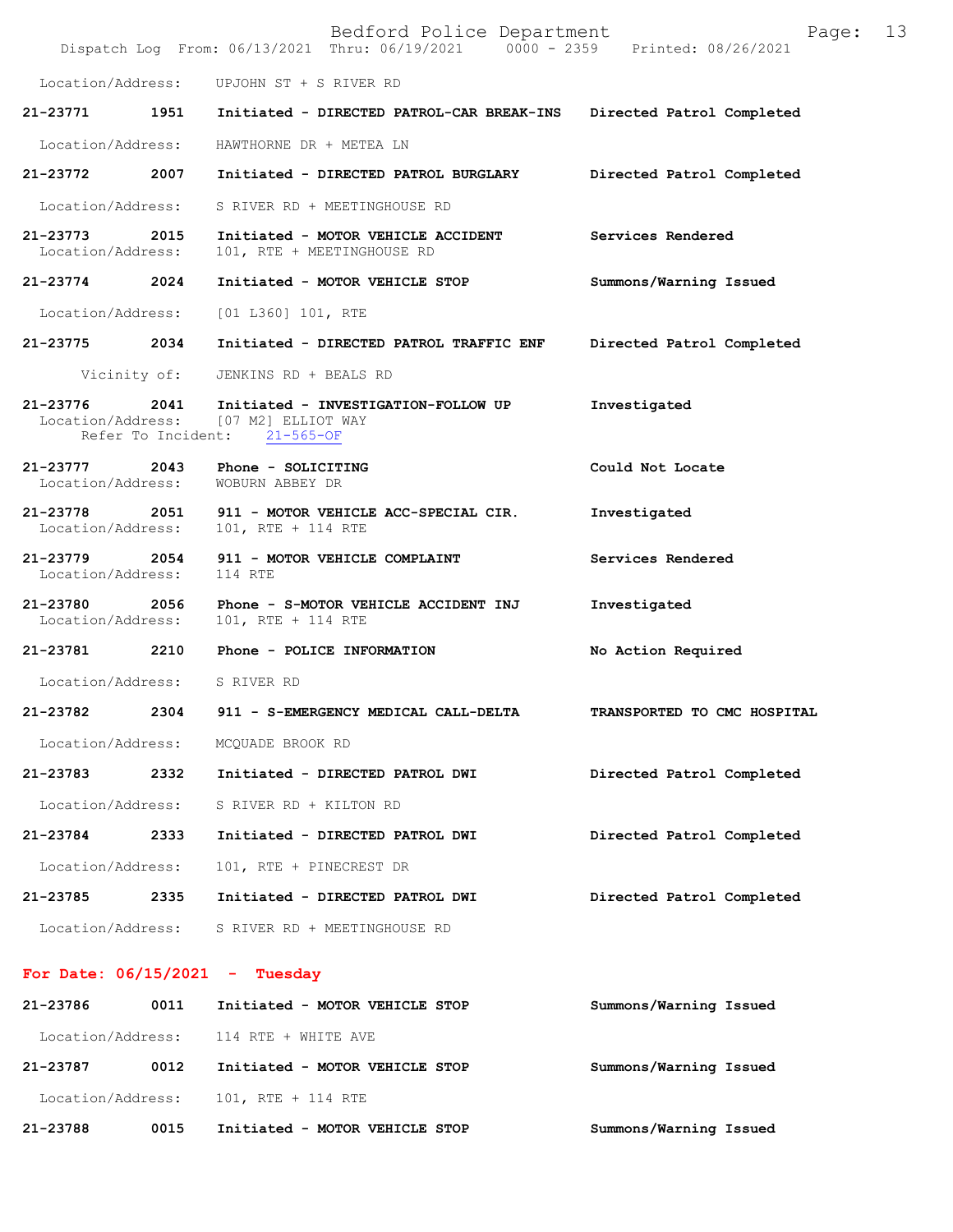Location/Address: UPJOHN ST + S RIVER RD

| Call # | Time | Call Reason | Action |
|---|---|---|---|
| 21-23771 | 1951 | Initiated - DIRECTED PATROL-CAR BREAK-INS | Directed Patrol Completed |

Location/Address: HAWTHORNE DR + METEA LN

| Call # | Time | Call Reason | Action |
|---|---|---|---|
| 21-23772 | 2007 | Initiated - DIRECTED PATROL BURGLARY | Directed Patrol Completed |

Location/Address: S RIVER RD + MEETINGHOUSE RD

| Call # | Time | Call Reason | Action |
|---|---|---|---|
| 21-23773 | 2015 | Initiated - MOTOR VEHICLE ACCIDENT | Services Rendered |

Location/Address: 101, RTE + MEETINGHOUSE RD

| Call # | Time | Call Reason | Action |
|---|---|---|---|
| 21-23774 | 2024 | Initiated - MOTOR VEHICLE STOP | Summons/Warning Issued |

Location/Address: [01 L360] 101, RTE

| Call # | Time | Call Reason | Action |
|---|---|---|---|
| 21-23775 | 2034 | Initiated - DIRECTED PATROL TRAFFIC ENF | Directed Patrol Completed |

Vicinity of: JENKINS RD + BEALS RD

| Call # | Time | Call Reason | Action |
|---|---|---|---|
| 21-23776 | 2041 | Initiated - INVESTIGATION-FOLLOW UP | Investigated |

Location/Address: [07 M2] ELLIOT WAY
Refer To Incident: 21-565-OF

| Call # | Time | Call Reason | Action |
|---|---|---|---|
| 21-23777 | 2043 | Phone - SOLICITING | Could Not Locate |

Location/Address: WOBURN ABBEY DR

| Call # | Time | Call Reason | Action |
|---|---|---|---|
| 21-23778 | 2051 | 911 - MOTOR VEHICLE ACC-SPECIAL CIR. | Investigated |

Location/Address: 101, RTE + 114 RTE

| Call # | Time | Call Reason | Action |
|---|---|---|---|
| 21-23779 | 2054 | 911 - MOTOR VEHICLE COMPLAINT | Services Rendered |

Location/Address: 114 RTE

| Call # | Time | Call Reason | Action |
|---|---|---|---|
| 21-23780 | 2056 | Phone - S-MOTOR VEHICLE ACCIDENT INJ | Investigated |

Location/Address: 101, RTE + 114 RTE

| Call # | Time | Call Reason | Action |
|---|---|---|---|
| 21-23781 | 2210 | Phone - POLICE INFORMATION | No Action Required |

Location/Address: S RIVER RD

| Call # | Time | Call Reason | Action |
|---|---|---|---|
| 21-23782 | 2304 | 911 - S-EMERGENCY MEDICAL CALL-DELTA | TRANSPORTED TO CMC HOSPITAL |

Location/Address: MCQUADE BROOK RD

| Call # | Time | Call Reason | Action |
|---|---|---|---|
| 21-23783 | 2332 | Initiated - DIRECTED PATROL DWI | Directed Patrol Completed |

Location/Address: S RIVER RD + KILTON RD

| Call # | Time | Call Reason | Action |
|---|---|---|---|
| 21-23784 | 2333 | Initiated - DIRECTED PATROL DWI | Directed Patrol Completed |

Location/Address: 101, RTE + PINECREST DR

| Call # | Time | Call Reason | Action |
|---|---|---|---|
| 21-23785 | 2335 | Initiated - DIRECTED PATROL DWI | Directed Patrol Completed |

Location/Address: S RIVER RD + MEETINGHOUSE RD

## For Date: 06/15/2021 - Tuesday

| Call # | Time | Call Reason | Action |
|---|---|---|---|
| 21-23786 | 0011 | Initiated - MOTOR VEHICLE STOP | Summons/Warning Issued |

Location/Address: 114 RTE + WHITE AVE

| Call # | Time | Call Reason | Action |
|---|---|---|---|
| 21-23787 | 0012 | Initiated - MOTOR VEHICLE STOP | Summons/Warning Issued |

Location/Address: 101, RTE + 114 RTE

| Call # | Time | Call Reason | Action |
|---|---|---|---|
| 21-23788 | 0015 | Initiated - MOTOR VEHICLE STOP | Summons/Warning Issued |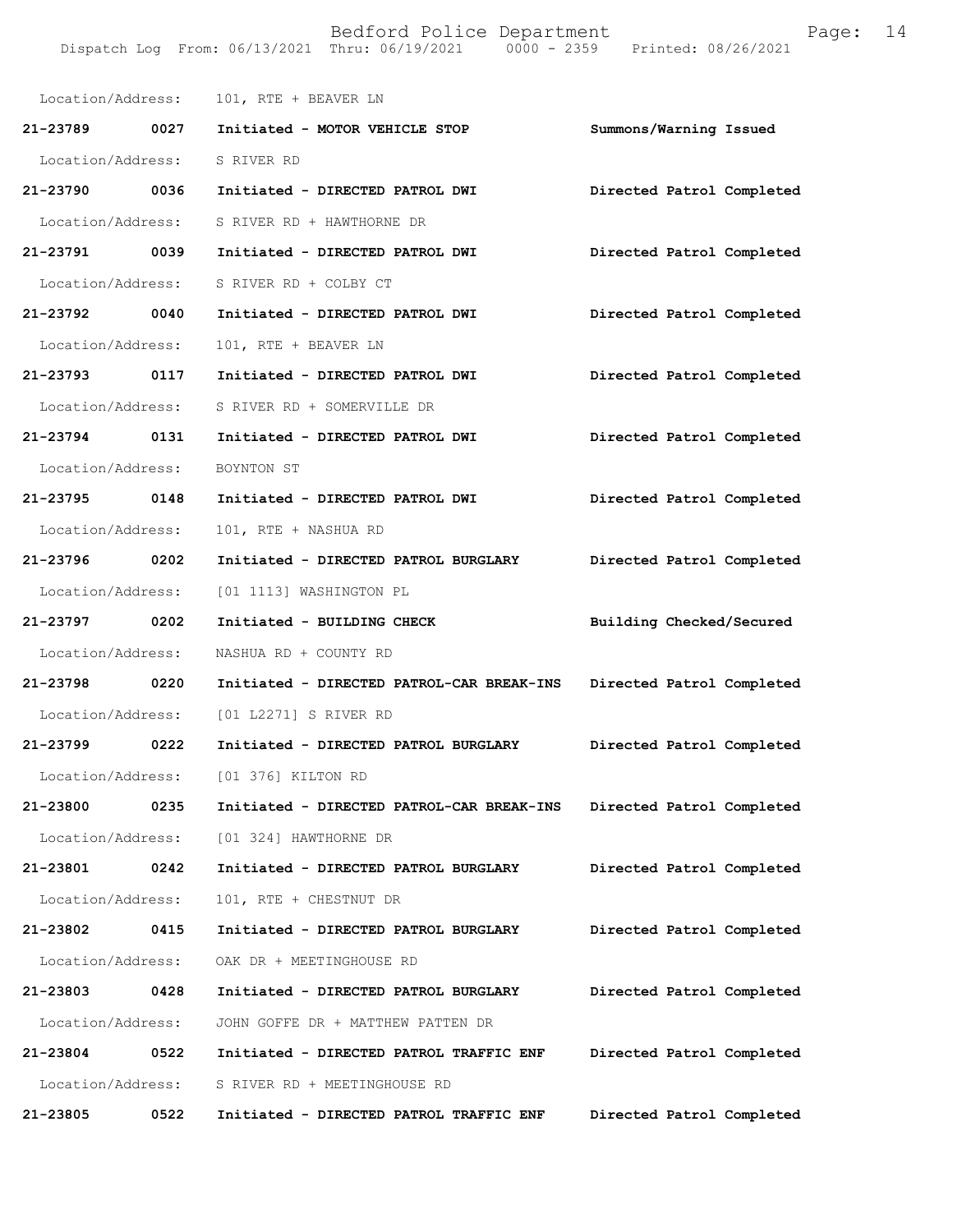Location/Address: 101, RTE + BEAVER LN

**21-23789 0027 Initiated - MOTOR VEHICLE STOP Summons/Warning Issued**

Location/Address: S RIVER RD

**21-23790 0036 Initiated - DIRECTED PATROL DWI Directed Patrol Completed**

Location/Address: S RIVER RD + HAWTHORNE DR

**21-23791 0039 Initiated - DIRECTED PATROL DWI Directed Patrol Completed**

Location/Address: S RIVER RD + COLBY CT

**21-23792 0040 Initiated - DIRECTED PATROL DWI Directed Patrol Completed**

Location/Address: 101, RTE + BEAVER LN

**21-23793 0117 Initiated - DIRECTED PATROL DWI Directed Patrol Completed**

Location/Address: S RIVER RD + SOMERVILLE DR

**21-23794 0131 Initiated - DIRECTED PATROL DWI Directed Patrol Completed**

Location/Address: BOYNTON ST

**21-23795 0148 Initiated - DIRECTED PATROL DWI Directed Patrol Completed**

Location/Address: 101, RTE + NASHUA RD

**21-23796 0202 Initiated - DIRECTED PATROL BURGLARY Directed Patrol Completed**

Location/Address: [01 1113] WASHINGTON PL

**21-23797 0202 Initiated - BUILDING CHECK Building Checked/Secured**

Location/Address: NASHUA RD + COUNTY RD

**21-23798 0220 Initiated - DIRECTED PATROL-CAR BREAK-INS Directed Patrol Completed**

Location/Address: [01 L2271] S RIVER RD

**21-23799 0222 Initiated - DIRECTED PATROL BURGLARY Directed Patrol Completed**

Location/Address: [01 376] KILTON RD

**21-23800 0235 Initiated - DIRECTED PATROL-CAR BREAK-INS Directed Patrol Completed**

Location/Address: [01 324] HAWTHORNE DR

**21-23801 0242 Initiated - DIRECTED PATROL BURGLARY Directed Patrol Completed**

Location/Address: 101, RTE + CHESTNUT DR

**21-23802 0415 Initiated - DIRECTED PATROL BURGLARY Directed Patrol Completed**

Location/Address: OAK DR + MEETINGHOUSE RD

**21-23803 0428 Initiated - DIRECTED PATROL BURGLARY Directed Patrol Completed**

Location/Address: JOHN GOFFE DR + MATTHEW PATTEN DR

**21-23804 0522 Initiated - DIRECTED PATROL TRAFFIC ENF Directed Patrol Completed**

Location/Address: S RIVER RD + MEETINGHOUSE RD

**21-23805 0522 Initiated - DIRECTED PATROL TRAFFIC ENF Directed Patrol Completed**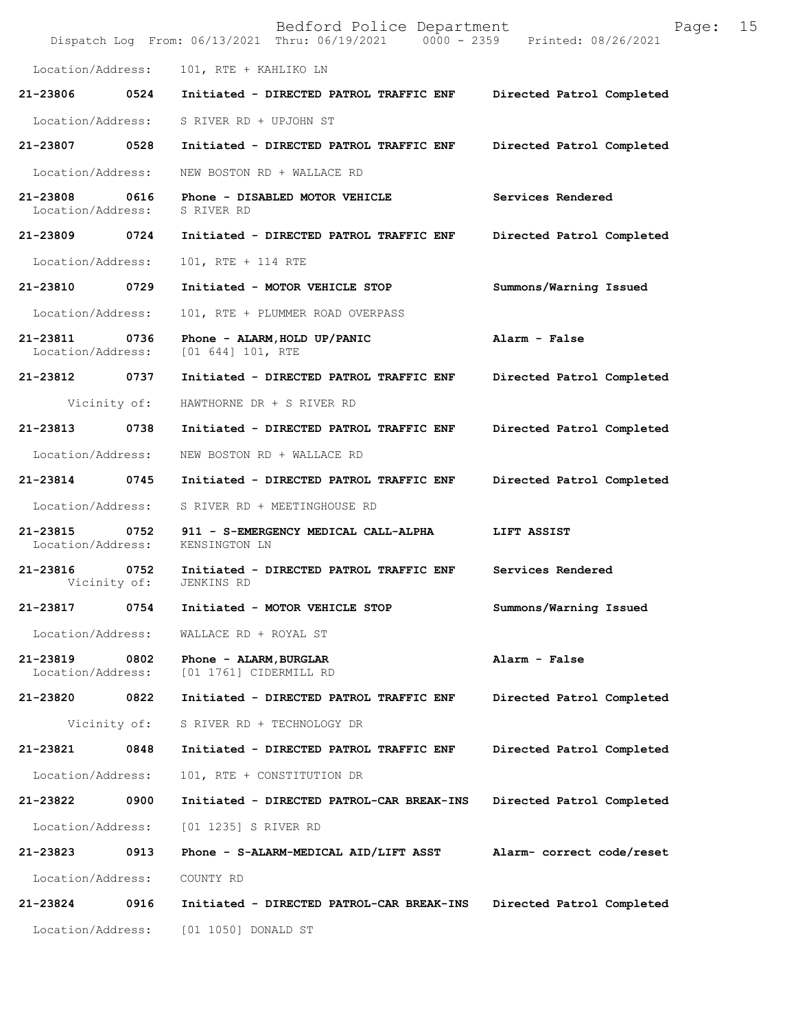Location/Address: 101, RTE + KAHLIKO LN

**21-23806 0524 Initiated - DIRECTED PATROL TRAFFIC ENF Directed Patrol Completed**

Location/Address: S RIVER RD + UPJOHN ST

**21-23807 0528 Initiated - DIRECTED PATROL TRAFFIC ENF Directed Patrol Completed**

Location/Address: NEW BOSTON RD + WALLACE RD

**21-23808 0616 Phone - DISABLED MOTOR VEHICLE Services Rendered**
Location/Address: S RIVER RD

**21-23809 0724 Initiated - DIRECTED PATROL TRAFFIC ENF Directed Patrol Completed**

Location/Address: 101, RTE + 114 RTE

**21-23810 0729 Initiated - MOTOR VEHICLE STOP Summons/Warning Issued**

Location/Address: 101, RTE + PLUMMER ROAD OVERPASS

**21-23811 0736 Phone - ALARM,HOLD UP/PANIC Alarm - False**
Location/Address: [01 644] 101, RTE

**21-23812 0737 Initiated - DIRECTED PATROL TRAFFIC ENF Directed Patrol Completed**

Vicinity of: HAWTHORNE DR + S RIVER RD

**21-23813 0738 Initiated - DIRECTED PATROL TRAFFIC ENF Directed Patrol Completed**

Location/Address: NEW BOSTON RD + WALLACE RD

**21-23814 0745 Initiated - DIRECTED PATROL TRAFFIC ENF Directed Patrol Completed**

Location/Address: S RIVER RD + MEETINGHOUSE RD

**21-23815 0752 911 - S-EMERGENCY MEDICAL CALL-ALPHA LIFT ASSIST**
Location/Address: KENSINGTON LN

**21-23816 0752 Initiated - DIRECTED PATROL TRAFFIC ENF Services Rendered**
Vicinity of: JENKINS RD

**21-23817 0754 Initiated - MOTOR VEHICLE STOP Summons/Warning Issued**

Location/Address: WALLACE RD + ROYAL ST

**21-23819 0802 Phone - ALARM,BURGLAR Alarm - False**
Location/Address: [01 1761] CIDERMILL RD

**21-23820 0822 Initiated - DIRECTED PATROL TRAFFIC ENF Directed Patrol Completed**

Vicinity of: S RIVER RD + TECHNOLOGY DR

**21-23821 0848 Initiated - DIRECTED PATROL TRAFFIC ENF Directed Patrol Completed**

Location/Address: 101, RTE + CONSTITUTION DR

**21-23822 0900 Initiated - DIRECTED PATROL-CAR BREAK-INS Directed Patrol Completed**

Location/Address: [01 1235] S RIVER RD

**21-23823 0913 Phone - S-ALARM-MEDICAL AID/LIFT ASST Alarm- correct code/reset**

Location/Address: COUNTY RD

**21-23824 0916 Initiated - DIRECTED PATROL-CAR BREAK-INS Directed Patrol Completed**

Location/Address: [01 1050] DONALD ST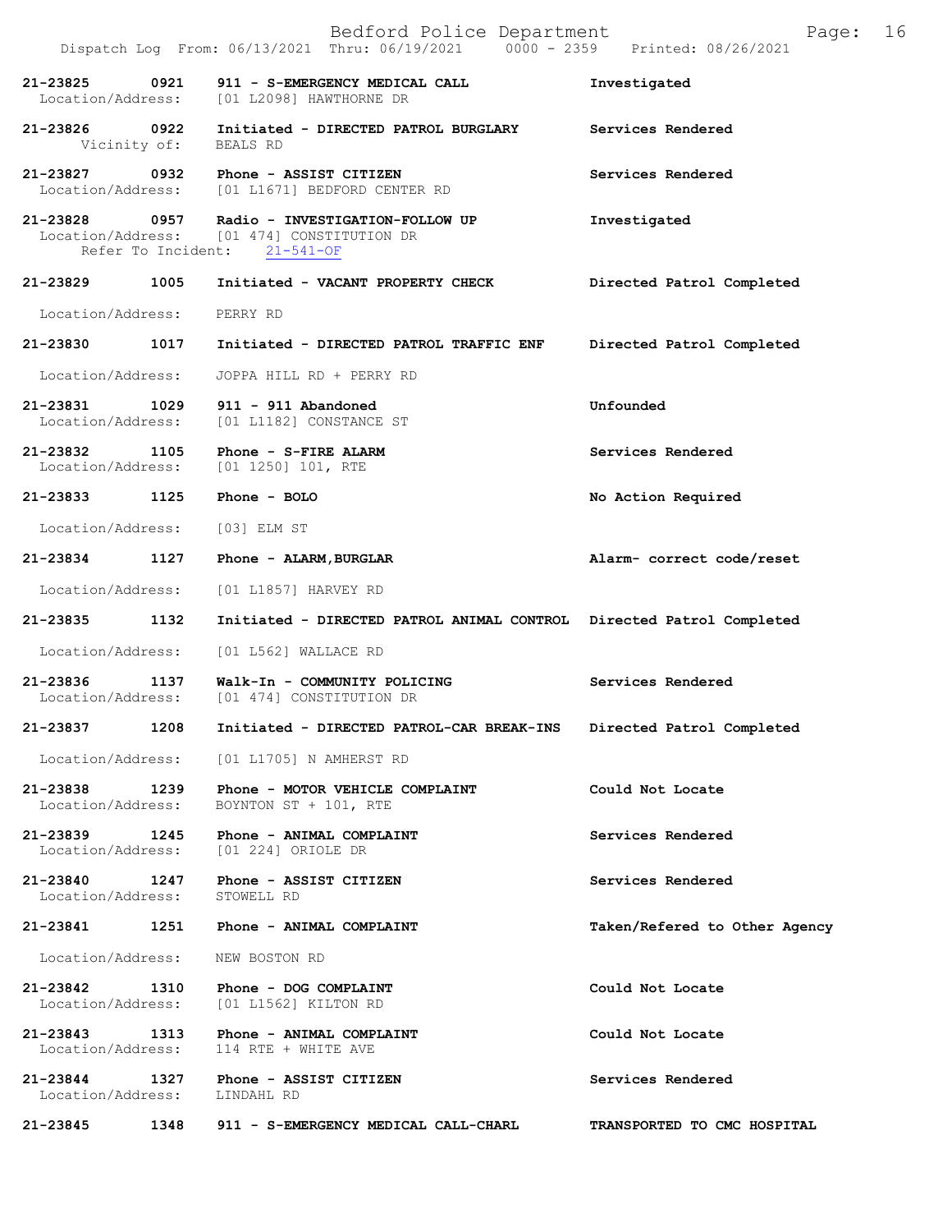Dispatch Log From: 06/13/2021 Thru: 06/19/2021 0000 - 2359 Printed: 08/26/2021

**21-23825 0921 911 - S-EMERGENCY MEDICAL CALL** — **Investigated**
Location/Address: [01 L2098] HAWTHORNE DR

**21-23826 0922 Initiated - DIRECTED PATROL BURGLARY** — **Services Rendered**
Vicinity of: BEALS RD

**21-23827 0932 Phone - ASSIST CITIZEN** — **Services Rendered**
Location/Address: [01 L1671] BEDFORD CENTER RD

**21-23828 0957 Radio - INVESTIGATION-FOLLOW UP** — **Investigated**
Location/Address: [01 474] CONSTITUTION DR
Refer To Incident: 21-541-OF

**21-23829 1005 Initiated - VACANT PROPERTY CHECK** — **Directed Patrol Completed**
Location/Address: PERRY RD

**21-23830 1017 Initiated - DIRECTED PATROL TRAFFIC ENF** — **Directed Patrol Completed**
Location/Address: JOPPA HILL RD + PERRY RD

**21-23831 1029 911 - 911 Abandoned** — **Unfounded**
Location/Address: [01 L1182] CONSTANCE ST

**21-23832 1105 Phone - S-FIRE ALARM** — **Services Rendered**
Location/Address: [01 1250] 101, RTE

**21-23833 1125 Phone - BOLO** — **No Action Required**
Location/Address: [03] ELM ST

**21-23834 1127 Phone - ALARM,BURGLAR** — **Alarm- correct code/reset**
Location/Address: [01 L1857] HARVEY RD

**21-23835 1132 Initiated - DIRECTED PATROL ANIMAL CONTROL** — **Directed Patrol Completed**
Location/Address: [01 L562] WALLACE RD

**21-23836 1137 Walk-In - COMMUNITY POLICING** — **Services Rendered**
Location/Address: [01 474] CONSTITUTION DR

**21-23837 1208 Initiated - DIRECTED PATROL-CAR BREAK-INS** — **Directed Patrol Completed**
Location/Address: [01 L1705] N AMHERST RD

**21-23838 1239 Phone - MOTOR VEHICLE COMPLAINT** — **Could Not Locate**
Location/Address: BOYNTON ST + 101, RTE

**21-23839 1245 Phone - ANIMAL COMPLAINT** — **Services Rendered**
Location/Address: [01 224] ORIOLE DR

**21-23840 1247 Phone - ASSIST CITIZEN** — **Services Rendered**
Location/Address: STOWELL RD

**21-23841 1251 Phone - ANIMAL COMPLAINT** — **Taken/Refered to Other Agency**
Location/Address: NEW BOSTON RD

**21-23842 1310 Phone - DOG COMPLAINT** — **Could Not Locate**
Location/Address: [01 L1562] KILTON RD

**21-23843 1313 Phone - ANIMAL COMPLAINT** — **Could Not Locate**
Location/Address: 114 RTE + WHITE AVE

**21-23844 1327 Phone - ASSIST CITIZEN** — **Services Rendered**
Location/Address: LINDAHL RD

**21-23845 1348 911 - S-EMERGENCY MEDICAL CALL-CHARL** — **TRANSPORTED TO CMC HOSPITAL**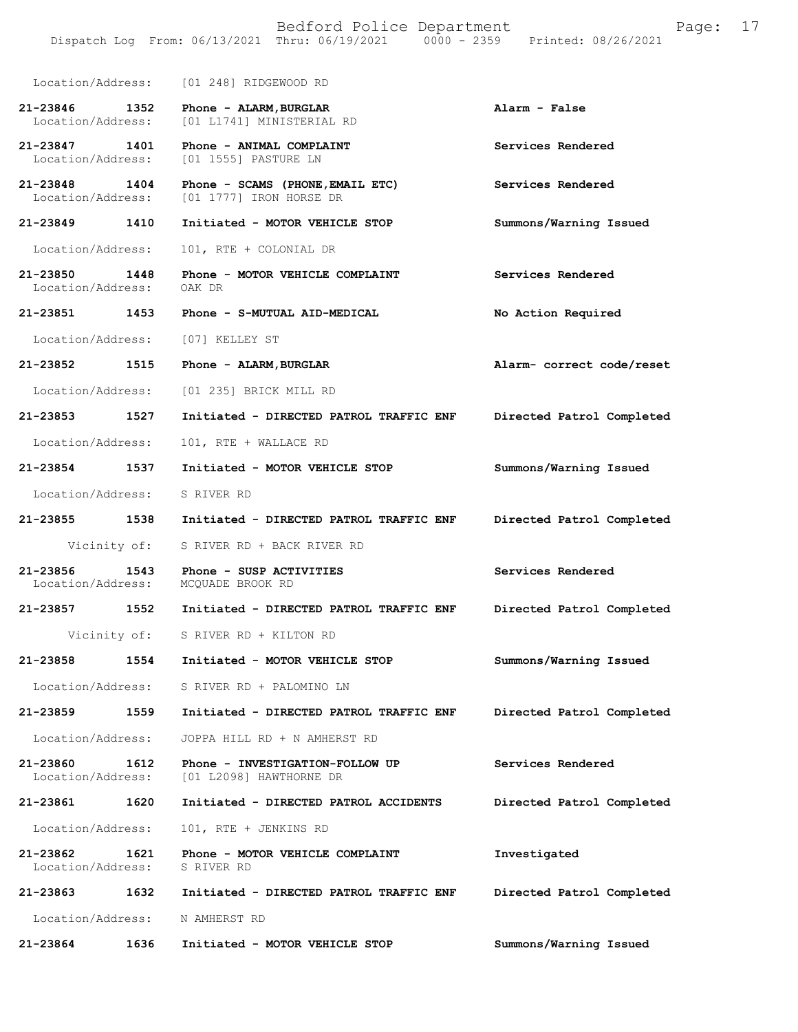Location/Address: [01 248] RIDGEWOOD RD

**21-23846 1352** Phone - ALARM,BURGLAR — Alarm - False
Location/Address: [01 L1741] MINISTERIAL RD

**21-23847 1401** Phone - ANIMAL COMPLAINT — Services Rendered
Location/Address: [01 1555] PASTURE LN

**21-23848 1404** Phone - SCAMS (PHONE,EMAIL ETC) — Services Rendered
Location/Address: [01 1777] IRON HORSE DR

**21-23849 1410** Initiated - MOTOR VEHICLE STOP — Summons/Warning Issued
Location/Address: 101, RTE + COLONIAL DR

**21-23850 1448** Phone - MOTOR VEHICLE COMPLAINT — Services Rendered
Location/Address: OAK DR

**21-23851 1453** Phone - S-MUTUAL AID-MEDICAL — No Action Required
Location/Address: [07] KELLEY ST

**21-23852 1515** Phone - ALARM,BURGLAR — Alarm- correct code/reset
Location/Address: [01 235] BRICK MILL RD

**21-23853 1527** Initiated - DIRECTED PATROL TRAFFIC ENF — Directed Patrol Completed
Location/Address: 101, RTE + WALLACE RD

**21-23854 1537** Initiated - MOTOR VEHICLE STOP — Summons/Warning Issued
Location/Address: S RIVER RD

**21-23855 1538** Initiated - DIRECTED PATROL TRAFFIC ENF — Directed Patrol Completed
Vicinity of: S RIVER RD + BACK RIVER RD

**21-23856 1543** Phone - SUSP ACTIVITIES — Services Rendered
Location/Address: MCQUADE BROOK RD

**21-23857 1552** Initiated - DIRECTED PATROL TRAFFIC ENF — Directed Patrol Completed
Vicinity of: S RIVER RD + KILTON RD

**21-23858 1554** Initiated - MOTOR VEHICLE STOP — Summons/Warning Issued
Location/Address: S RIVER RD + PALOMINO LN

**21-23859 1559** Initiated - DIRECTED PATROL TRAFFIC ENF — Directed Patrol Completed
Location/Address: JOPPA HILL RD + N AMHERST RD

**21-23860 1612** Phone - INVESTIGATION-FOLLOW UP — Services Rendered
Location/Address: [01 L2098] HAWTHORNE DR

**21-23861 1620** Initiated - DIRECTED PATROL ACCIDENTS — Directed Patrol Completed
Location/Address: 101, RTE + JENKINS RD

**21-23862 1621** Phone - MOTOR VEHICLE COMPLAINT — Investigated
Location/Address: S RIVER RD

**21-23863 1632** Initiated - DIRECTED PATROL TRAFFIC ENF — Directed Patrol Completed
Location/Address: N AMHERST RD

**21-23864 1636** Initiated - MOTOR VEHICLE STOP — Summons/Warning Issued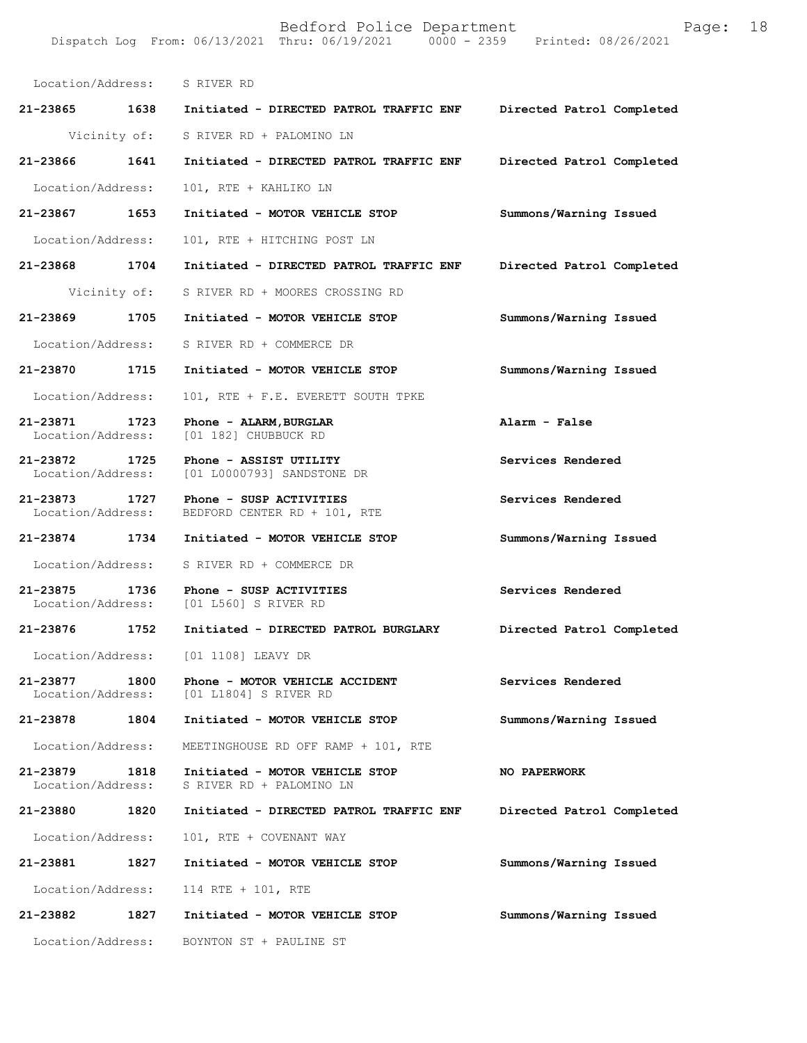Location/Address: S RIVER RD

| Call Number | Time | Call Reason | Action |
|---|---|---|---|
| 21-23865 | 1638 | Initiated - DIRECTED PATROL TRAFFIC ENF | Directed Patrol Completed |
| | | Vicinity of: S RIVER RD + PALOMINO LN | |
| 21-23866 | 1641 | Initiated - DIRECTED PATROL TRAFFIC ENF | Directed Patrol Completed |
| | | Location/Address: 101, RTE + KAHLIKO LN | |
| 21-23867 | 1653 | Initiated - MOTOR VEHICLE STOP | Summons/Warning Issued |
| | | Location/Address: 101, RTE + HITCHING POST LN | |
| 21-23868 | 1704 | Initiated - DIRECTED PATROL TRAFFIC ENF | Directed Patrol Completed |
| | | Vicinity of: S RIVER RD + MOORES CROSSING RD | |
| 21-23869 | 1705 | Initiated - MOTOR VEHICLE STOP | Summons/Warning Issued |
| | | Location/Address: S RIVER RD + COMMERCE DR | |
| 21-23870 | 1715 | Initiated - MOTOR VEHICLE STOP | Summons/Warning Issued |
| | | Location/Address: 101, RTE + F.E. EVERETT SOUTH TPKE | |
| 21-23871 | 1723 | Phone - ALARM,BURGLAR | Alarm - False |
| | | Location/Address: [01 182] CHUBBUCK RD | |
| 21-23872 | 1725 | Phone - ASSIST UTILITY | Services Rendered |
| | | Location/Address: [01 L0000793] SANDSTONE DR | |
| 21-23873 | 1727 | Phone - SUSP ACTIVITIES | Services Rendered |
| | | Location/Address: BEDFORD CENTER RD + 101, RTE | |
| 21-23874 | 1734 | Initiated - MOTOR VEHICLE STOP | Summons/Warning Issued |
| | | Location/Address: S RIVER RD + COMMERCE DR | |
| 21-23875 | 1736 | Phone - SUSP ACTIVITIES | Services Rendered |
| | | Location/Address: [01 L560] S RIVER RD | |
| 21-23876 | 1752 | Initiated - DIRECTED PATROL BURGLARY | Directed Patrol Completed |
| | | Location/Address: [01 1108] LEAVY DR | |
| 21-23877 | 1800 | Phone - MOTOR VEHICLE ACCIDENT | Services Rendered |
| | | Location/Address: [01 L1804] S RIVER RD | |
| 21-23878 | 1804 | Initiated - MOTOR VEHICLE STOP | Summons/Warning Issued |
| | | Location/Address: MEETINGHOUSE RD OFF RAMP + 101, RTE | |
| 21-23879 | 1818 | Initiated - MOTOR VEHICLE STOP | NO PAPERWORK |
| | | Location/Address: S RIVER RD + PALOMINO LN | |
| 21-23880 | 1820 | Initiated - DIRECTED PATROL TRAFFIC ENF | Directed Patrol Completed |
| | | Location/Address: 101, RTE + COVENANT WAY | |
| 21-23881 | 1827 | Initiated - MOTOR VEHICLE STOP | Summons/Warning Issued |
| | | Location/Address: 114 RTE + 101, RTE | |
| 21-23882 | 1827 | Initiated - MOTOR VEHICLE STOP | Summons/Warning Issued |
| | | Location/Address: BOYNTON ST + PAULINE ST | |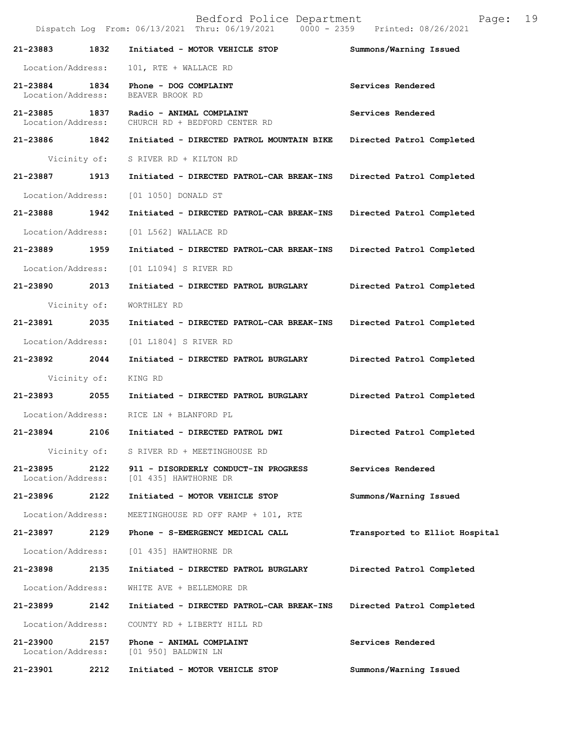21-23883 1832 Initiated - MOTOR VEHICLE STOP Summons/Warning Issued

Location/Address: 101, RTE + WALLACE RD

21-23884 1834 Phone - DOG COMPLAINT Services Rendered
Location/Address: BEAVER BROOK RD

21-23885 1837 Radio - ANIMAL COMPLAINT Services Rendered
Location/Address: CHURCH RD + BEDFORD CENTER RD

21-23886 1842 Initiated - DIRECTED PATROL MOUNTAIN BIKE Directed Patrol Completed

Vicinity of: S RIVER RD + KILTON RD

21-23887 1913 Initiated - DIRECTED PATROL-CAR BREAK-INS Directed Patrol Completed

Location/Address: [01 1050] DONALD ST

21-23888 1942 Initiated - DIRECTED PATROL-CAR BREAK-INS Directed Patrol Completed

Location/Address: [01 L562] WALLACE RD

21-23889 1959 Initiated - DIRECTED PATROL-CAR BREAK-INS Directed Patrol Completed

Location/Address: [01 L1094] S RIVER RD

21-23890 2013 Initiated - DIRECTED PATROL BURGLARY Directed Patrol Completed

Vicinity of: WORTHLEY RD

21-23891 2035 Initiated - DIRECTED PATROL-CAR BREAK-INS Directed Patrol Completed

Location/Address: [01 L1804] S RIVER RD

21-23892 2044 Initiated - DIRECTED PATROL BURGLARY Directed Patrol Completed

Vicinity of: KING RD

21-23893 2055 Initiated - DIRECTED PATROL BURGLARY Directed Patrol Completed

Location/Address: RICE LN + BLANFORD PL

21-23894 2106 Initiated - DIRECTED PATROL DWI Directed Patrol Completed

Vicinity of: S RIVER RD + MEETINGHOUSE RD

21-23895 2122 911 - DISORDERLY CONDUCT-IN PROGRESS Services Rendered
Location/Address: [01 435] HAWTHORNE DR

21-23896 2122 Initiated - MOTOR VEHICLE STOP Summons/Warning Issued

Location/Address: MEETINGHOUSE RD OFF RAMP + 101, RTE

21-23897 2129 Phone - S-EMERGENCY MEDICAL CALL Transported to Elliot Hospital

Location/Address: [01 435] HAWTHORNE DR

21-23898 2135 Initiated - DIRECTED PATROL BURGLARY Directed Patrol Completed

Location/Address: WHITE AVE + BELLEMORE DR

21-23899 2142 Initiated - DIRECTED PATROL-CAR BREAK-INS Directed Patrol Completed

Location/Address: COUNTY RD + LIBERTY HILL RD

21-23900 2157 Phone - ANIMAL COMPLAINT Services Rendered
Location/Address: [01 950] BALDWIN LN

21-23901 2212 Initiated - MOTOR VEHICLE STOP Summons/Warning Issued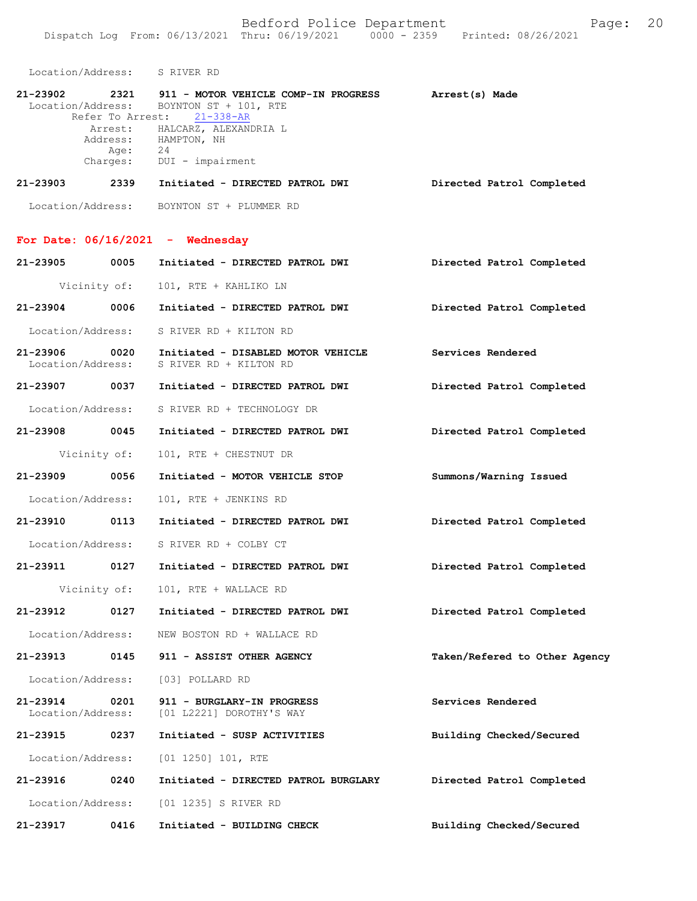Location/Address: S RIVER RD

**21-23902 2321 911 - MOTOR VEHICLE COMP-IN PROGRESS** **Arrest(s) Made**
Location/Address: BOYNTON ST + 101, RTE
Refer To Arrest: 21-338-AR
Arrest: HALCARZ, ALEXANDRIA L
Address: HAMPTON, NH
Age: 24
Charges: DUI - impairment

**21-23903 2339 Initiated - DIRECTED PATROL DWI** **Directed Patrol Completed**
Location/Address: BOYNTON ST + PLUMMER RD

## For Date: 06/16/2021 - Wednesday

**21-23905 0005 Initiated - DIRECTED PATROL DWI** **Directed Patrol Completed**
Vicinity of: 101, RTE + KAHLIKO LN

**21-23904 0006 Initiated - DIRECTED PATROL DWI** **Directed Patrol Completed**
Location/Address: S RIVER RD + KILTON RD

**21-23906 0020 Initiated - DISABLED MOTOR VEHICLE** **Services Rendered**
Location/Address: S RIVER RD + KILTON RD

**21-23907 0037 Initiated - DIRECTED PATROL DWI** **Directed Patrol Completed**
Location/Address: S RIVER RD + TECHNOLOGY DR

**21-23908 0045 Initiated - DIRECTED PATROL DWI** **Directed Patrol Completed**
Vicinity of: 101, RTE + CHESTNUT DR

**21-23909 0056 Initiated - MOTOR VEHICLE STOP** **Summons/Warning Issued**
Location/Address: 101, RTE + JENKINS RD

**21-23910 0113 Initiated - DIRECTED PATROL DWI** **Directed Patrol Completed**
Location/Address: S RIVER RD + COLBY CT

**21-23911 0127 Initiated - DIRECTED PATROL DWI** **Directed Patrol Completed**
Vicinity of: 101, RTE + WALLACE RD

**21-23912 0127 Initiated - DIRECTED PATROL DWI** **Directed Patrol Completed**
Location/Address: NEW BOSTON RD + WALLACE RD

**21-23913 0145 911 - ASSIST OTHER AGENCY** **Taken/Refered to Other Agency**
Location/Address: [03] POLLARD RD

**21-23914 0201 911 - BURGLARY-IN PROGRESS** **Services Rendered**
Location/Address: [01 L2221] DOROTHY'S WAY

**21-23915 0237 Initiated - SUSP ACTIVITIES** **Building Checked/Secured**
Location/Address: [01 1250] 101, RTE

**21-23916 0240 Initiated - DIRECTED PATROL BURGLARY** **Directed Patrol Completed**
Location/Address: [01 1235] S RIVER RD

**21-23917 0416 Initiated - BUILDING CHECK** **Building Checked/Secured**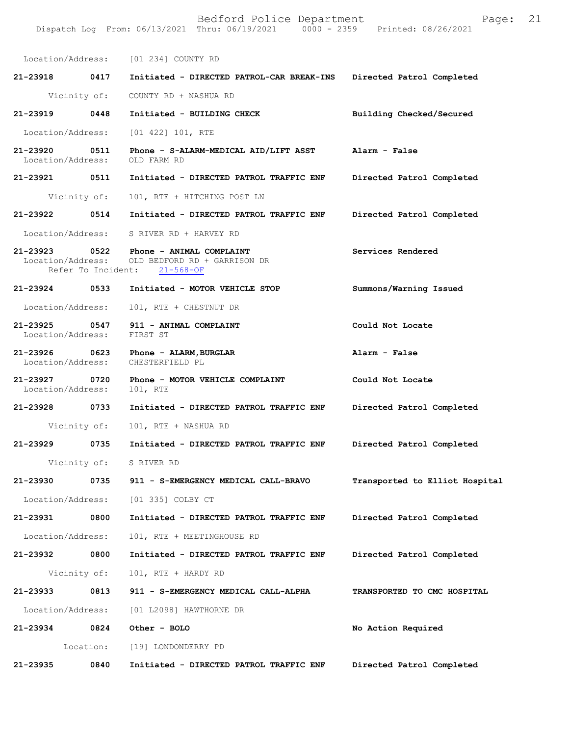Location/Address: [01 234] COUNTY RD

**21-23918 0417 Initiated - DIRECTED PATROL-CAR BREAK-INS Directed Patrol Completed**

Vicinity of: COUNTY RD + NASHUA RD

**21-23919 0448 Initiated - BUILDING CHECK Building Checked/Secured**

Location/Address: [01 422] 101, RTE

**21-23920 0511 Phone - S-ALARM-MEDICAL AID/LIFT ASST Alarm - False**
Location/Address: OLD FARM RD

**21-23921 0511 Initiated - DIRECTED PATROL TRAFFIC ENF Directed Patrol Completed**

Vicinity of: 101, RTE + HITCHING POST LN

**21-23922 0514 Initiated - DIRECTED PATROL TRAFFIC ENF Directed Patrol Completed**

Location/Address: S RIVER RD + HARVEY RD

**21-23923 0522 Phone - ANIMAL COMPLAINT Services Rendered**
Location/Address: OLD BEDFORD RD + GARRISON DR
Refer To Incident: 21-568-OF

**21-23924 0533 Initiated - MOTOR VEHICLE STOP Summons/Warning Issued**

Location/Address: 101, RTE + CHESTNUT DR

**21-23925 0547 911 - ANIMAL COMPLAINT Could Not Locate**
Location/Address: FIRST ST

**21-23926 0623 Phone - ALARM,BURGLAR Alarm - False**
Location/Address: CHESTERFIELD PL

**21-23927 0720 Phone - MOTOR VEHICLE COMPLAINT Could Not Locate**
Location/Address: 101, RTE

**21-23928 0733 Initiated - DIRECTED PATROL TRAFFIC ENF Directed Patrol Completed**

Vicinity of: 101, RTE + NASHUA RD

**21-23929 0735 Initiated - DIRECTED PATROL TRAFFIC ENF Directed Patrol Completed**

Vicinity of: S RIVER RD

**21-23930 0735 911 - S-EMERGENCY MEDICAL CALL-BRAVO Transported to Elliot Hospital**

Location/Address: [01 335] COLBY CT

**21-23931 0800 Initiated - DIRECTED PATROL TRAFFIC ENF Directed Patrol Completed**

Location/Address: 101, RTE + MEETINGHOUSE RD

**21-23932 0800 Initiated - DIRECTED PATROL TRAFFIC ENF Directed Patrol Completed**

Vicinity of: 101, RTE + HARDY RD

**21-23933 0813 911 - S-EMERGENCY MEDICAL CALL-ALPHA TRANSPORTED TO CMC HOSPITAL**

Location/Address: [01 L2098] HAWTHORNE DR

**21-23934 0824 Other - BOLO No Action Required**

Location: [19] LONDONDERRY PD

**21-23935 0840 Initiated - DIRECTED PATROL TRAFFIC ENF Directed Patrol Completed**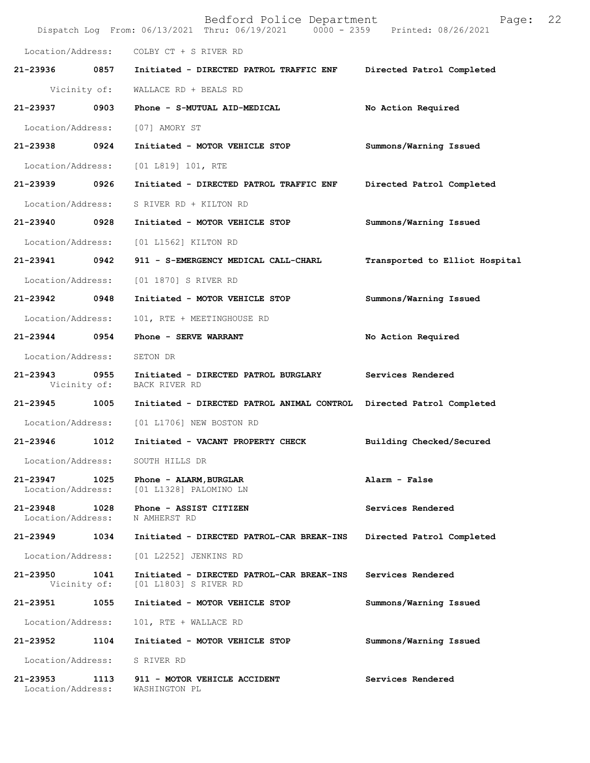Location/Address: COLBY CT + S RIVER RD

**21-23936 0857 Initiated - DIRECTED PATROL TRAFFIC ENF** — **Directed Patrol Completed**
Vicinity of: WALLACE RD + BEALS RD

**21-23937 0903 Phone - S-MUTUAL AID-MEDICAL** — **No Action Required**
Location/Address: [07] AMORY ST

**21-23938 0924 Initiated - MOTOR VEHICLE STOP** — **Summons/Warning Issued**
Location/Address: [01 L819] 101, RTE

**21-23939 0926 Initiated - DIRECTED PATROL TRAFFIC ENF** — **Directed Patrol Completed**
Location/Address: S RIVER RD + KILTON RD

**21-23940 0928 Initiated - MOTOR VEHICLE STOP** — **Summons/Warning Issued**
Location/Address: [01 L1562] KILTON RD

**21-23941 0942 911 - S-EMERGENCY MEDICAL CALL-CHARL** — **Transported to Elliot Hospital**
Location/Address: [01 1870] S RIVER RD

**21-23942 0948 Initiated - MOTOR VEHICLE STOP** — **Summons/Warning Issued**
Location/Address: 101, RTE + MEETINGHOUSE RD

**21-23944 0954 Phone - SERVE WARRANT** — **No Action Required**
Location/Address: SETON DR

**21-23943 0955 Initiated - DIRECTED PATROL BURGLARY** — **Services Rendered**
Vicinity of: BACK RIVER RD

**21-23945 1005 Initiated - DIRECTED PATROL ANIMAL CONTROL** — **Directed Patrol Completed**
Location/Address: [01 L1706] NEW BOSTON RD

**21-23946 1012 Initiated - VACANT PROPERTY CHECK** — **Building Checked/Secured**
Location/Address: SOUTH HILLS DR

**21-23947 1025 Phone - ALARM,BURGLAR** — **Alarm - False**
Location/Address: [01 L1328] PALOMINO LN

**21-23948 1028 Phone - ASSIST CITIZEN** — **Services Rendered**
Location/Address: N AMHERST RD

**21-23949 1034 Initiated - DIRECTED PATROL-CAR BREAK-INS** — **Directed Patrol Completed**
Location/Address: [01 L2252] JENKINS RD

**21-23950 1041 Initiated - DIRECTED PATROL-CAR BREAK-INS** — **Services Rendered**
Vicinity of: [01 L1803] S RIVER RD

**21-23951 1055 Initiated - MOTOR VEHICLE STOP** — **Summons/Warning Issued**
Location/Address: 101, RTE + WALLACE RD

**21-23952 1104 Initiated - MOTOR VEHICLE STOP** — **Summons/Warning Issued**
Location/Address: S RIVER RD

**21-23953 1113 911 - MOTOR VEHICLE ACCIDENT** — **Services Rendered**
Location/Address: WASHINGTON PL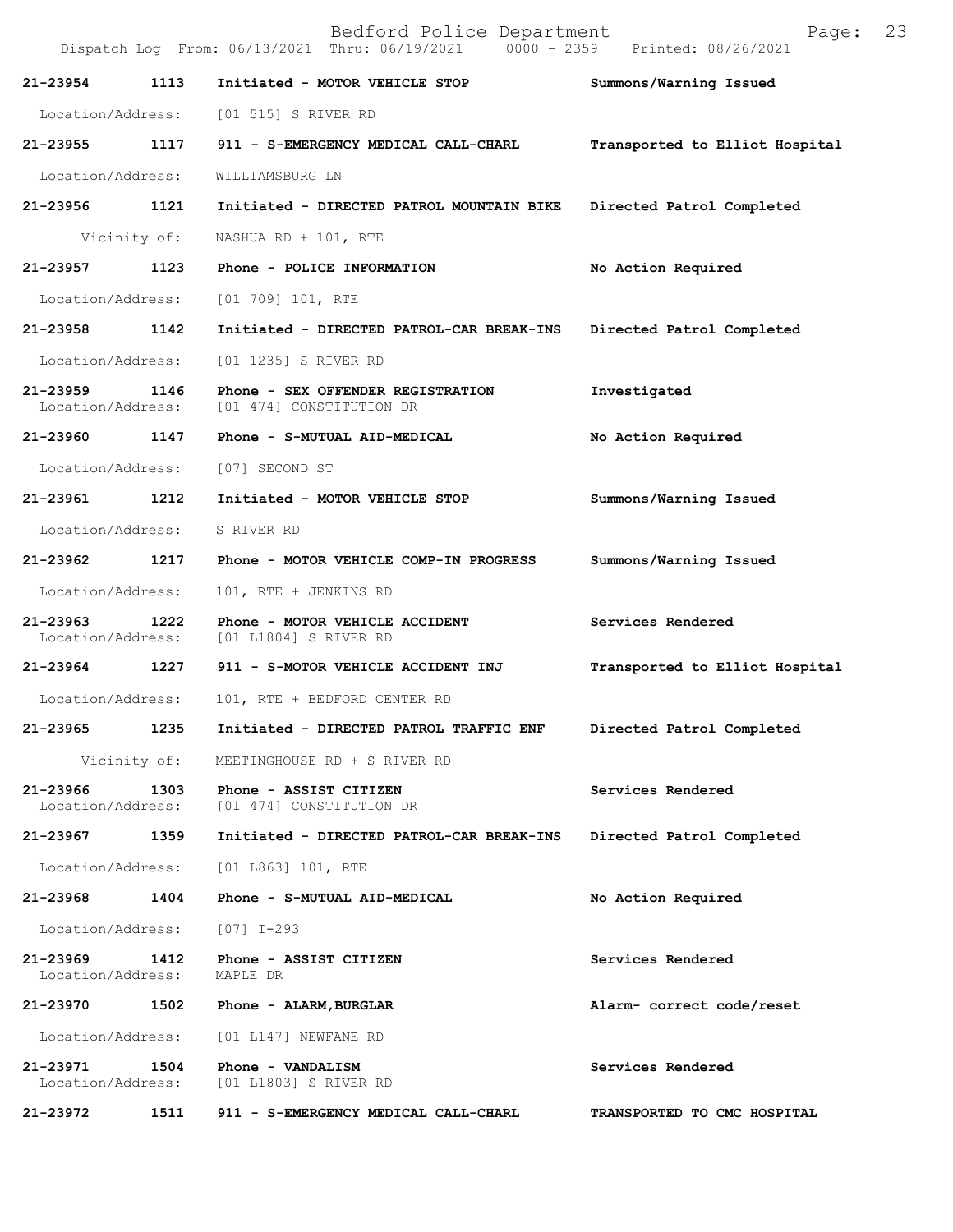Dispatch Log From: 06/13/2021 Thru: 06/19/2021 0000 - 2359 Printed: 08/26/2021

**21-23954 1113 Initiated - MOTOR VEHICLE STOP** **Summons/Warning Issued**
Location/Address: [01 515] S RIVER RD

**21-23955 1117 911 - S-EMERGENCY MEDICAL CALL-CHARL** **Transported to Elliot Hospital**
Location/Address: WILLIAMSBURG LN

**21-23956 1121 Initiated - DIRECTED PATROL MOUNTAIN BIKE** **Directed Patrol Completed**
Vicinity of: NASHUA RD + 101, RTE

**21-23957 1123 Phone - POLICE INFORMATION** **No Action Required**
Location/Address: [01 709] 101, RTE

**21-23958 1142 Initiated - DIRECTED PATROL-CAR BREAK-INS** **Directed Patrol Completed**
Location/Address: [01 1235] S RIVER RD

**21-23959 1146 Phone - SEX OFFENDER REGISTRATION** **Investigated**
Location/Address: [01 474] CONSTITUTION DR

**21-23960 1147 Phone - S-MUTUAL AID-MEDICAL** **No Action Required**
Location/Address: [07] SECOND ST

**21-23961 1212 Initiated - MOTOR VEHICLE STOP** **Summons/Warning Issued**
Location/Address: S RIVER RD

**21-23962 1217 Phone - MOTOR VEHICLE COMP-IN PROGRESS** **Summons/Warning Issued**
Location/Address: 101, RTE + JENKINS RD

**21-23963 1222 Phone - MOTOR VEHICLE ACCIDENT** **Services Rendered**
Location/Address: [01 L1804] S RIVER RD

**21-23964 1227 911 - S-MOTOR VEHICLE ACCIDENT INJ** **Transported to Elliot Hospital**
Location/Address: 101, RTE + BEDFORD CENTER RD

**21-23965 1235 Initiated - DIRECTED PATROL TRAFFIC ENF** **Directed Patrol Completed**
Vicinity of: MEETINGHOUSE RD + S RIVER RD

**21-23966 1303 Phone - ASSIST CITIZEN** **Services Rendered**
Location/Address: [01 474] CONSTITUTION DR

**21-23967 1359 Initiated - DIRECTED PATROL-CAR BREAK-INS** **Directed Patrol Completed**
Location/Address: [01 L863] 101, RTE

**21-23968 1404 Phone - S-MUTUAL AID-MEDICAL** **No Action Required**
Location/Address: [07] I-293

**21-23969 1412 Phone - ASSIST CITIZEN** **Services Rendered**
Location/Address: MAPLE DR

**21-23970 1502 Phone - ALARM,BURGLAR** **Alarm- correct code/reset**
Location/Address: [01 L147] NEWFANE RD

**21-23971 1504 Phone - VANDALISM** **Services Rendered**
Location/Address: [01 L1803] S RIVER RD

**21-23972 1511 911 - S-EMERGENCY MEDICAL CALL-CHARL** **TRANSPORTED TO CMC HOSPITAL**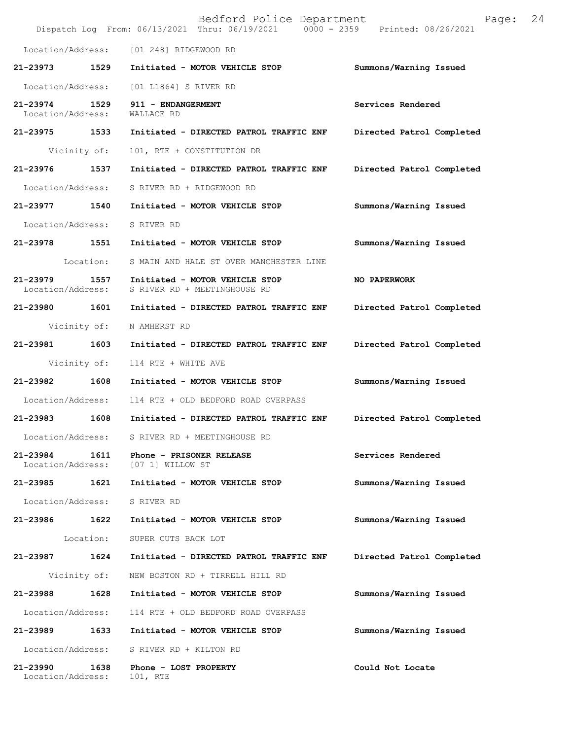Location/Address: [01 248] RIDGEWOOD RD

**21-23973 1529 Initiated - MOTOR VEHICLE STOP** **Summons/Warning Issued**

Location/Address: [01 L1864] S RIVER RD

**21-23974 1529 911 - ENDANGERMENT** **Services Rendered**
Location/Address: WALLACE RD

**21-23975 1533 Initiated - DIRECTED PATROL TRAFFIC ENF** **Directed Patrol Completed**

Vicinity of: 101, RTE + CONSTITUTION DR

**21-23976 1537 Initiated - DIRECTED PATROL TRAFFIC ENF** **Directed Patrol Completed**

Location/Address: S RIVER RD + RIDGEWOOD RD

**21-23977 1540 Initiated - MOTOR VEHICLE STOP** **Summons/Warning Issued**

Location/Address: S RIVER RD

**21-23978 1551 Initiated - MOTOR VEHICLE STOP** **Summons/Warning Issued**

Location: S MAIN AND HALE ST OVER MANCHESTER LINE

**21-23979 1557 Initiated - MOTOR VEHICLE STOP** **NO PAPERWORK**
Location/Address: S RIVER RD + MEETINGHOUSE RD

**21-23980 1601 Initiated - DIRECTED PATROL TRAFFIC ENF** **Directed Patrol Completed**

Vicinity of: N AMHERST RD

**21-23981 1603 Initiated - DIRECTED PATROL TRAFFIC ENF** **Directed Patrol Completed**

Vicinity of: 114 RTE + WHITE AVE

**21-23982 1608 Initiated - MOTOR VEHICLE STOP** **Summons/Warning Issued**

Location/Address: 114 RTE + OLD BEDFORD ROAD OVERPASS

**21-23983 1608 Initiated - DIRECTED PATROL TRAFFIC ENF** **Directed Patrol Completed**

Location/Address: S RIVER RD + MEETINGHOUSE RD

**21-23984 1611 Phone - PRISONER RELEASE** **Services Rendered**
Location/Address: [07 1] WILLOW ST

**21-23985 1621 Initiated - MOTOR VEHICLE STOP** **Summons/Warning Issued**

Location/Address: S RIVER RD

**21-23986 1622 Initiated - MOTOR VEHICLE STOP** **Summons/Warning Issued**

Location: SUPER CUTS BACK LOT

**21-23987 1624 Initiated - DIRECTED PATROL TRAFFIC ENF** **Directed Patrol Completed**

Vicinity of: NEW BOSTON RD + TIRRELL HILL RD

**21-23988 1628 Initiated - MOTOR VEHICLE STOP** **Summons/Warning Issued**

Location/Address: 114 RTE + OLD BEDFORD ROAD OVERPASS

**21-23989 1633 Initiated - MOTOR VEHICLE STOP** **Summons/Warning Issued**

Location/Address: S RIVER RD + KILTON RD

**21-23990 1638 Phone - LOST PROPERTY** **Could Not Locate**
Location/Address: 101, RTE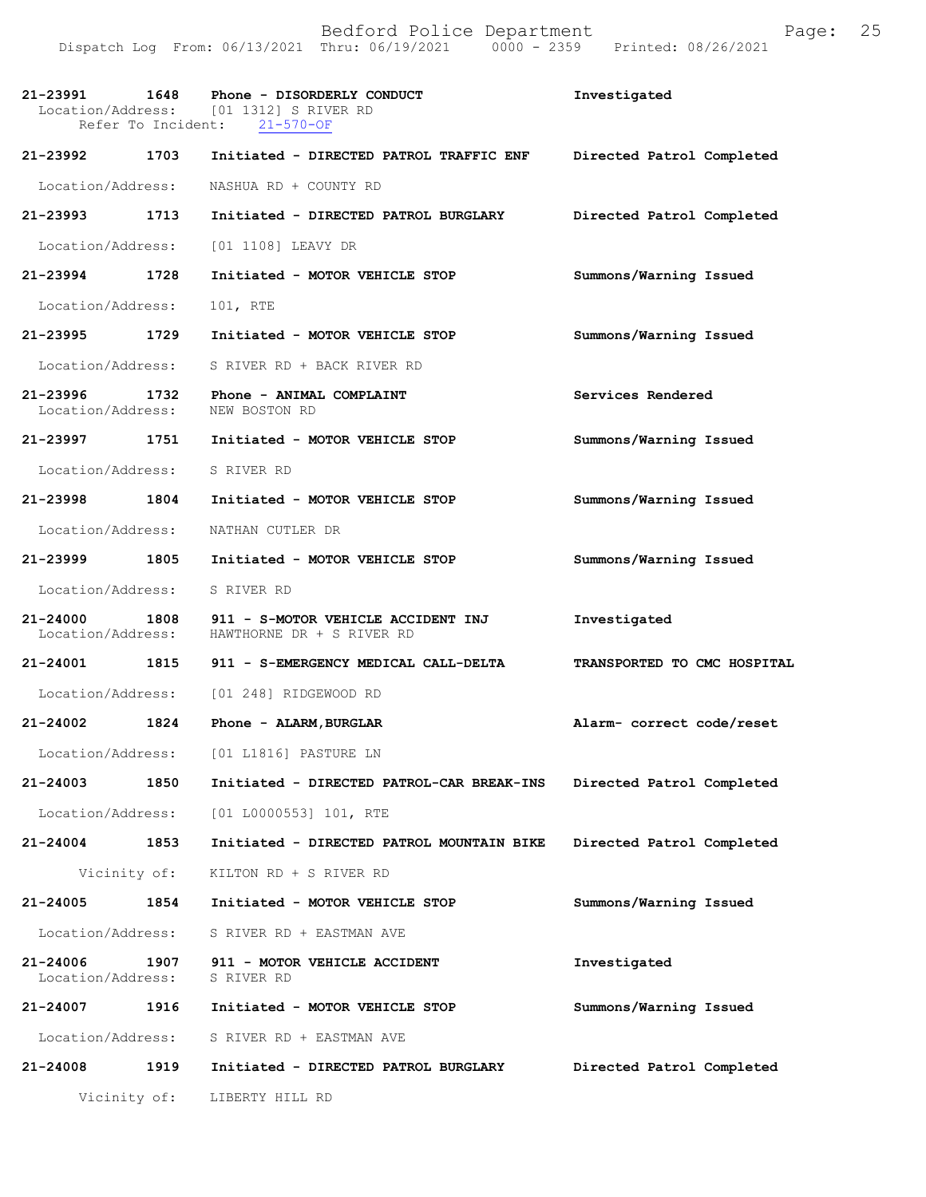Bedford Police Department
Dispatch Log From: 06/13/2021 Thru: 06/19/2021 0000 - 2359 Printed: 08/26/2021

**21-23991 1648 Phone - DISORDERLY CONDUCT** Investigated
Location/Address: [01 1312] S RIVER RD
Refer To Incident: 21-570-OF

**21-23992 1703 Initiated - DIRECTED PATROL TRAFFIC ENF** Directed Patrol Completed
Location/Address: NASHUA RD + COUNTY RD

**21-23993 1713 Initiated - DIRECTED PATROL BURGLARY** Directed Patrol Completed
Location/Address: [01 1108] LEAVY DR

**21-23994 1728 Initiated - MOTOR VEHICLE STOP** Summons/Warning Issued
Location/Address: 101, RTE

**21-23995 1729 Initiated - MOTOR VEHICLE STOP** Summons/Warning Issued
Location/Address: S RIVER RD + BACK RIVER RD

**21-23996 1732 Phone - ANIMAL COMPLAINT** Services Rendered
Location/Address: NEW BOSTON RD

**21-23997 1751 Initiated - MOTOR VEHICLE STOP** Summons/Warning Issued
Location/Address: S RIVER RD

**21-23998 1804 Initiated - MOTOR VEHICLE STOP** Summons/Warning Issued
Location/Address: NATHAN CUTLER DR

**21-23999 1805 Initiated - MOTOR VEHICLE STOP** Summons/Warning Issued
Location/Address: S RIVER RD

**21-24000 1808 911 - S-MOTOR VEHICLE ACCIDENT INJ** Investigated
Location/Address: HAWTHORNE DR + S RIVER RD

**21-24001 1815 911 - S-EMERGENCY MEDICAL CALL-DELTA** TRANSPORTED TO CMC HOSPITAL
Location/Address: [01 248] RIDGEWOOD RD

**21-24002 1824 Phone - ALARM,BURGLAR** Alarm- correct code/reset
Location/Address: [01 L1816] PASTURE LN

**21-24003 1850 Initiated - DIRECTED PATROL-CAR BREAK-INS** Directed Patrol Completed
Location/Address: [01 L0000553] 101, RTE

**21-24004 1853 Initiated - DIRECTED PATROL MOUNTAIN BIKE** Directed Patrol Completed
Vicinity of: KILTON RD + S RIVER RD

**21-24005 1854 Initiated - MOTOR VEHICLE STOP** Summons/Warning Issued
Location/Address: S RIVER RD + EASTMAN AVE

**21-24006 1907 911 - MOTOR VEHICLE ACCIDENT** Investigated
Location/Address: S RIVER RD

**21-24007 1916 Initiated - MOTOR VEHICLE STOP** Summons/Warning Issued
Location/Address: S RIVER RD + EASTMAN AVE

**21-24008 1919 Initiated - DIRECTED PATROL BURGLARY** Directed Patrol Completed
Vicinity of: LIBERTY HILL RD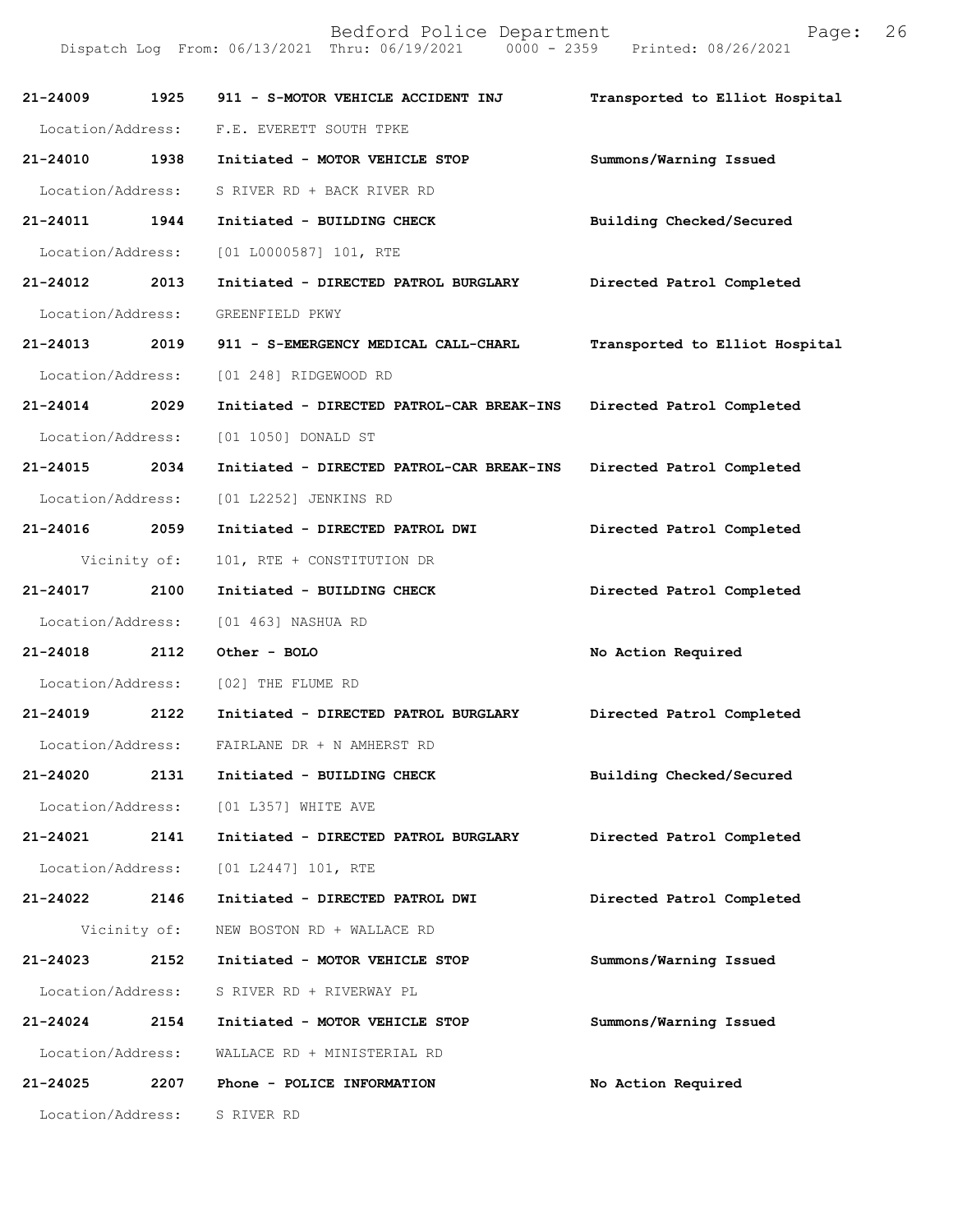| Call # | Time | Call Reason | Action |
|---|---|---|---|
| 21-24009 | 1925 | 911 - S-MOTOR VEHICLE ACCIDENT INJ | Transported to Elliot Hospital |
| Location/Address: | | F.E. EVERETT SOUTH TPKE | |
| 21-24010 | 1938 | Initiated - MOTOR VEHICLE STOP | Summons/Warning Issued |
| Location/Address: | | S RIVER RD + BACK RIVER RD | |
| 21-24011 | 1944 | Initiated - BUILDING CHECK | Building Checked/Secured |
| Location/Address: | | [01 L0000587] 101, RTE | |
| 21-24012 | 2013 | Initiated - DIRECTED PATROL BURGLARY | Directed Patrol Completed |
| Location/Address: | | GREENFIELD PKWY | |
| 21-24013 | 2019 | 911 - S-EMERGENCY MEDICAL CALL-CHARL | Transported to Elliot Hospital |
| Location/Address: | | [01 248] RIDGEWOOD RD | |
| 21-24014 | 2029 | Initiated - DIRECTED PATROL-CAR BREAK-INS | Directed Patrol Completed |
| Location/Address: | | [01 1050] DONALD ST | |
| 21-24015 | 2034 | Initiated - DIRECTED PATROL-CAR BREAK-INS | Directed Patrol Completed |
| Location/Address: | | [01 L2252] JENKINS RD | |
| 21-24016 | 2059 | Initiated - DIRECTED PATROL DWI | Directed Patrol Completed |
| Vicinity of: | | 101, RTE + CONSTITUTION DR | |
| 21-24017 | 2100 | Initiated - BUILDING CHECK | Directed Patrol Completed |
| Location/Address: | | [01 463] NASHUA RD | |
| 21-24018 | 2112 | Other - BOLO | No Action Required |
| Location/Address: | | [02] THE FLUME RD | |
| 21-24019 | 2122 | Initiated - DIRECTED PATROL BURGLARY | Directed Patrol Completed |
| Location/Address: | | FAIRLANE DR + N AMHERST RD | |
| 21-24020 | 2131 | Initiated - BUILDING CHECK | Building Checked/Secured |
| Location/Address: | | [01 L357] WHITE AVE | |
| 21-24021 | 2141 | Initiated - DIRECTED PATROL BURGLARY | Directed Patrol Completed |
| Location/Address: | | [01 L2447] 101, RTE | |
| 21-24022 | 2146 | Initiated - DIRECTED PATROL DWI | Directed Patrol Completed |
| Vicinity of: | | NEW BOSTON RD + WALLACE RD | |
| 21-24023 | 2152 | Initiated - MOTOR VEHICLE STOP | Summons/Warning Issued |
| Location/Address: | | S RIVER RD + RIVERWAY PL | |
| 21-24024 | 2154 | Initiated - MOTOR VEHICLE STOP | Summons/Warning Issued |
| Location/Address: | | WALLACE RD + MINISTERIAL RD | |
| 21-24025 | 2207 | Phone - POLICE INFORMATION | No Action Required |
| Location/Address: | | S RIVER RD | |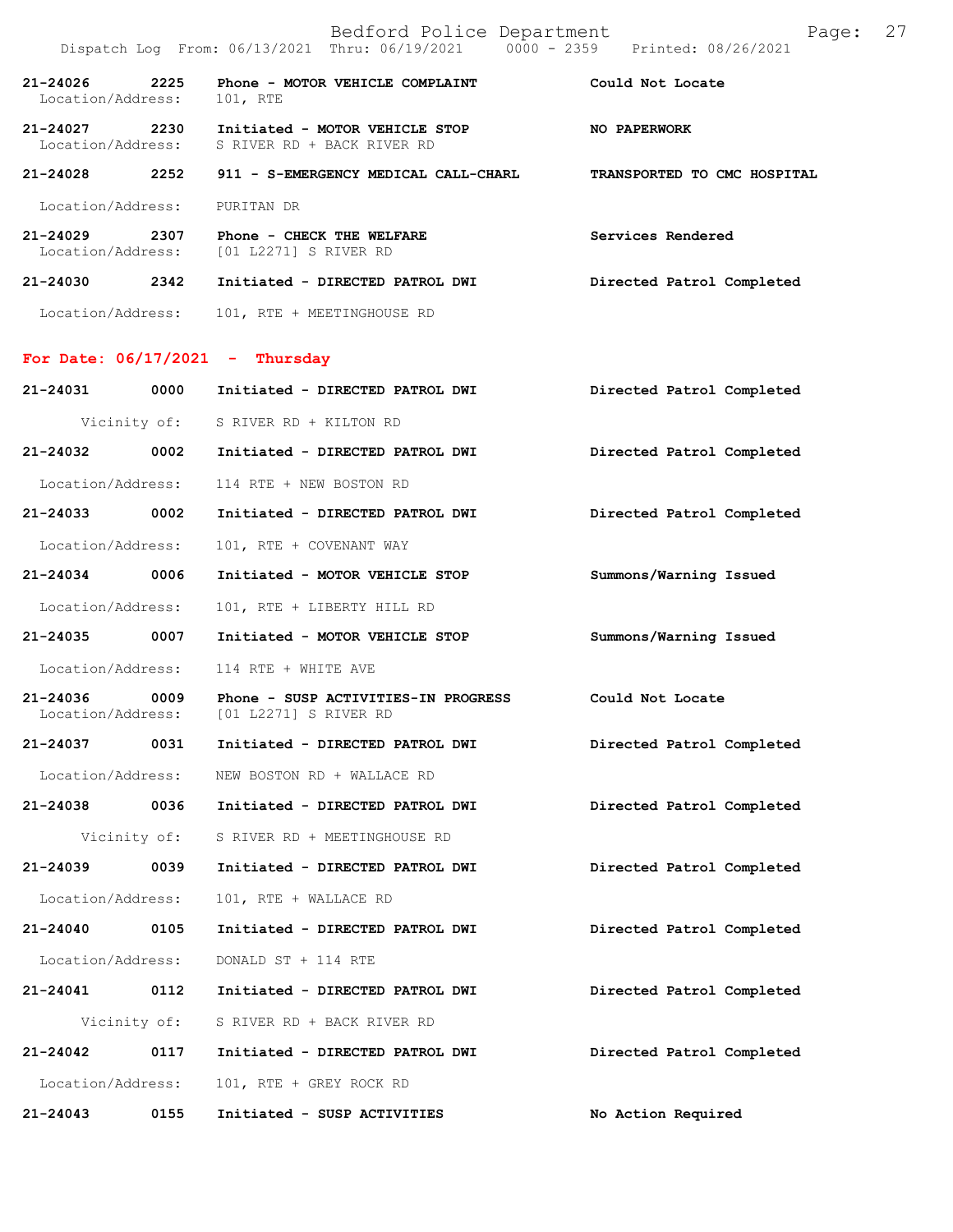| Call Number | Time | Call Reason | Action |
|---|---|---|---|
| 21-24026 | 2225 | Phone - MOTOR VEHICLE COMPLAINT | Could Not Locate |
| Location/Address: | | 101, RTE | |
| 21-24027 | 2230 | Initiated - MOTOR VEHICLE STOP | NO PAPERWORK |
| Location/Address: | | S RIVER RD + BACK RIVER RD | |
| 21-24028 | 2252 | 911 - S-EMERGENCY MEDICAL CALL-CHARL | TRANSPORTED TO CMC HOSPITAL |
| Location/Address: | | PURITAN DR | |
| 21-24029 | 2307 | Phone - CHECK THE WELFARE | Services Rendered |
| Location/Address: | | [01 L2271] S RIVER RD | |
| 21-24030 | 2342 | Initiated - DIRECTED PATROL DWI | Directed Patrol Completed |
| Location/Address: | | 101, RTE + MEETINGHOUSE RD | |

## For Date: 06/17/2021 - Thursday

| Call Number | Time | Call Reason | Action |
|---|---|---|---|
| 21-24031 | 0000 | Initiated - DIRECTED PATROL DWI | Directed Patrol Completed |
| Vicinity of: | | S RIVER RD + KILTON RD | |
| 21-24032 | 0002 | Initiated - DIRECTED PATROL DWI | Directed Patrol Completed |
| Location/Address: | | 114 RTE + NEW BOSTON RD | |
| 21-24033 | 0002 | Initiated - DIRECTED PATROL DWI | Directed Patrol Completed |
| Location/Address: | | 101, RTE + COVENANT WAY | |
| 21-24034 | 0006 | Initiated - MOTOR VEHICLE STOP | Summons/Warning Issued |
| Location/Address: | | 101, RTE + LIBERTY HILL RD | |
| 21-24035 | 0007 | Initiated - MOTOR VEHICLE STOP | Summons/Warning Issued |
| Location/Address: | | 114 RTE + WHITE AVE | |
| 21-24036 | 0009 | Phone - SUSP ACTIVITIES-IN PROGRESS | Could Not Locate |
| Location/Address: | | [01 L2271] S RIVER RD | |
| 21-24037 | 0031 | Initiated - DIRECTED PATROL DWI | Directed Patrol Completed |
| Location/Address: | | NEW BOSTON RD + WALLACE RD | |
| 21-24038 | 0036 | Initiated - DIRECTED PATROL DWI | Directed Patrol Completed |
| Vicinity of: | | S RIVER RD + MEETINGHOUSE RD | |
| 21-24039 | 0039 | Initiated - DIRECTED PATROL DWI | Directed Patrol Completed |
| Location/Address: | | 101, RTE + WALLACE RD | |
| 21-24040 | 0105 | Initiated - DIRECTED PATROL DWI | Directed Patrol Completed |
| Location/Address: | | DONALD ST + 114 RTE | |
| 21-24041 | 0112 | Initiated - DIRECTED PATROL DWI | Directed Patrol Completed |
| Vicinity of: | | S RIVER RD + BACK RIVER RD | |
| 21-24042 | 0117 | Initiated - DIRECTED PATROL DWI | Directed Patrol Completed |
| Location/Address: | | 101, RTE + GREY ROCK RD | |
| 21-24043 | 0155 | Initiated - SUSP ACTIVITIES | No Action Required |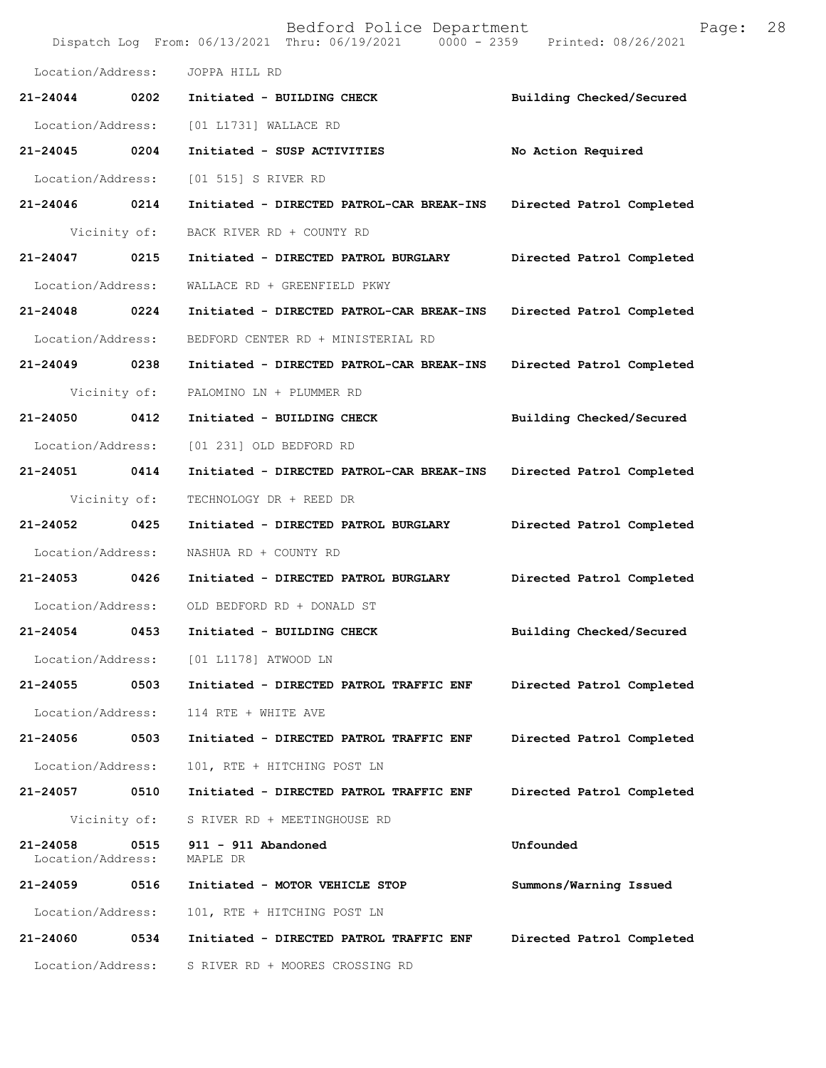Location/Address: JOPPA HILL RD

**21-24044 0202 Initiated - BUILDING CHECK** Building Checked/Secured

Location/Address: [01 L1731] WALLACE RD

**21-24045 0204 Initiated - SUSP ACTIVITIES** No Action Required

Location/Address: [01 515] S RIVER RD

**21-24046 0214 Initiated - DIRECTED PATROL-CAR BREAK-INS** Directed Patrol Completed

Vicinity of: BACK RIVER RD + COUNTY RD

**21-24047 0215 Initiated - DIRECTED PATROL BURGLARY** Directed Patrol Completed

Location/Address: WALLACE RD + GREENFIELD PKWY

**21-24048 0224 Initiated - DIRECTED PATROL-CAR BREAK-INS** Directed Patrol Completed

Location/Address: BEDFORD CENTER RD + MINISTERIAL RD

**21-24049 0238 Initiated - DIRECTED PATROL-CAR BREAK-INS** Directed Patrol Completed

Vicinity of: PALOMINO LN + PLUMMER RD

**21-24050 0412 Initiated - BUILDING CHECK** Building Checked/Secured

Location/Address: [01 231] OLD BEDFORD RD

**21-24051 0414 Initiated - DIRECTED PATROL-CAR BREAK-INS** Directed Patrol Completed

Vicinity of: TECHNOLOGY DR + REED DR

**21-24052 0425 Initiated - DIRECTED PATROL BURGLARY** Directed Patrol Completed

Location/Address: NASHUA RD + COUNTY RD

**21-24053 0426 Initiated - DIRECTED PATROL BURGLARY** Directed Patrol Completed

Location/Address: OLD BEDFORD RD + DONALD ST

**21-24054 0453 Initiated - BUILDING CHECK** Building Checked/Secured

Location/Address: [01 L1178] ATWOOD LN

**21-24055 0503 Initiated - DIRECTED PATROL TRAFFIC ENF** Directed Patrol Completed

Location/Address: 114 RTE + WHITE AVE

**21-24056 0503 Initiated - DIRECTED PATROL TRAFFIC ENF** Directed Patrol Completed

Location/Address: 101, RTE + HITCHING POST LN

**21-24057 0510 Initiated - DIRECTED PATROL TRAFFIC ENF** Directed Patrol Completed

Vicinity of: S RIVER RD + MEETINGHOUSE RD

**21-24058 0515 911 - 911 Abandoned** Unfounded

Location/Address: MAPLE DR

**21-24059 0516 Initiated - MOTOR VEHICLE STOP** Summons/Warning Issued

Location/Address: 101, RTE + HITCHING POST LN

**21-24060 0534 Initiated - DIRECTED PATROL TRAFFIC ENF** Directed Patrol Completed

Location/Address: S RIVER RD + MOORES CROSSING RD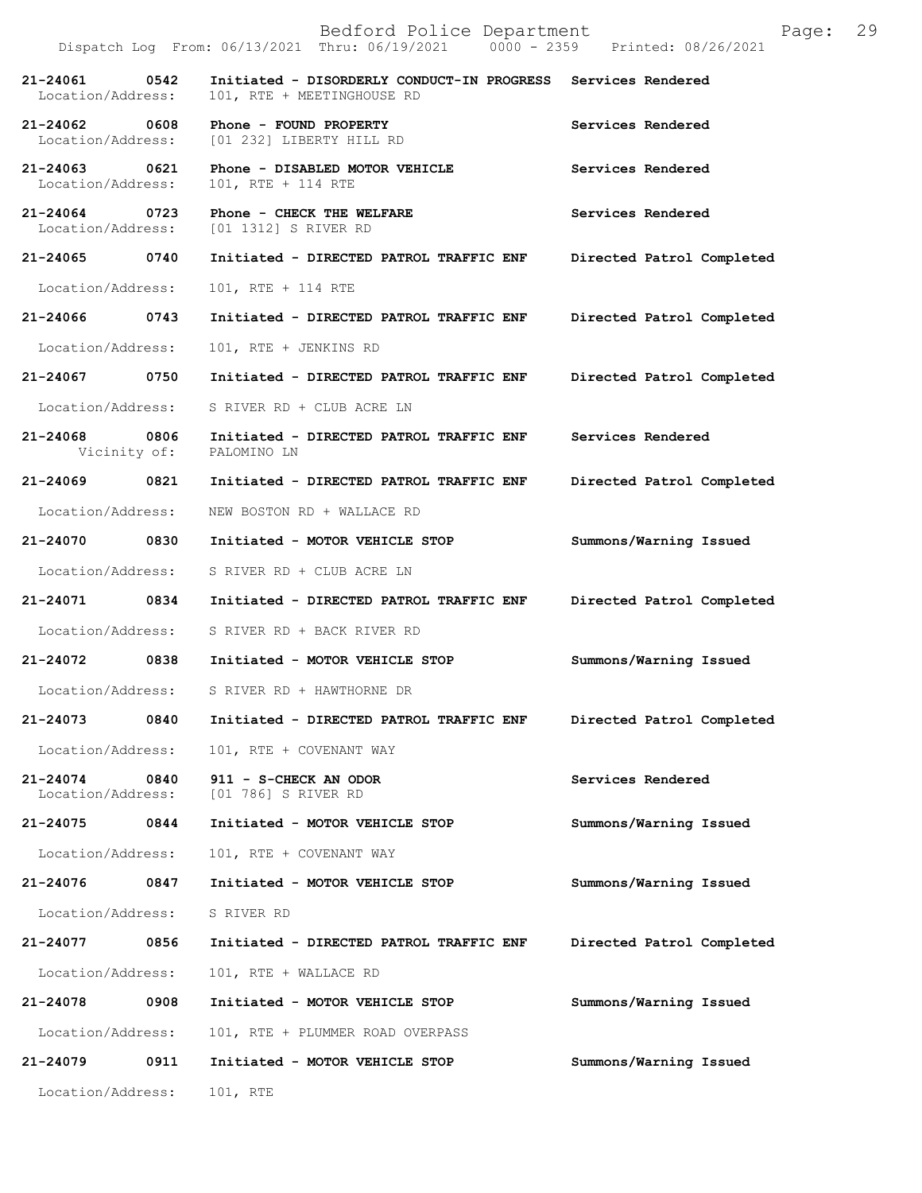Dispatch Log From: 06/13/2021 Thru: 06/19/2021 0000 - 2359 Printed: 08/26/2021

**21-24061 0542 Initiated - DISORDERLY CONDUCT-IN PROGRESS Services Rendered**
Location/Address: 101, RTE + MEETINGHOUSE RD

**21-24062 0608 Phone - FOUND PROPERTY Services Rendered**
Location/Address: [01 232] LIBERTY HILL RD

**21-24063 0621 Phone - DISABLED MOTOR VEHICLE Services Rendered**
Location/Address: 101, RTE + 114 RTE

**21-24064 0723 Phone - CHECK THE WELFARE Services Rendered**
Location/Address: [01 1312] S RIVER RD

**21-24065 0740 Initiated - DIRECTED PATROL TRAFFIC ENF Directed Patrol Completed**
Location/Address: 101, RTE + 114 RTE

**21-24066 0743 Initiated - DIRECTED PATROL TRAFFIC ENF Directed Patrol Completed**
Location/Address: 101, RTE + JENKINS RD

**21-24067 0750 Initiated - DIRECTED PATROL TRAFFIC ENF Directed Patrol Completed**
Location/Address: S RIVER RD + CLUB ACRE LN

**21-24068 0806 Initiated - DIRECTED PATROL TRAFFIC ENF Services Rendered**
Vicinity of: PALOMINO LN

**21-24069 0821 Initiated - DIRECTED PATROL TRAFFIC ENF Directed Patrol Completed**
Location/Address: NEW BOSTON RD + WALLACE RD

**21-24070 0830 Initiated - MOTOR VEHICLE STOP Summons/Warning Issued**
Location/Address: S RIVER RD + CLUB ACRE LN

**21-24071 0834 Initiated - DIRECTED PATROL TRAFFIC ENF Directed Patrol Completed**
Location/Address: S RIVER RD + BACK RIVER RD

**21-24072 0838 Initiated - MOTOR VEHICLE STOP Summons/Warning Issued**
Location/Address: S RIVER RD + HAWTHORNE DR

**21-24073 0840 Initiated - DIRECTED PATROL TRAFFIC ENF Directed Patrol Completed**
Location/Address: 101, RTE + COVENANT WAY

**21-24074 0840 911 - S-CHECK AN ODOR Services Rendered**
Location/Address: [01 786] S RIVER RD

**21-24075 0844 Initiated - MOTOR VEHICLE STOP Summons/Warning Issued**
Location/Address: 101, RTE + COVENANT WAY

**21-24076 0847 Initiated - MOTOR VEHICLE STOP Summons/Warning Issued**
Location/Address: S RIVER RD

**21-24077 0856 Initiated - DIRECTED PATROL TRAFFIC ENF Directed Patrol Completed**
Location/Address: 101, RTE + WALLACE RD

**21-24078 0908 Initiated - MOTOR VEHICLE STOP Summons/Warning Issued**
Location/Address: 101, RTE + PLUMMER ROAD OVERPASS

**21-24079 0911 Initiated - MOTOR VEHICLE STOP Summons/Warning Issued**
Location/Address: 101, RTE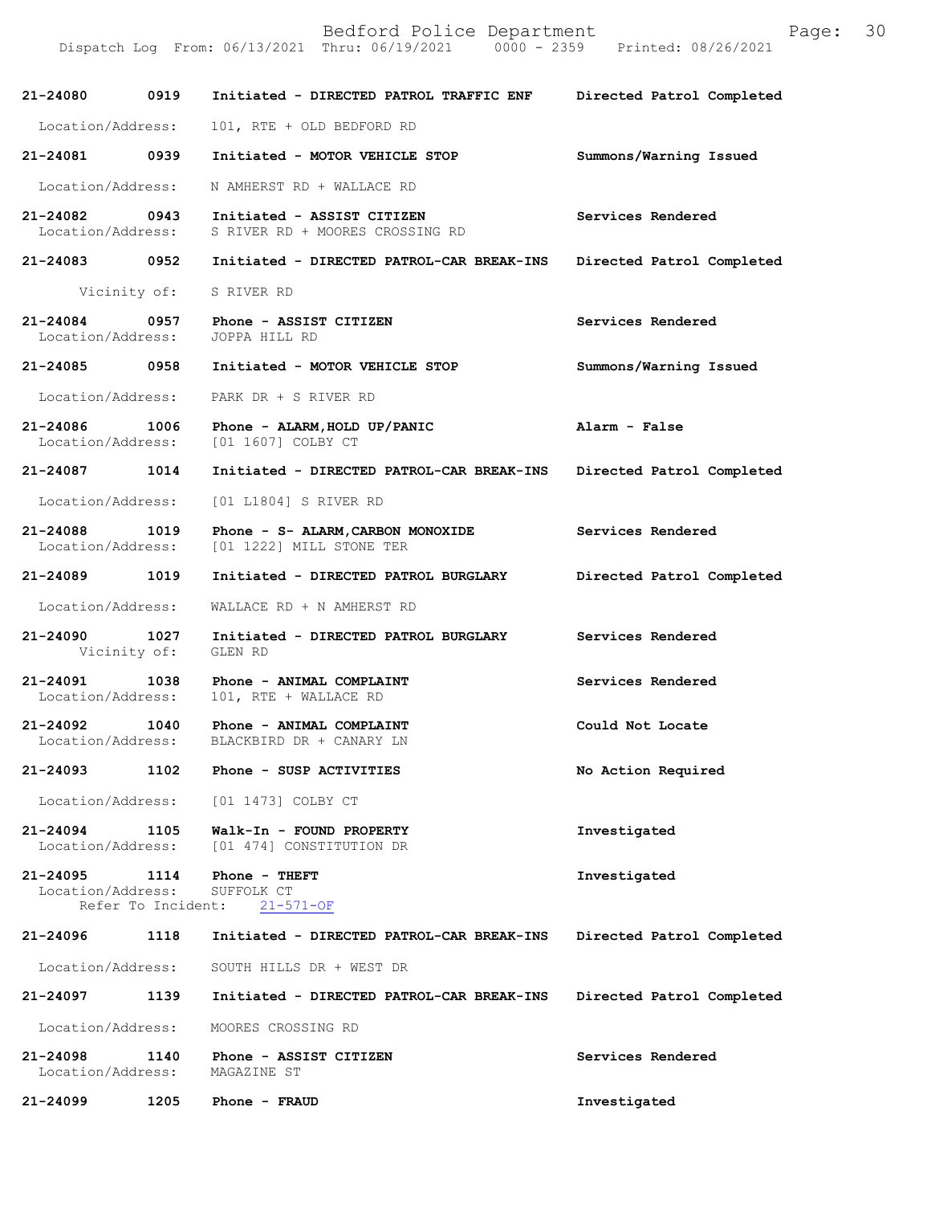| Call Number | Time | Call Reason | Action |
|---|---|---|---|
| 21-24080 | 0919 | Initiated - DIRECTED PATROL TRAFFIC ENF | Directed Patrol Completed |
| | | Location/Address: 101, RTE + OLD BEDFORD RD | |
| 21-24081 | 0939 | Initiated - MOTOR VEHICLE STOP | Summons/Warning Issued |
| | | Location/Address: N AMHERST RD + WALLACE RD | |
| 21-24082 | 0943 | Initiated - ASSIST CITIZEN | Services Rendered |
| | | Location/Address: S RIVER RD + MOORES CROSSING RD | |
| 21-24083 | 0952 | Initiated - DIRECTED PATROL-CAR BREAK-INS | Directed Patrol Completed |
| | | Vicinity of: S RIVER RD | |
| 21-24084 | 0957 | Phone - ASSIST CITIZEN | Services Rendered |
| | | Location/Address: JOPPA HILL RD | |
| 21-24085 | 0958 | Initiated - MOTOR VEHICLE STOP | Summons/Warning Issued |
| | | Location/Address: PARK DR + S RIVER RD | |
| 21-24086 | 1006 | Phone - ALARM,HOLD UP/PANIC | Alarm - False |
| | | Location/Address: [01 1607] COLBY CT | |
| 21-24087 | 1014 | Initiated - DIRECTED PATROL-CAR BREAK-INS | Directed Patrol Completed |
| | | Location/Address: [01 L1804] S RIVER RD | |
| 21-24088 | 1019 | Phone - S- ALARM,CARBON MONOXIDE | Services Rendered |
| | | Location/Address: [01 1222] MILL STONE TER | |
| 21-24089 | 1019 | Initiated - DIRECTED PATROL BURGLARY | Directed Patrol Completed |
| | | Location/Address: WALLACE RD + N AMHERST RD | |
| 21-24090 | 1027 | Initiated - DIRECTED PATROL BURGLARY | Services Rendered |
| | | Vicinity of: GLEN RD | |
| 21-24091 | 1038 | Phone - ANIMAL COMPLAINT | Services Rendered |
| | | Location/Address: 101, RTE + WALLACE RD | |
| 21-24092 | 1040 | Phone - ANIMAL COMPLAINT | Could Not Locate |
| | | Location/Address: BLACKBIRD DR + CANARY LN | |
| 21-24093 | 1102 | Phone - SUSP ACTIVITIES | No Action Required |
| | | Location/Address: [01 1473] COLBY CT | |
| 21-24094 | 1105 | Walk-In - FOUND PROPERTY | Investigated |
| | | Location/Address: [01 474] CONSTITUTION DR | |
| 21-24095 | 1114 | Phone - THEFT | Investigated |
| | | Location/Address: SUFFOLK CT; Refer To Incident: 21-571-OF | |
| 21-24096 | 1118 | Initiated - DIRECTED PATROL-CAR BREAK-INS | Directed Patrol Completed |
| | | Location/Address: SOUTH HILLS DR + WEST DR | |
| 21-24097 | 1139 | Initiated - DIRECTED PATROL-CAR BREAK-INS | Directed Patrol Completed |
| | | Location/Address: MOORES CROSSING RD | |
| 21-24098 | 1140 | Phone - ASSIST CITIZEN | Services Rendered |
| | | Location/Address: MAGAZINE ST | |
| 21-24099 | 1205 | Phone - FRAUD | Investigated |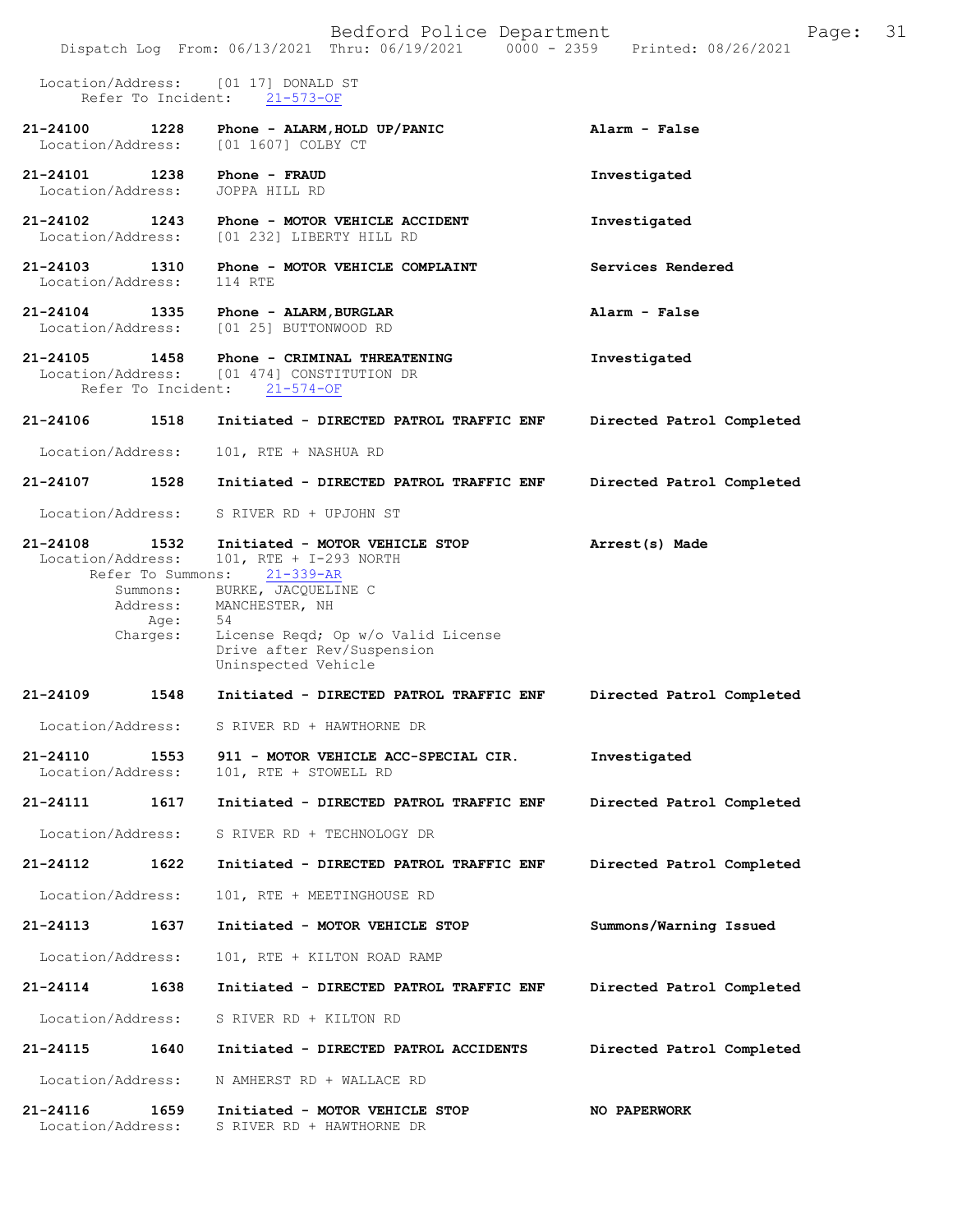Location/Address: [01 17] DONALD ST
Refer To Incident: 21-573-OF

**21-24100 1228 Phone - ALARM,HOLD UP/PANIC** **Alarm - False**
Location/Address: [01 1607] COLBY CT

**21-24101 1238 Phone - FRAUD** **Investigated**
Location/Address: JOPPA HILL RD

**21-24102 1243 Phone - MOTOR VEHICLE ACCIDENT** **Investigated**
Location/Address: [01 232] LIBERTY HILL RD

**21-24103 1310 Phone - MOTOR VEHICLE COMPLAINT** **Services Rendered**
Location/Address: 114 RTE

**21-24104 1335 Phone - ALARM,BURGLAR** **Alarm - False**
Location/Address: [01 25] BUTTONWOOD RD

**21-24105 1458 Phone - CRIMINAL THREATENING** **Investigated**
Location/Address: [01 474] CONSTITUTION DR
Refer To Incident: 21-574-OF

**21-24106 1518 Initiated - DIRECTED PATROL TRAFFIC ENF** **Directed Patrol Completed**
Location/Address: 101, RTE + NASHUA RD

**21-24107 1528 Initiated - DIRECTED PATROL TRAFFIC ENF** **Directed Patrol Completed**
Location/Address: S RIVER RD + UPJOHN ST

**21-24108 1532 Initiated - MOTOR VEHICLE STOP** **Arrest(s) Made**
Location/Address: 101, RTE + I-293 NORTH
Refer To Summons: 21-339-AR
Summons: BURKE, JACQUELINE C
Address: MANCHESTER, NH
Age: 54
Charges: License Reqd; Op w/o Valid License
Drive after Rev/Suspension
Uninspected Vehicle

**21-24109 1548 Initiated - DIRECTED PATROL TRAFFIC ENF** **Directed Patrol Completed**
Location/Address: S RIVER RD + HAWTHORNE DR

**21-24110 1553 911 - MOTOR VEHICLE ACC-SPECIAL CIR.** **Investigated**
Location/Address: 101, RTE + STOWELL RD

**21-24111 1617 Initiated - DIRECTED PATROL TRAFFIC ENF** **Directed Patrol Completed**
Location/Address: S RIVER RD + TECHNOLOGY DR

**21-24112 1622 Initiated - DIRECTED PATROL TRAFFIC ENF** **Directed Patrol Completed**
Location/Address: 101, RTE + MEETINGHOUSE RD

**21-24113 1637 Initiated - MOTOR VEHICLE STOP** **Summons/Warning Issued**
Location/Address: 101, RTE + KILTON ROAD RAMP

**21-24114 1638 Initiated - DIRECTED PATROL TRAFFIC ENF** **Directed Patrol Completed**
Location/Address: S RIVER RD + KILTON RD

**21-24115 1640 Initiated - DIRECTED PATROL ACCIDENTS** **Directed Patrol Completed**
Location/Address: N AMHERST RD + WALLACE RD

**21-24116 1659 Initiated - MOTOR VEHICLE STOP** **NO PAPERWORK**
Location/Address: S RIVER RD + HAWTHORNE DR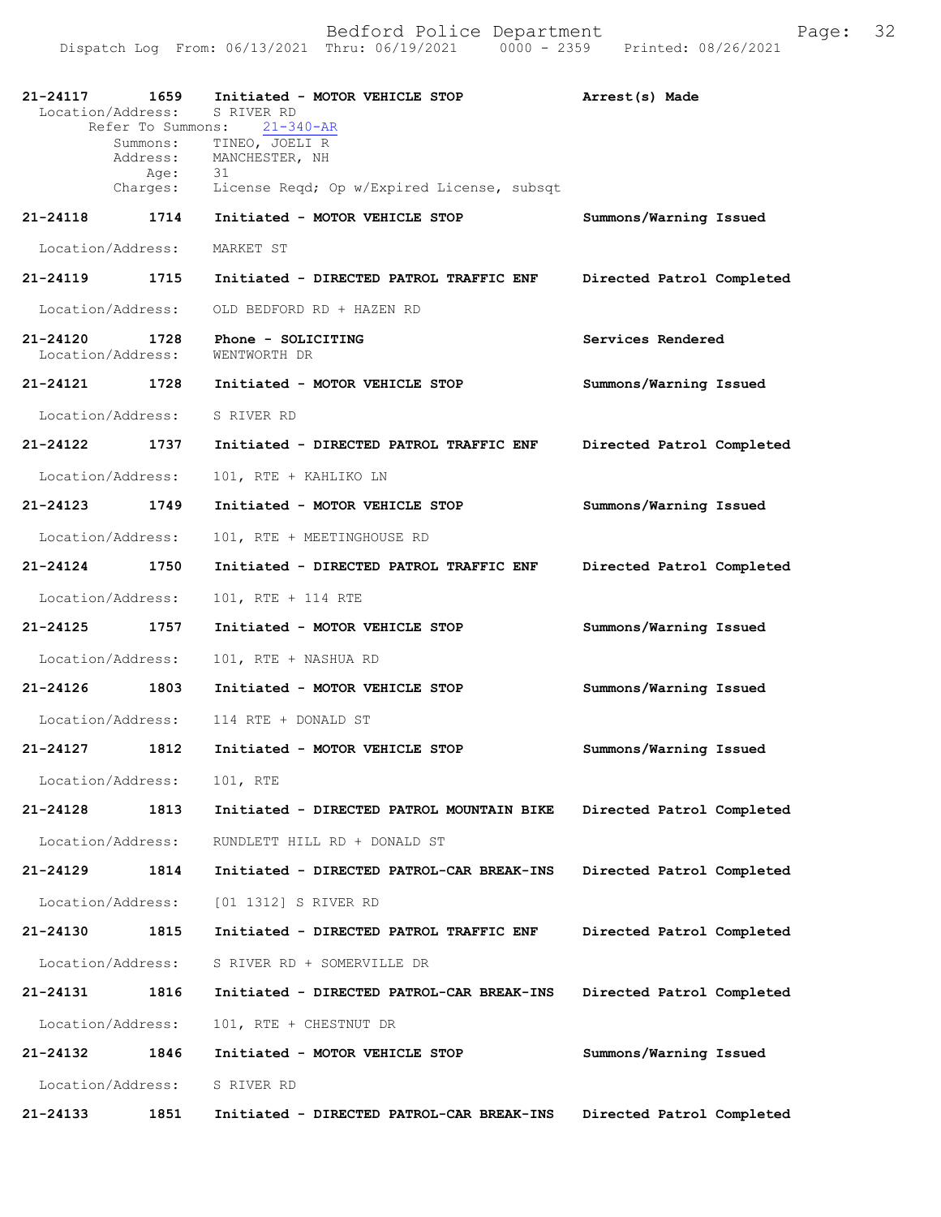**21-24117 1659 Initiated - MOTOR VEHICLE STOP** **Arrest(s) Made**

Location/Address: S RIVER RD

Refer To Summons: 21-340-AR

Summons: TINEO, JOELI R

Address: MANCHESTER, NH

Age: 31

Charges: License Reqd; Op w/Expired License, subsqt

**21-24118 1714 Initiated - MOTOR VEHICLE STOP** **Summons/Warning Issued**

Location/Address: MARKET ST

**21-24119 1715 Initiated - DIRECTED PATROL TRAFFIC ENF** **Directed Patrol Completed**

Location/Address: OLD BEDFORD RD + HAZEN RD

**21-24120 1728 Phone - SOLICITING** **Services Rendered**

Location/Address: WENTWORTH DR

**21-24121 1728 Initiated - MOTOR VEHICLE STOP** **Summons/Warning Issued**

Location/Address: S RIVER RD

**21-24122 1737 Initiated - DIRECTED PATROL TRAFFIC ENF** **Directed Patrol Completed**

Location/Address: 101, RTE + KAHLIKO LN

**21-24123 1749 Initiated - MOTOR VEHICLE STOP** **Summons/Warning Issued**

Location/Address: 101, RTE + MEETINGHOUSE RD

**21-24124 1750 Initiated - DIRECTED PATROL TRAFFIC ENF** **Directed Patrol Completed**

Location/Address: 101, RTE + 114 RTE

**21-24125 1757 Initiated - MOTOR VEHICLE STOP** **Summons/Warning Issued**

Location/Address: 101, RTE + NASHUA RD

**21-24126 1803 Initiated - MOTOR VEHICLE STOP** **Summons/Warning Issued**

Location/Address: 114 RTE + DONALD ST

**21-24127 1812 Initiated - MOTOR VEHICLE STOP** **Summons/Warning Issued**

Location/Address: 101, RTE

**21-24128 1813 Initiated - DIRECTED PATROL MOUNTAIN BIKE** **Directed Patrol Completed**

Location/Address: RUNDLETT HILL RD + DONALD ST

**21-24129 1814 Initiated - DIRECTED PATROL-CAR BREAK-INS** **Directed Patrol Completed**

Location/Address: [01 1312] S RIVER RD

**21-24130 1815 Initiated - DIRECTED PATROL TRAFFIC ENF** **Directed Patrol Completed**

Location/Address: S RIVER RD + SOMERVILLE DR

**21-24131 1816 Initiated - DIRECTED PATROL-CAR BREAK-INS** **Directed Patrol Completed**

Location/Address: 101, RTE + CHESTNUT DR

**21-24132 1846 Initiated - MOTOR VEHICLE STOP** **Summons/Warning Issued**

Location/Address: S RIVER RD

**21-24133 1851 Initiated - DIRECTED PATROL-CAR BREAK-INS** **Directed Patrol Completed**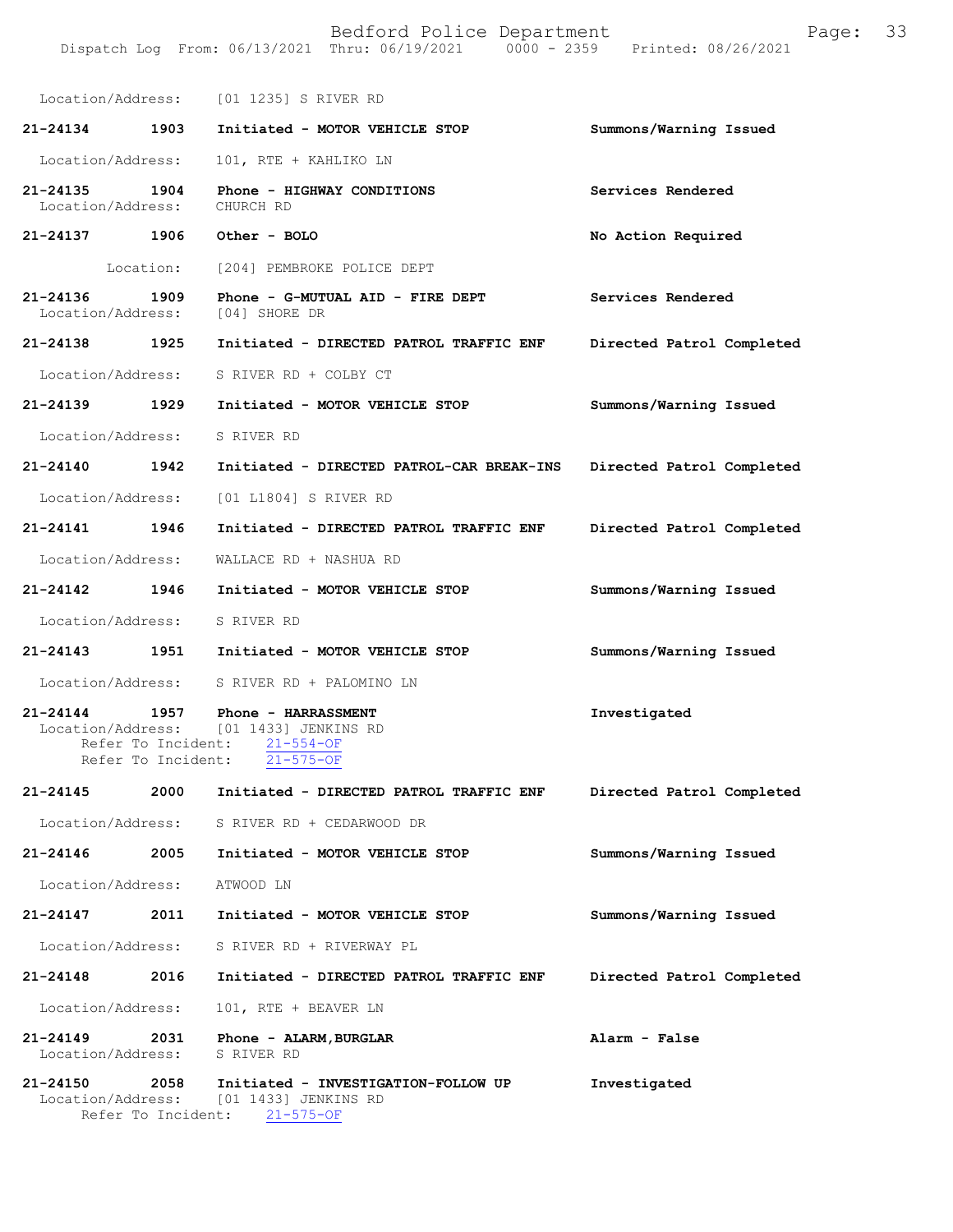Location/Address: [01 1235] S RIVER RD

**21-24134 1903 Initiated - MOTOR VEHICLE STOP** **Summons/Warning Issued**

Location/Address: 101, RTE + KAHLIKO LN

**21-24135 1904 Phone - HIGHWAY CONDITIONS** **Services Rendered**
Location/Address: CHURCH RD

**21-24137 1906 Other - BOLO** **No Action Required**

Location: [204] PEMBROKE POLICE DEPT

**21-24136 1909 Phone - G-MUTUAL AID - FIRE DEPT** **Services Rendered**
Location/Address: [04] SHORE DR

**21-24138 1925 Initiated - DIRECTED PATROL TRAFFIC ENF** **Directed Patrol Completed**

Location/Address: S RIVER RD + COLBY CT

**21-24139 1929 Initiated - MOTOR VEHICLE STOP** **Summons/Warning Issued**

Location/Address: S RIVER RD

**21-24140 1942 Initiated - DIRECTED PATROL-CAR BREAK-INS** **Directed Patrol Completed**

Location/Address: [01 L1804] S RIVER RD

**21-24141 1946 Initiated - DIRECTED PATROL TRAFFIC ENF** **Directed Patrol Completed**

Location/Address: WALLACE RD + NASHUA RD

**21-24142 1946 Initiated - MOTOR VEHICLE STOP** **Summons/Warning Issued**

Location/Address: S RIVER RD

**21-24143 1951 Initiated - MOTOR VEHICLE STOP** **Summons/Warning Issued**

Location/Address: S RIVER RD + PALOMINO LN

**21-24144 1957 Phone - HARRASSMENT** **Investigated**
Location/Address: [01 1433] JENKINS RD
Refer To Incident: 21-554-OF
Refer To Incident: 21-575-OF

**21-24145 2000 Initiated - DIRECTED PATROL TRAFFIC ENF** **Directed Patrol Completed**

Location/Address: S RIVER RD + CEDARWOOD DR

**21-24146 2005 Initiated - MOTOR VEHICLE STOP** **Summons/Warning Issued**

Location/Address: ATWOOD LN

**21-24147 2011 Initiated - MOTOR VEHICLE STOP** **Summons/Warning Issued**

Location/Address: S RIVER RD + RIVERWAY PL

**21-24148 2016 Initiated - DIRECTED PATROL TRAFFIC ENF** **Directed Patrol Completed**

Location/Address: 101, RTE + BEAVER LN

**21-24149 2031 Phone - ALARM,BURGLAR** **Alarm - False**
Location/Address: S RIVER RD

**21-24150 2058 Initiated - INVESTIGATION-FOLLOW UP** **Investigated**
Location/Address: [01 1433] JENKINS RD
Refer To Incident: 21-575-OF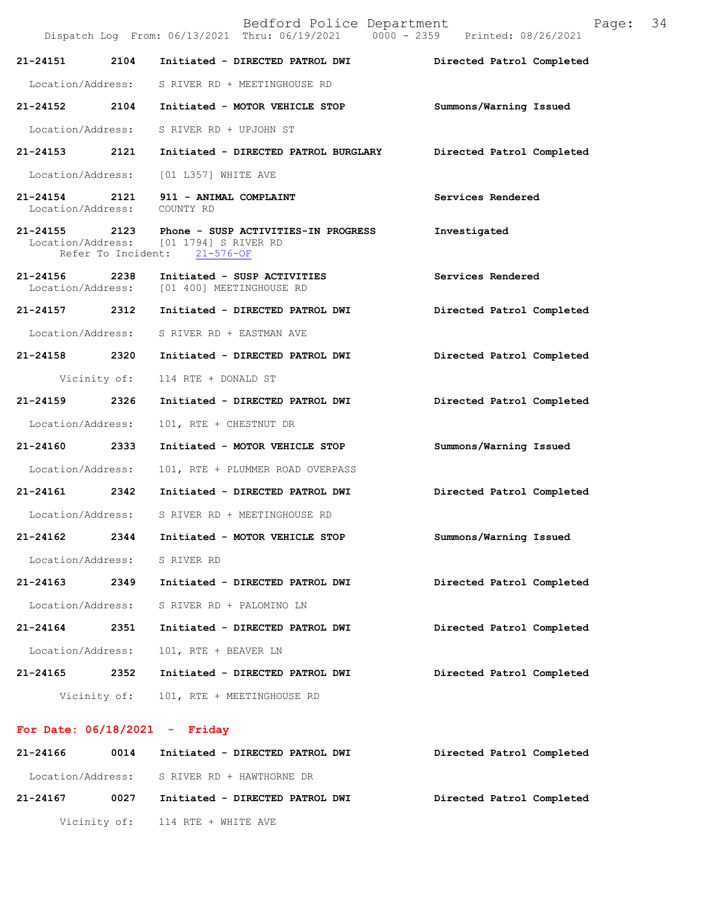**21-24151** 2104 **Initiated - DIRECTED PATROL DWI** **Directed Patrol Completed**

Location/Address: S RIVER RD + MEETINGHOUSE RD

**21-24152** 2104 **Initiated - MOTOR VEHICLE STOP** **Summons/Warning Issued**

Location/Address: S RIVER RD + UPJOHN ST

**21-24153** 2121 **Initiated - DIRECTED PATROL BURGLARY** **Directed Patrol Completed**

Location/Address: [01 L357] WHITE AVE

**21-24154** 2121 **911 - ANIMAL COMPLAINT** **Services Rendered**
Location/Address: COUNTY RD

**21-24155** 2123 **Phone - SUSP ACTIVITIES-IN PROGRESS** **Investigated**
Location/Address: [01 1794] S RIVER RD
Refer To Incident: 21-576-OF

**21-24156** 2238 **Initiated - SUSP ACTIVITIES** **Services Rendered**
Location/Address: [01 400] MEETINGHOUSE RD

**21-24157** 2312 **Initiated - DIRECTED PATROL DWI** **Directed Patrol Completed**

Location/Address: S RIVER RD + EASTMAN AVE

**21-24158** 2320 **Initiated - DIRECTED PATROL DWI** **Directed Patrol Completed**

Vicinity of: 114 RTE + DONALD ST

**21-24159** 2326 **Initiated - DIRECTED PATROL DWI** **Directed Patrol Completed**

Location/Address: 101, RTE + CHESTNUT DR

**21-24160** 2333 **Initiated - MOTOR VEHICLE STOP** **Summons/Warning Issued**

Location/Address: 101, RTE + PLUMMER ROAD OVERPASS

**21-24161** 2342 **Initiated - DIRECTED PATROL DWI** **Directed Patrol Completed**

Location/Address: S RIVER RD + MEETINGHOUSE RD

**21-24162** 2344 **Initiated - MOTOR VEHICLE STOP** **Summons/Warning Issued**

Location/Address: S RIVER RD

**21-24163** 2349 **Initiated - DIRECTED PATROL DWI** **Directed Patrol Completed**

Location/Address: S RIVER RD + PALOMINO LN

**21-24164** 2351 **Initiated - DIRECTED PATROL DWI** **Directed Patrol Completed**

Location/Address: 101, RTE + BEAVER LN

**21-24165** 2352 **Initiated - DIRECTED PATROL DWI** **Directed Patrol Completed**

Vicinity of: 101, RTE + MEETINGHOUSE RD

**For Date: 06/18/2021 - Friday**

**21-24166** 0014 **Initiated - DIRECTED PATROL DWI** **Directed Patrol Completed**

Location/Address: S RIVER RD + HAWTHORNE DR

**21-24167** 0027 **Initiated - DIRECTED PATROL DWI** **Directed Patrol Completed**

Vicinity of: 114 RTE + WHITE AVE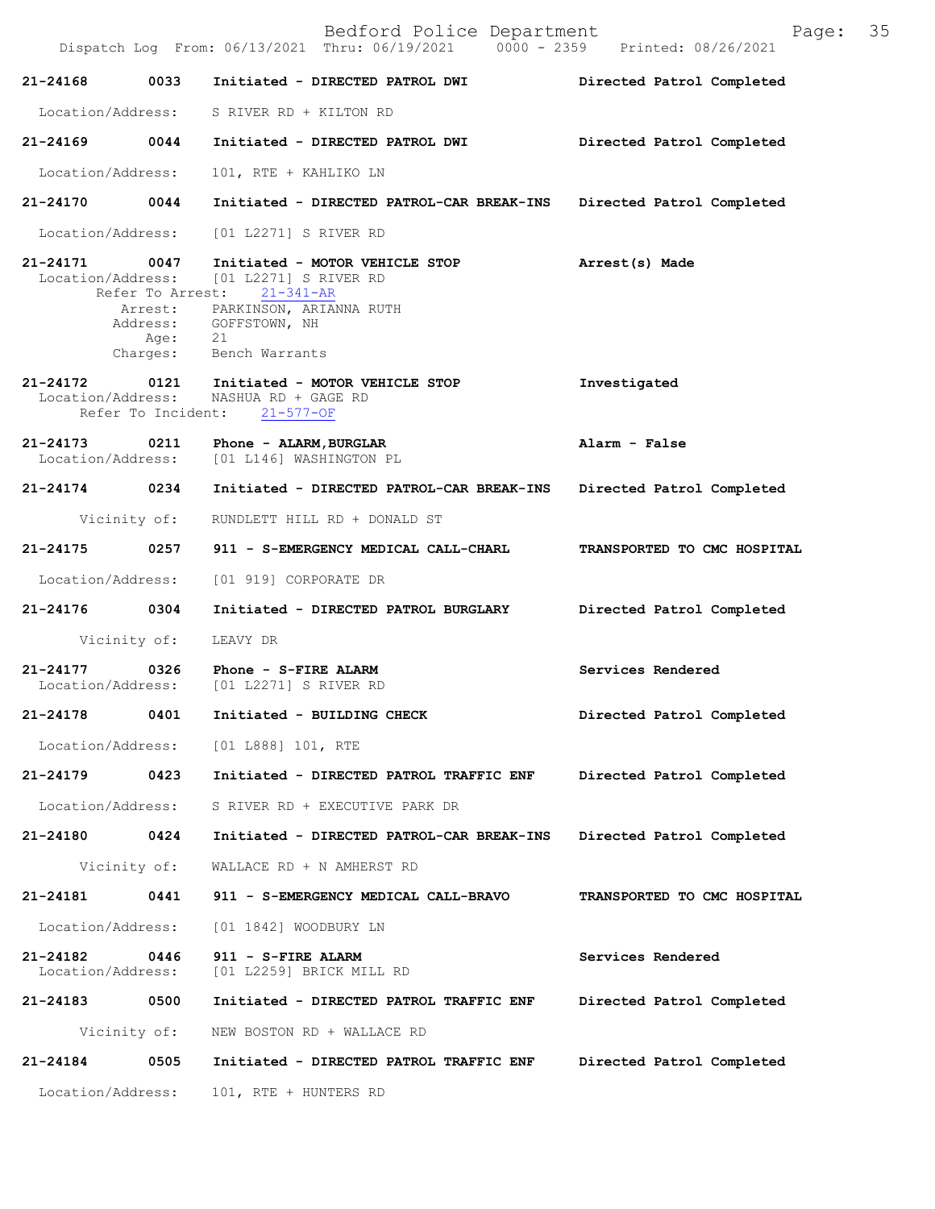**21-24168 0033 Initiated - DIRECTED PATROL DWI** — Directed Patrol Completed

Location/Address: S RIVER RD + KILTON RD

**21-24169 0044 Initiated - DIRECTED PATROL DWI** — Directed Patrol Completed

Location/Address: 101, RTE + KAHLIKO LN

**21-24170 0044 Initiated - DIRECTED PATROL-CAR BREAK-INS** — Directed Patrol Completed

Location/Address: [01 L2271] S RIVER RD

**21-24171 0047 Initiated - MOTOR VEHICLE STOP** — Arrest(s) Made

Location/Address: [01 L2271] S RIVER RD
Refer To Arrest: 21-341-AR
Arrest: PARKINSON, ARIANNA RUTH
Address: GOFFSTOWN, NH
Age: 21
Charges: Bench Warrants

**21-24172 0121 Initiated - MOTOR VEHICLE STOP** — Investigated

Location/Address: NASHUA RD + GAGE RD
Refer To Incident: 21-577-OF

**21-24173 0211 Phone - ALARM,BURGLAR** — Alarm - False

Location/Address: [01 L146] WASHINGTON PL

**21-24174 0234 Initiated - DIRECTED PATROL-CAR BREAK-INS** — Directed Patrol Completed

Vicinity of: RUNDLETT HILL RD + DONALD ST

**21-24175 0257 911 - S-EMERGENCY MEDICAL CALL-CHARL** — TRANSPORTED TO CMC HOSPITAL

Location/Address: [01 919] CORPORATE DR

**21-24176 0304 Initiated - DIRECTED PATROL BURGLARY** — Directed Patrol Completed

Vicinity of: LEAVY DR

**21-24177 0326 Phone - S-FIRE ALARM** — Services Rendered

Location/Address: [01 L2271] S RIVER RD

**21-24178 0401 Initiated - BUILDING CHECK** — Directed Patrol Completed

Location/Address: [01 L888] 101, RTE

**21-24179 0423 Initiated - DIRECTED PATROL TRAFFIC ENF** — Directed Patrol Completed

Location/Address: S RIVER RD + EXECUTIVE PARK DR

**21-24180 0424 Initiated - DIRECTED PATROL-CAR BREAK-INS** — Directed Patrol Completed

Vicinity of: WALLACE RD + N AMHERST RD

**21-24181 0441 911 - S-EMERGENCY MEDICAL CALL-BRAVO** — TRANSPORTED TO CMC HOSPITAL

Location/Address: [01 1842] WOODBURY LN

**21-24182 0446 911 - S-FIRE ALARM** — Services Rendered

Location/Address: [01 L2259] BRICK MILL RD

**21-24183 0500 Initiated - DIRECTED PATROL TRAFFIC ENF** — Directed Patrol Completed

Vicinity of: NEW BOSTON RD + WALLACE RD

**21-24184 0505 Initiated - DIRECTED PATROL TRAFFIC ENF** — Directed Patrol Completed

Location/Address: 101, RTE + HUNTERS RD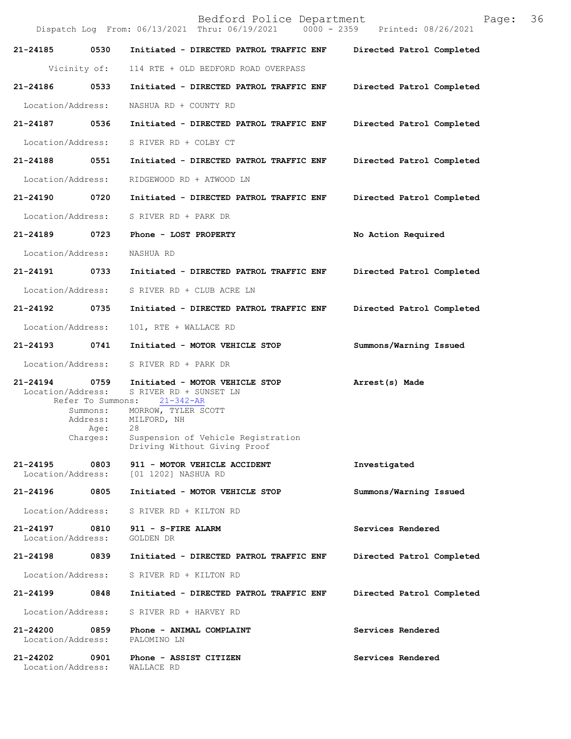**21-24185 0530 Initiated - DIRECTED PATROL TRAFFIC ENF — Directed Patrol Completed**

Vicinity of: 114 RTE + OLD BEDFORD ROAD OVERPASS

**21-24186 0533 Initiated - DIRECTED PATROL TRAFFIC ENF — Directed Patrol Completed**

Location/Address: NASHUA RD + COUNTY RD

**21-24187 0536 Initiated - DIRECTED PATROL TRAFFIC ENF — Directed Patrol Completed**

Location/Address: S RIVER RD + COLBY CT

**21-24188 0551 Initiated - DIRECTED PATROL TRAFFIC ENF — Directed Patrol Completed**

Location/Address: RIDGEWOOD RD + ATWOOD LN

**21-24190 0720 Initiated - DIRECTED PATROL TRAFFIC ENF — Directed Patrol Completed**

Location/Address: S RIVER RD + PARK DR

**21-24189 0723 Phone - LOST PROPERTY — No Action Required**

Location/Address: NASHUA RD

**21-24191 0733 Initiated - DIRECTED PATROL TRAFFIC ENF — Directed Patrol Completed**

Location/Address: S RIVER RD + CLUB ACRE LN

**21-24192 0735 Initiated - DIRECTED PATROL TRAFFIC ENF — Directed Patrol Completed**

Location/Address: 101, RTE + WALLACE RD

**21-24193 0741 Initiated - MOTOR VEHICLE STOP — Summons/Warning Issued**

Location/Address: S RIVER RD + PARK DR

**21-24194 0759 Initiated - MOTOR VEHICLE STOP — Arrest(s) Made**

Location/Address: S RIVER RD + SUNSET LN
Refer To Summons: 21-342-AR
Summons: MORROW, TYLER SCOTT
Address: MILFORD, NH
Age: 28
Charges: Suspension of Vehicle Registration
Driving Without Giving Proof

**21-24195 0803 911 - MOTOR VEHICLE ACCIDENT — Investigated**

Location/Address: [01 1202] NASHUA RD

**21-24196 0805 Initiated - MOTOR VEHICLE STOP — Summons/Warning Issued**

Location/Address: S RIVER RD + KILTON RD

**21-24197 0810 911 - S-FIRE ALARM — Services Rendered**

Location/Address: GOLDEN DR

**21-24198 0839 Initiated - DIRECTED PATROL TRAFFIC ENF — Directed Patrol Completed**

Location/Address: S RIVER RD + KILTON RD

**21-24199 0848 Initiated - DIRECTED PATROL TRAFFIC ENF — Directed Patrol Completed**

Location/Address: S RIVER RD + HARVEY RD

**21-24200 0859 Phone - ANIMAL COMPLAINT — Services Rendered**

Location/Address: PALOMINO LN

**21-24202 0901 Phone - ASSIST CITIZEN — Services Rendered**

Location/Address: WALLACE RD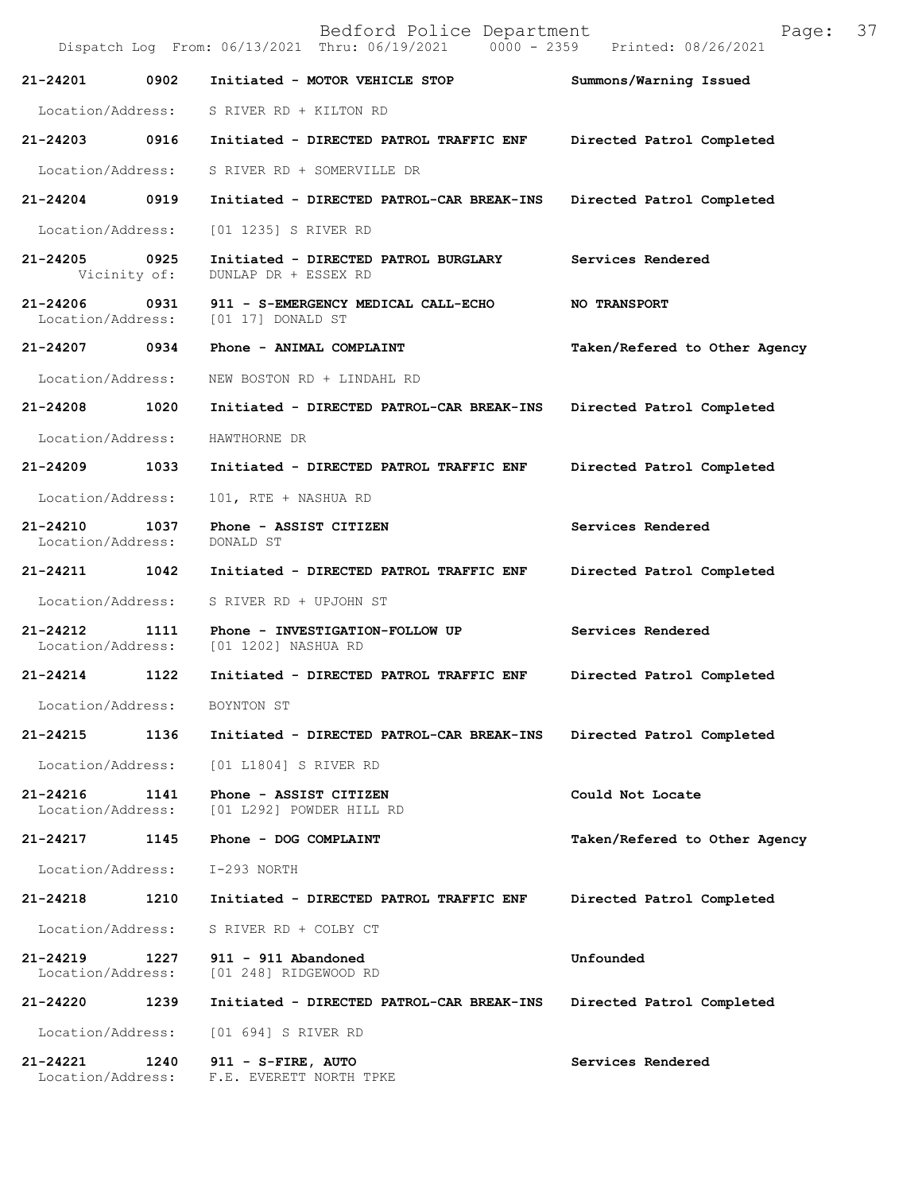Dispatch Log From: 06/13/2021 Thru: 06/19/2021 0000 - 2359 Printed: 08/26/2021

| Call Number | Time | Call Reason | Action |
|---|---|---|---|
| **21-24201** | **0902** | **Initiated - MOTOR VEHICLE STOP** | **Summons/Warning Issued** |
| Location/Address: | | S RIVER RD + KILTON RD | |
| **21-24203** | **0916** | **Initiated - DIRECTED PATROL TRAFFIC ENF** | **Directed Patrol Completed** |
| Location/Address: | | S RIVER RD + SOMERVILLE DR | |
| **21-24204** | **0919** | **Initiated - DIRECTED PATROL-CAR BREAK-INS** | **Directed Patrol Completed** |
| Location/Address: | | [01 1235] S RIVER RD | |
| **21-24205** | **0925** | **Initiated - DIRECTED PATROL BURGLARY** | **Services Rendered** |
| Vicinity of: | | DUNLAP DR + ESSEX RD | |
| **21-24206** | **0931** | **911 - S-EMERGENCY MEDICAL CALL-ECHO** | **NO TRANSPORT** |
| Location/Address: | | [01 17] DONALD ST | |
| **21-24207** | **0934** | **Phone - ANIMAL COMPLAINT** | **Taken/Refered to Other Agency** |
| Location/Address: | | NEW BOSTON RD + LINDAHL RD | |
| **21-24208** | **1020** | **Initiated - DIRECTED PATROL-CAR BREAK-INS** | **Directed Patrol Completed** |
| Location/Address: | | HAWTHORNE DR | |
| **21-24209** | **1033** | **Initiated - DIRECTED PATROL TRAFFIC ENF** | **Directed Patrol Completed** |
| Location/Address: | | 101, RTE + NASHUA RD | |
| **21-24210** | **1037** | **Phone - ASSIST CITIZEN** | **Services Rendered** |
| Location/Address: | | DONALD ST | |
| **21-24211** | **1042** | **Initiated - DIRECTED PATROL TRAFFIC ENF** | **Directed Patrol Completed** |
| Location/Address: | | S RIVER RD + UPJOHN ST | |
| **21-24212** | **1111** | **Phone - INVESTIGATION-FOLLOW UP** | **Services Rendered** |
| Location/Address: | | [01 1202] NASHUA RD | |
| **21-24214** | **1122** | **Initiated - DIRECTED PATROL TRAFFIC ENF** | **Directed Patrol Completed** |
| Location/Address: | | BOYNTON ST | |
| **21-24215** | **1136** | **Initiated - DIRECTED PATROL-CAR BREAK-INS** | **Directed Patrol Completed** |
| Location/Address: | | [01 L1804] S RIVER RD | |
| **21-24216** | **1141** | **Phone - ASSIST CITIZEN** | **Could Not Locate** |
| Location/Address: | | [01 L292] POWDER HILL RD | |
| **21-24217** | **1145** | **Phone - DOG COMPLAINT** | **Taken/Refered to Other Agency** |
| Location/Address: | | I-293 NORTH | |
| **21-24218** | **1210** | **Initiated - DIRECTED PATROL TRAFFIC ENF** | **Directed Patrol Completed** |
| Location/Address: | | S RIVER RD + COLBY CT | |
| **21-24219** | **1227** | **911 - 911 Abandoned** | **Unfounded** |
| Location/Address: | | [01 248] RIDGEWOOD RD | |
| **21-24220** | **1239** | **Initiated - DIRECTED PATROL-CAR BREAK-INS** | **Directed Patrol Completed** |
| Location/Address: | | [01 694] S RIVER RD | |
| **21-24221** | **1240** | **911 - S-FIRE, AUTO** | **Services Rendered** |
| Location/Address: | | F.E. EVERETT NORTH TPKE | |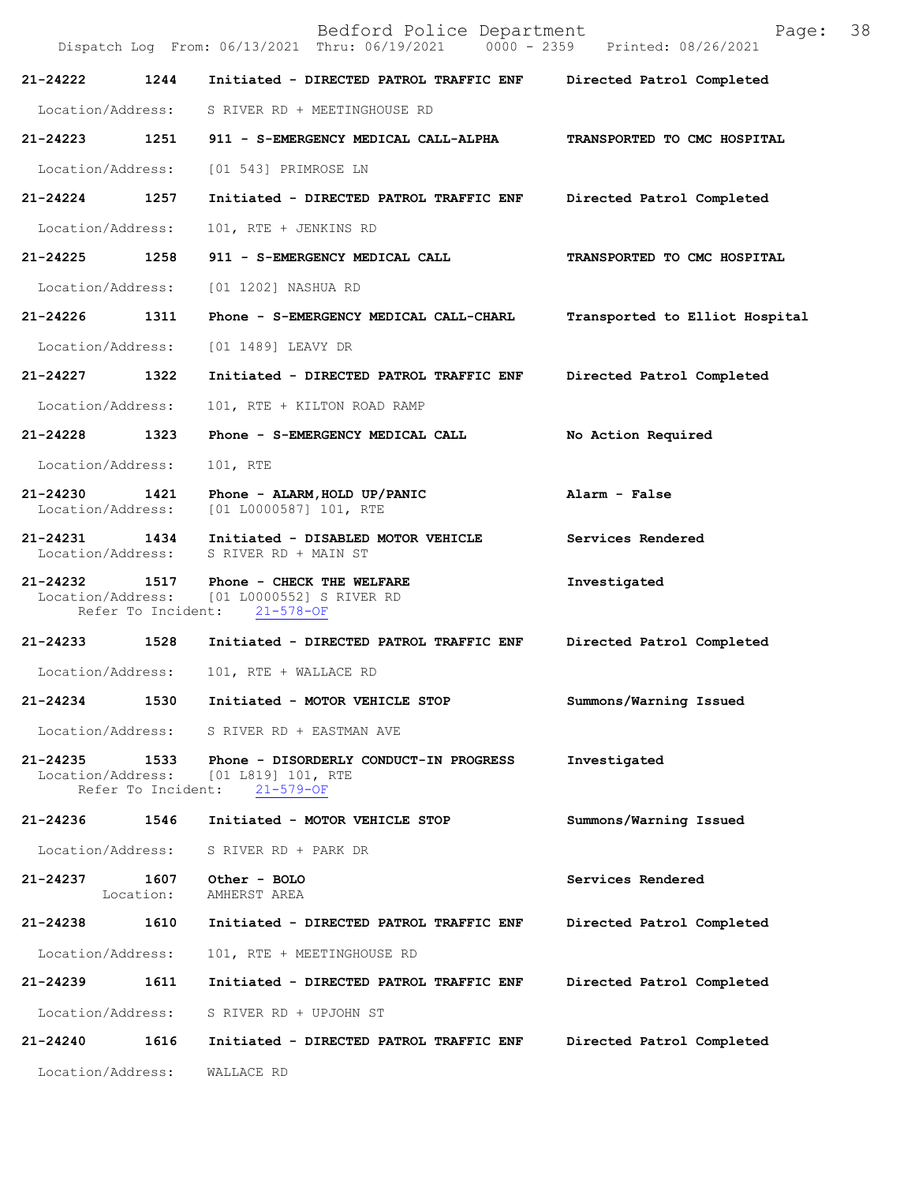Bedford Police Department
Dispatch Log From: 06/13/2021 Thru: 06/19/2021 0000 - 2359 Printed: 08/26/2021

**21-24222 1244 Initiated - DIRECTED PATROL TRAFFIC ENF** — **Directed Patrol Completed**
Location/Address: S RIVER RD + MEETINGHOUSE RD

**21-24223 1251 911 - S-EMERGENCY MEDICAL CALL-ALPHA** — **TRANSPORTED TO CMC HOSPITAL**
Location/Address: [01 543] PRIMROSE LN

**21-24224 1257 Initiated - DIRECTED PATROL TRAFFIC ENF** — **Directed Patrol Completed**
Location/Address: 101, RTE + JENKINS RD

**21-24225 1258 911 - S-EMERGENCY MEDICAL CALL** — **TRANSPORTED TO CMC HOSPITAL**
Location/Address: [01 1202] NASHUA RD

**21-24226 1311 Phone - S-EMERGENCY MEDICAL CALL-CHARL** — **Transported to Elliot Hospital**
Location/Address: [01 1489] LEAVY DR

**21-24227 1322 Initiated - DIRECTED PATROL TRAFFIC ENF** — **Directed Patrol Completed**
Location/Address: 101, RTE + KILTON ROAD RAMP

**21-24228 1323 Phone - S-EMERGENCY MEDICAL CALL** — **No Action Required**
Location/Address: 101, RTE

**21-24230 1421 Phone - ALARM,HOLD UP/PANIC** — **Alarm - False**
Location/Address: [01 L0000587] 101, RTE

**21-24231 1434 Initiated - DISABLED MOTOR VEHICLE** — **Services Rendered**
Location/Address: S RIVER RD + MAIN ST

**21-24232 1517 Phone - CHECK THE WELFARE** — **Investigated**
Location/Address: [01 L0000552] S RIVER RD
Refer To Incident: 21-578-OF

**21-24233 1528 Initiated - DIRECTED PATROL TRAFFIC ENF** — **Directed Patrol Completed**
Location/Address: 101, RTE + WALLACE RD

**21-24234 1530 Initiated - MOTOR VEHICLE STOP** — **Summons/Warning Issued**
Location/Address: S RIVER RD + EASTMAN AVE

**21-24235 1533 Phone - DISORDERLY CONDUCT-IN PROGRESS** — **Investigated**
Location/Address: [01 L819] 101, RTE
Refer To Incident: 21-579-OF

**21-24236 1546 Initiated - MOTOR VEHICLE STOP** — **Summons/Warning Issued**
Location/Address: S RIVER RD + PARK DR

**21-24237 1607 Other - BOLO** — **Services Rendered**
Location: AMHERST AREA

**21-24238 1610 Initiated - DIRECTED PATROL TRAFFIC ENF** — **Directed Patrol Completed**
Location/Address: 101, RTE + MEETINGHOUSE RD

**21-24239 1611 Initiated - DIRECTED PATROL TRAFFIC ENF** — **Directed Patrol Completed**
Location/Address: S RIVER RD + UPJOHN ST

**21-24240 1616 Initiated - DIRECTED PATROL TRAFFIC ENF** — **Directed Patrol Completed**
Location/Address: WALLACE RD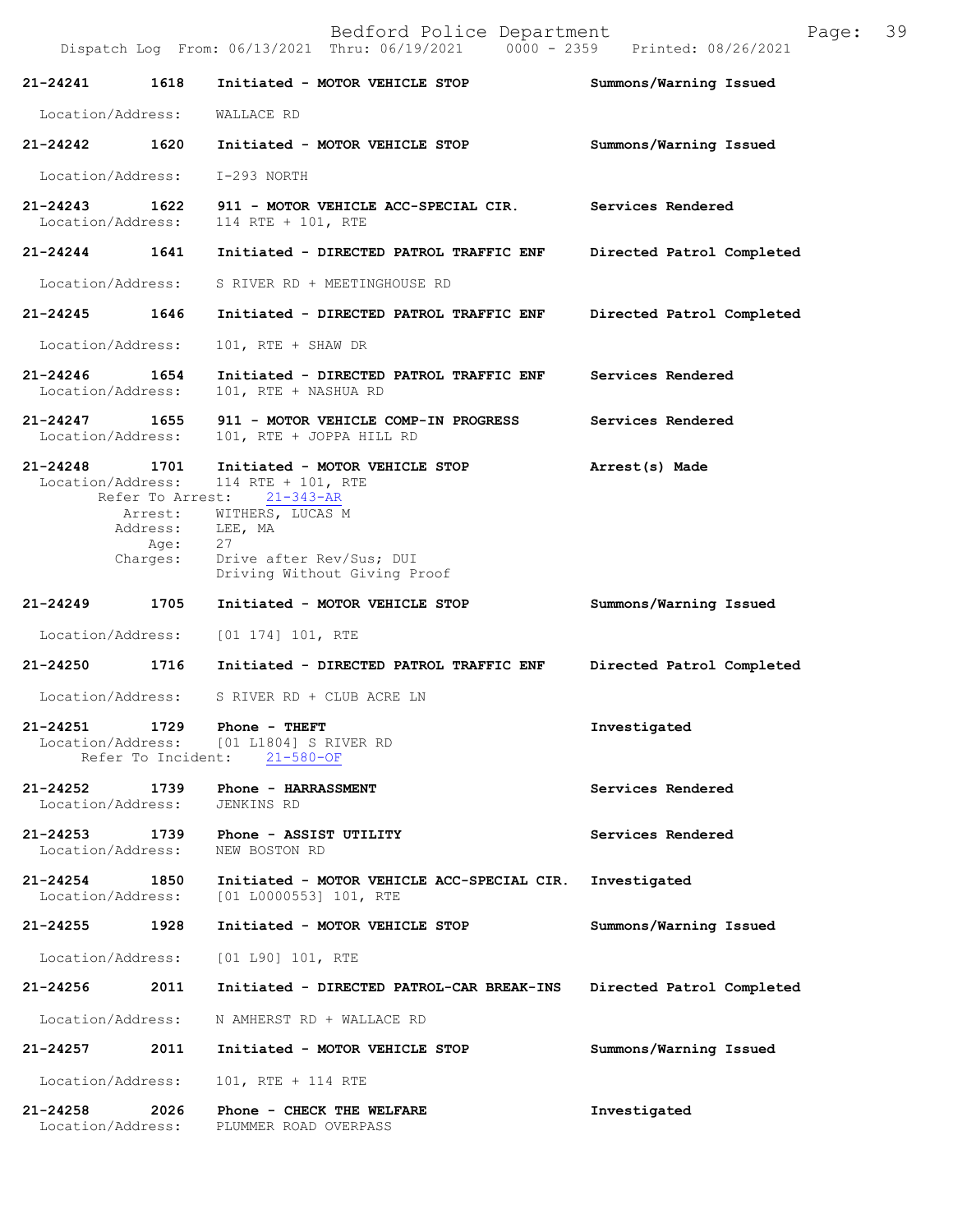21-24241 1618 Initiated - MOTOR VEHICLE STOP Summons/Warning Issued

Location/Address: WALLACE RD

21-24242 1620 Initiated - MOTOR VEHICLE STOP Summons/Warning Issued

Location/Address: I-293 NORTH

21-24243 1622 911 - MOTOR VEHICLE ACC-SPECIAL CIR. Services Rendered
Location/Address: 114 RTE + 101, RTE

21-24244 1641 Initiated - DIRECTED PATROL TRAFFIC ENF Directed Patrol Completed

Location/Address: S RIVER RD + MEETINGHOUSE RD

21-24245 1646 Initiated - DIRECTED PATROL TRAFFIC ENF Directed Patrol Completed

Location/Address: 101, RTE + SHAW DR

21-24246 1654 Initiated - DIRECTED PATROL TRAFFIC ENF Services Rendered
Location/Address: 101, RTE + NASHUA RD

21-24247 1655 911 - MOTOR VEHICLE COMP-IN PROGRESS Services Rendered
Location/Address: 101, RTE + JOPPA HILL RD

21-24248 1701 Initiated - MOTOR VEHICLE STOP Arrest(s) Made
Location/Address: 114 RTE + 101, RTE
Refer To Arrest: 21-343-AR
Arrest: WITHERS, LUCAS M
Address: LEE, MA
Age: 27
Charges: Drive after Rev/Sus; DUI
Driving Without Giving Proof

21-24249 1705 Initiated - MOTOR VEHICLE STOP Summons/Warning Issued

Location/Address: [01 174] 101, RTE

21-24250 1716 Initiated - DIRECTED PATROL TRAFFIC ENF Directed Patrol Completed

Location/Address: S RIVER RD + CLUB ACRE LN

21-24251 1729 Phone - THEFT Investigated
Location/Address: [01 L1804] S RIVER RD
Refer To Incident: 21-580-OF

21-24252 1739 Phone - HARRASSMENT Services Rendered
Location/Address: JENKINS RD

21-24253 1739 Phone - ASSIST UTILITY Services Rendered
Location/Address: NEW BOSTON RD

21-24254 1850 Initiated - MOTOR VEHICLE ACC-SPECIAL CIR. Investigated
Location/Address: [01 L0000553] 101, RTE

21-24255 1928 Initiated - MOTOR VEHICLE STOP Summons/Warning Issued

Location/Address: [01 L90] 101, RTE

21-24256 2011 Initiated - DIRECTED PATROL-CAR BREAK-INS Directed Patrol Completed

Location/Address: N AMHERST RD + WALLACE RD

21-24257 2011 Initiated - MOTOR VEHICLE STOP Summons/Warning Issued

Location/Address: 101, RTE + 114 RTE

21-24258 2026 Phone - CHECK THE WELFARE Investigated
Location/Address: PLUMMER ROAD OVERPASS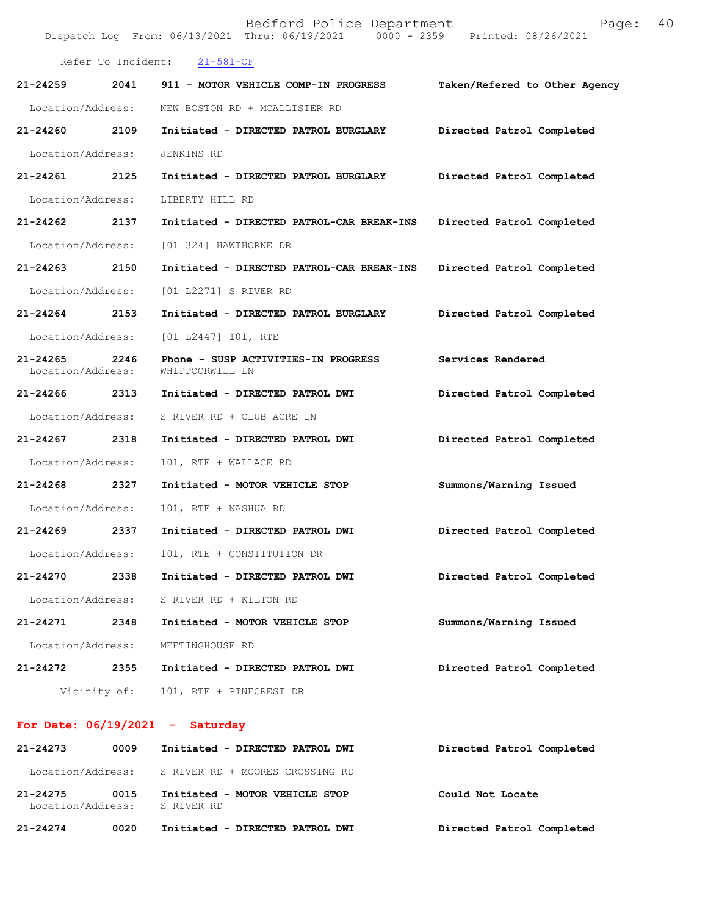Refer To Incident: 21-581-OF

**21-24259** 2041 **911 - MOTOR VEHICLE COMP-IN PROGRESS** **Taken/Refered to Other Agency**
Location/Address: NEW BOSTON RD + MCALLISTER RD

**21-24260** 2109 **Initiated - DIRECTED PATROL BURGLARY** **Directed Patrol Completed**
Location/Address: JENKINS RD

**21-24261** 2125 **Initiated - DIRECTED PATROL BURGLARY** **Directed Patrol Completed**
Location/Address: LIBERTY HILL RD

**21-24262** 2137 **Initiated - DIRECTED PATROL-CAR BREAK-INS** **Directed Patrol Completed**
Location/Address: [01 324] HAWTHORNE DR

**21-24263** 2150 **Initiated - DIRECTED PATROL-CAR BREAK-INS** **Directed Patrol Completed**
Location/Address: [01 L2271] S RIVER RD

**21-24264** 2153 **Initiated - DIRECTED PATROL BURGLARY** **Directed Patrol Completed**
Location/Address: [01 L2447] 101, RTE

**21-24265** 2246 **Phone - SUSP ACTIVITIES-IN PROGRESS** **Services Rendered**
Location/Address: WHIPPOORWILL LN

**21-24266** 2313 **Initiated - DIRECTED PATROL DWI** **Directed Patrol Completed**
Location/Address: S RIVER RD + CLUB ACRE LN

**21-24267** 2318 **Initiated - DIRECTED PATROL DWI** **Directed Patrol Completed**
Location/Address: 101, RTE + WALLACE RD

**21-24268** 2327 **Initiated - MOTOR VEHICLE STOP** **Summons/Warning Issued**
Location/Address: 101, RTE + NASHUA RD

**21-24269** 2337 **Initiated - DIRECTED PATROL DWI** **Directed Patrol Completed**
Location/Address: 101, RTE + CONSTITUTION DR

**21-24270** 2338 **Initiated - DIRECTED PATROL DWI** **Directed Patrol Completed**
Location/Address: S RIVER RD + KILTON RD

**21-24271** 2348 **Initiated - MOTOR VEHICLE STOP** **Summons/Warning Issued**
Location/Address: MEETINGHOUSE RD

**21-24272** 2355 **Initiated - DIRECTED PATROL DWI** **Directed Patrol Completed**
Vicinity of: 101, RTE + PINECREST DR

## For Date: 06/19/2021 - Saturday

**21-24273** 0009 **Initiated - DIRECTED PATROL DWI** **Directed Patrol Completed**
Location/Address: S RIVER RD + MOORES CROSSING RD

**21-24275** 0015 **Initiated - MOTOR VEHICLE STOP** **Could Not Locate**
Location/Address: S RIVER RD

**21-24274** 0020 **Initiated - DIRECTED PATROL DWI** **Directed Patrol Completed**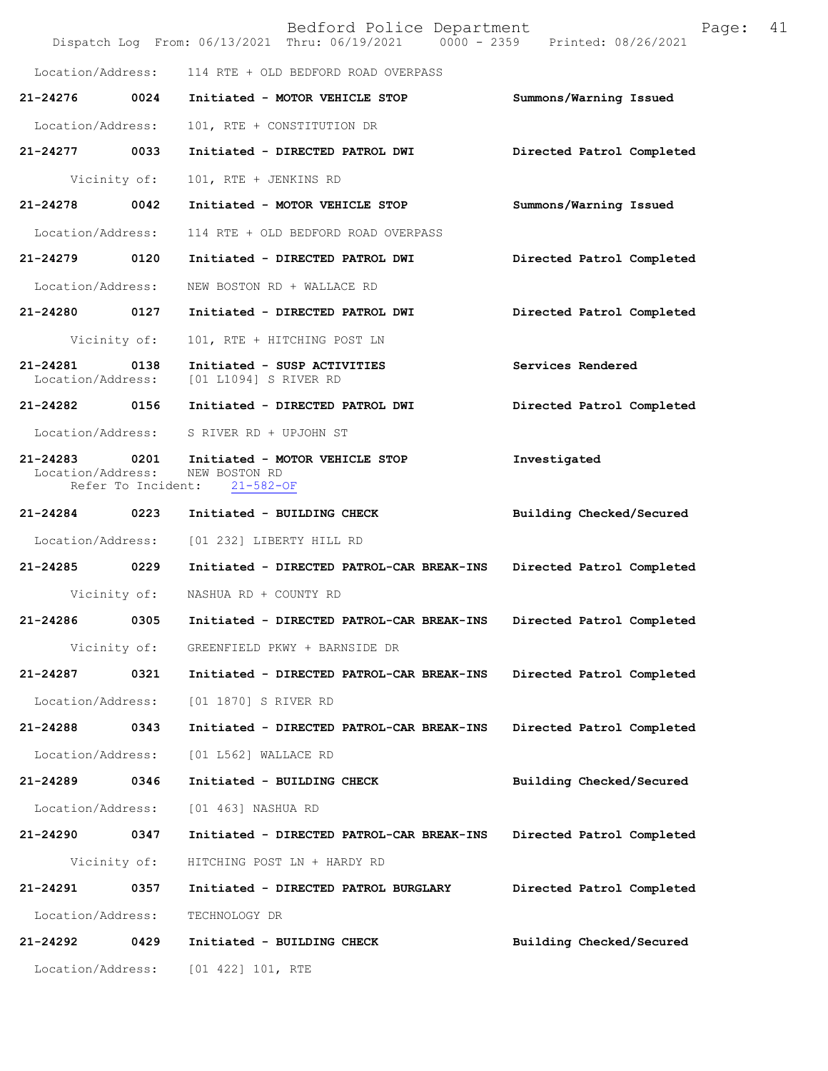Location/Address: 114 RTE + OLD BEDFORD ROAD OVERPASS

| | | | |
|---|---|---|---|
| 21-24276 | 0024 | Initiated - MOTOR VEHICLE STOP | Summons/Warning Issued |

Location/Address: 101, RTE + CONSTITUTION DR

| | | | |
|---|---|---|---|
| 21-24277 | 0033 | Initiated - DIRECTED PATROL DWI | Directed Patrol Completed |

Vicinity of: 101, RTE + JENKINS RD

| | | | |
|---|---|---|---|
| 21-24278 | 0042 | Initiated - MOTOR VEHICLE STOP | Summons/Warning Issued |

Location/Address: 114 RTE + OLD BEDFORD ROAD OVERPASS

| | | | |
|---|---|---|---|
| 21-24279 | 0120 | Initiated - DIRECTED PATROL DWI | Directed Patrol Completed |

Location/Address: NEW BOSTON RD + WALLACE RD

| | | | |
|---|---|---|---|
| 21-24280 | 0127 | Initiated - DIRECTED PATROL DWI | Directed Patrol Completed |

Vicinity of: 101, RTE + HITCHING POST LN

| | | | |
|---|---|---|---|
| 21-24281 | 0138 | Initiated - SUSP ACTIVITIES | Services Rendered |

Location/Address: [01 L1094] S RIVER RD

| | | | |
|---|---|---|---|
| 21-24282 | 0156 | Initiated - DIRECTED PATROL DWI | Directed Patrol Completed |

Location/Address: S RIVER RD + UPJOHN ST

| | | | |
|---|---|---|---|
| 21-24283 | 0201 | Initiated - MOTOR VEHICLE STOP | Investigated |

Location/Address: NEW BOSTON RD
Refer To Incident: 21-582-OF

| | | | |
|---|---|---|---|
| 21-24284 | 0223 | Initiated - BUILDING CHECK | Building Checked/Secured |

Location/Address: [01 232] LIBERTY HILL RD

| | | | |
|---|---|---|---|
| 21-24285 | 0229 | Initiated - DIRECTED PATROL-CAR BREAK-INS | Directed Patrol Completed |

Vicinity of: NASHUA RD + COUNTY RD

| | | | |
|---|---|---|---|
| 21-24286 | 0305 | Initiated - DIRECTED PATROL-CAR BREAK-INS | Directed Patrol Completed |

Vicinity of: GREENFIELD PKWY + BARNSIDE DR

| | | | |
|---|---|---|---|
| 21-24287 | 0321 | Initiated - DIRECTED PATROL-CAR BREAK-INS | Directed Patrol Completed |

Location/Address: [01 1870] S RIVER RD

| | | | |
|---|---|---|---|
| 21-24288 | 0343 | Initiated - DIRECTED PATROL-CAR BREAK-INS | Directed Patrol Completed |

Location/Address: [01 L562] WALLACE RD

| | | | |
|---|---|---|---|
| 21-24289 | 0346 | Initiated - BUILDING CHECK | Building Checked/Secured |

Location/Address: [01 463] NASHUA RD

| | | | |
|---|---|---|---|
| 21-24290 | 0347 | Initiated - DIRECTED PATROL-CAR BREAK-INS | Directed Patrol Completed |

Vicinity of: HITCHING POST LN + HARDY RD

| | | | |
|---|---|---|---|
| 21-24291 | 0357 | Initiated - DIRECTED PATROL BURGLARY | Directed Patrol Completed |

Location/Address: TECHNOLOGY DR

| | | | |
|---|---|---|---|
| 21-24292 | 0429 | Initiated - BUILDING CHECK | Building Checked/Secured |

Location/Address: [01 422] 101, RTE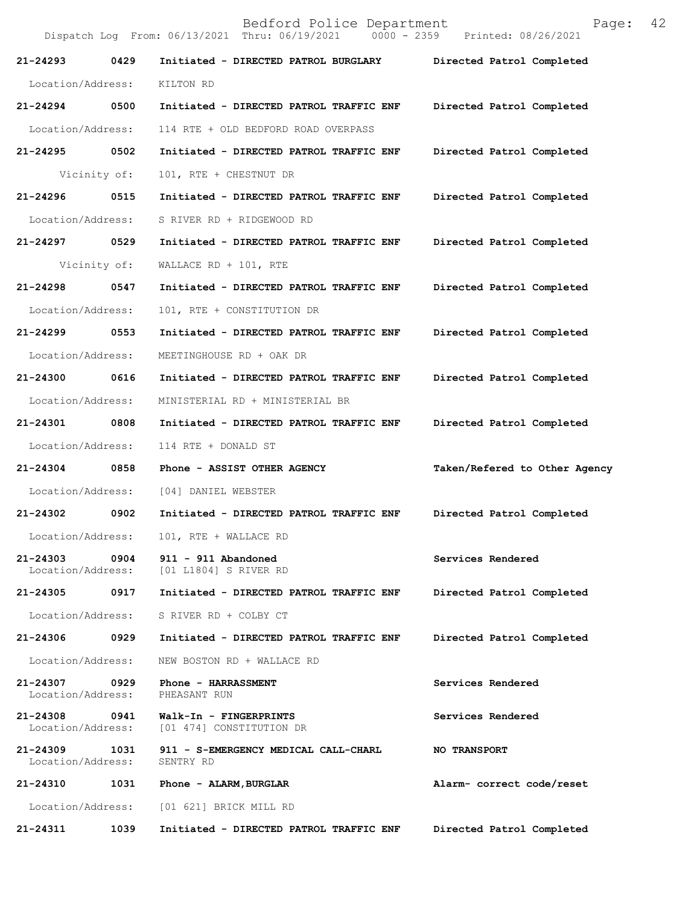21-24293 0429 Initiated - DIRECTED PATROL BURGLARY Directed Patrol Completed

Location/Address: KILTON RD

21-24294 0500 Initiated - DIRECTED PATROL TRAFFIC ENF Directed Patrol Completed

Location/Address: 114 RTE + OLD BEDFORD ROAD OVERPASS

21-24295 0502 Initiated - DIRECTED PATROL TRAFFIC ENF Directed Patrol Completed

Vicinity of: 101, RTE + CHESTNUT DR

21-24296 0515 Initiated - DIRECTED PATROL TRAFFIC ENF Directed Patrol Completed

Location/Address: S RIVER RD + RIDGEWOOD RD

21-24297 0529 Initiated - DIRECTED PATROL TRAFFIC ENF Directed Patrol Completed

Vicinity of: WALLACE RD + 101, RTE

21-24298 0547 Initiated - DIRECTED PATROL TRAFFIC ENF Directed Patrol Completed

Location/Address: 101, RTE + CONSTITUTION DR

21-24299 0553 Initiated - DIRECTED PATROL TRAFFIC ENF Directed Patrol Completed

Location/Address: MEETINGHOUSE RD + OAK DR

21-24300 0616 Initiated - DIRECTED PATROL TRAFFIC ENF Directed Patrol Completed

Location/Address: MINISTERIAL RD + MINISTERIAL BR

21-24301 0808 Initiated - DIRECTED PATROL TRAFFIC ENF Directed Patrol Completed

Location/Address: 114 RTE + DONALD ST

21-24304 0858 Phone - ASSIST OTHER AGENCY Taken/Refered to Other Agency

Location/Address: [04] DANIEL WEBSTER

21-24302 0902 Initiated - DIRECTED PATROL TRAFFIC ENF Directed Patrol Completed

Location/Address: 101, RTE + WALLACE RD

21-24303 0904 911 - 911 Abandoned Services Rendered
Location/Address: [01 L1804] S RIVER RD

21-24305 0917 Initiated - DIRECTED PATROL TRAFFIC ENF Directed Patrol Completed

Location/Address: S RIVER RD + COLBY CT

21-24306 0929 Initiated - DIRECTED PATROL TRAFFIC ENF Directed Patrol Completed

Location/Address: NEW BOSTON RD + WALLACE RD

21-24307 0929 Phone - HARRASSMENT Services Rendered
Location/Address: PHEASANT RUN

21-24308 0941 Walk-In - FINGERPRINTS Services Rendered
Location/Address: [01 474] CONSTITUTION DR

21-24309 1031 911 - S-EMERGENCY MEDICAL CALL-CHARL NO TRANSPORT
Location/Address: SENTRY RD

21-24310 1031 Phone - ALARM,BURGLAR Alarm- correct code/reset

Location/Address: [01 621] BRICK MILL RD

21-24311 1039 Initiated - DIRECTED PATROL TRAFFIC ENF Directed Patrol Completed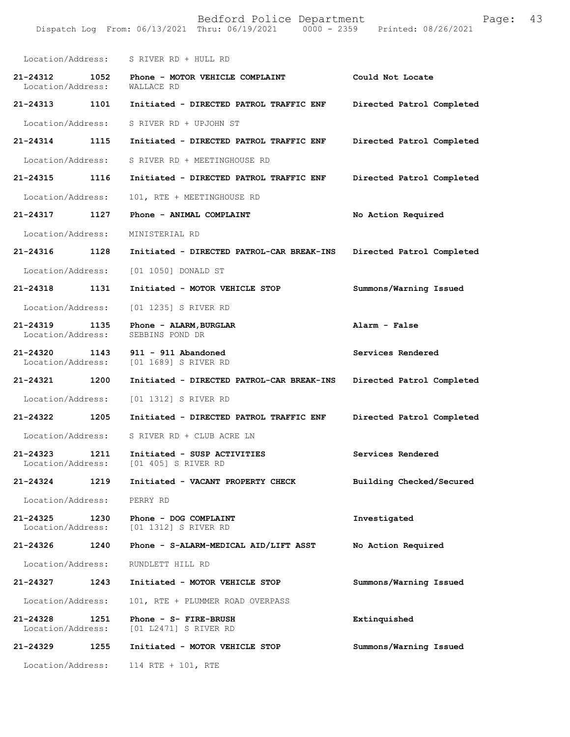Location/Address: S RIVER RD + HULL RD

**21-24312 1052 Phone - MOTOR VEHICLE COMPLAINT** **Could Not Locate**
Location/Address: WALLACE RD

**21-24313 1101 Initiated - DIRECTED PATROL TRAFFIC ENF** **Directed Patrol Completed**

Location/Address: S RIVER RD + UPJOHN ST

**21-24314 1115 Initiated - DIRECTED PATROL TRAFFIC ENF** **Directed Patrol Completed**

Location/Address: S RIVER RD + MEETINGHOUSE RD

**21-24315 1116 Initiated - DIRECTED PATROL TRAFFIC ENF** **Directed Patrol Completed**

Location/Address: 101, RTE + MEETINGHOUSE RD

**21-24317 1127 Phone - ANIMAL COMPLAINT** **No Action Required**

Location/Address: MINISTERIAL RD

**21-24316 1128 Initiated - DIRECTED PATROL-CAR BREAK-INS** **Directed Patrol Completed**

Location/Address: [01 1050] DONALD ST

**21-24318 1131 Initiated - MOTOR VEHICLE STOP** **Summons/Warning Issued**

Location/Address: [01 1235] S RIVER RD

**21-24319 1135 Phone - ALARM,BURGLAR** **Alarm - False**
Location/Address: SEBBINS POND DR

**21-24320 1143 911 - 911 Abandoned** **Services Rendered**
Location/Address: [01 1689] S RIVER RD

**21-24321 1200 Initiated - DIRECTED PATROL-CAR BREAK-INS** **Directed Patrol Completed**

Location/Address: [01 1312] S RIVER RD

**21-24322 1205 Initiated - DIRECTED PATROL TRAFFIC ENF** **Directed Patrol Completed**

Location/Address: S RIVER RD + CLUB ACRE LN

**21-24323 1211 Initiated - SUSP ACTIVITIES** **Services Rendered**
Location/Address: [01 405] S RIVER RD

**21-24324 1219 Initiated - VACANT PROPERTY CHECK** **Building Checked/Secured**

Location/Address: PERRY RD

**21-24325 1230 Phone - DOG COMPLAINT** **Investigated**
Location/Address: [01 1312] S RIVER RD

**21-24326 1240 Phone - S-ALARM-MEDICAL AID/LIFT ASST** **No Action Required**

Location/Address: RUNDLETT HILL RD

**21-24327 1243 Initiated - MOTOR VEHICLE STOP** **Summons/Warning Issued**

Location/Address: 101, RTE + PLUMMER ROAD OVERPASS

**21-24328 1251 Phone - S- FIRE-BRUSH** **Extinquished**
Location/Address: [01 L2471] S RIVER RD

**21-24329 1255 Initiated - MOTOR VEHICLE STOP** **Summons/Warning Issued**

Location/Address: 114 RTE + 101, RTE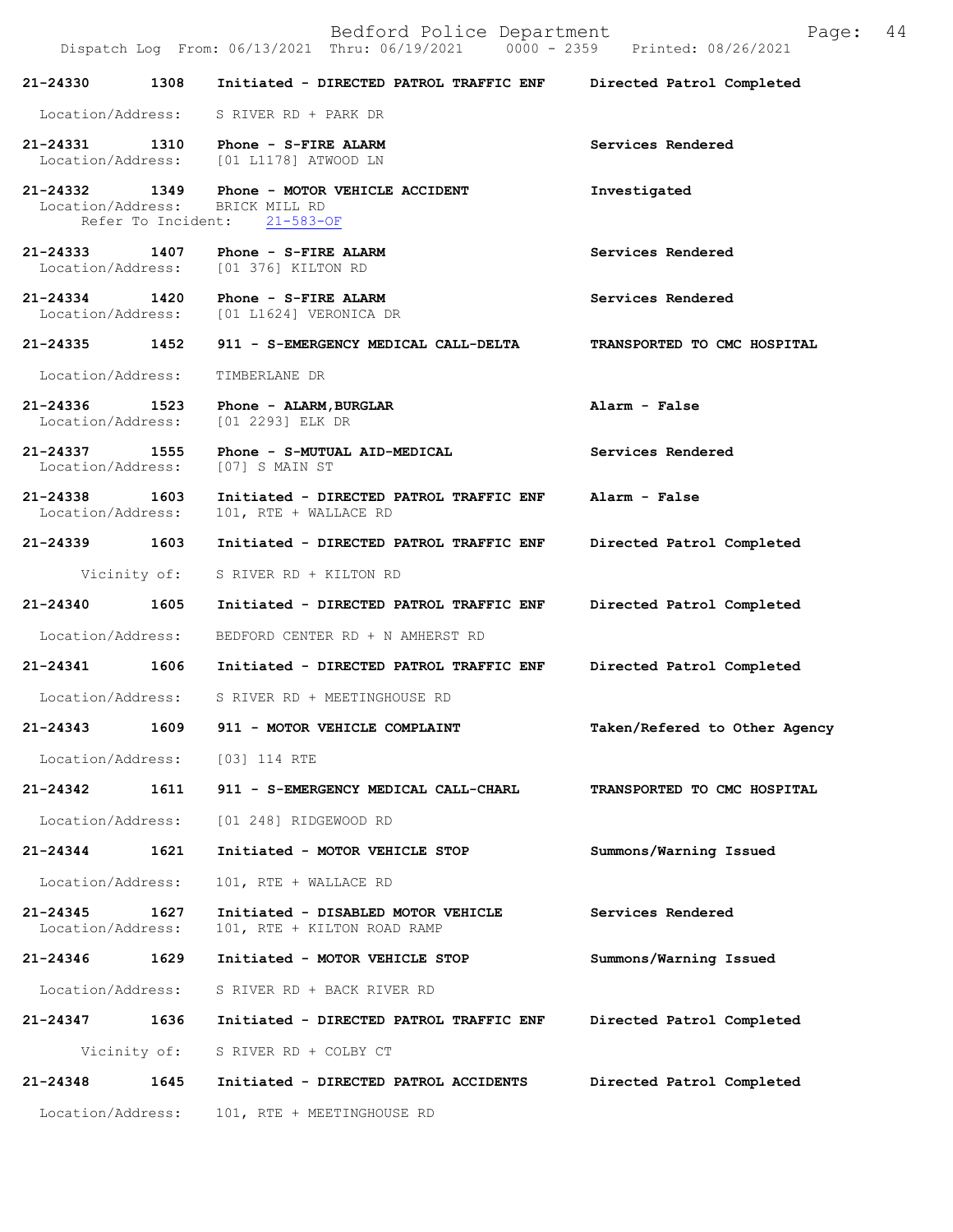Bedford Police Department
Dispatch Log From: 06/13/2021 Thru: 06/19/2021 0000 - 2359 Printed: 08/26/2021

**21-24330 1308 Initiated - DIRECTED PATROL TRAFFIC ENF** — **Directed Patrol Completed**
Location/Address: S RIVER RD + PARK DR

**21-24331 1310 Phone - S-FIRE ALARM** — **Services Rendered**
Location/Address: [01 L1178] ATWOOD LN

**21-24332 1349 Phone - MOTOR VEHICLE ACCIDENT** — **Investigated**
Location/Address: BRICK MILL RD
Refer To Incident: 21-583-OF

**21-24333 1407 Phone - S-FIRE ALARM** — **Services Rendered**
Location/Address: [01 376] KILTON RD

**21-24334 1420 Phone - S-FIRE ALARM** — **Services Rendered**
Location/Address: [01 L1624] VERONICA DR

**21-24335 1452 911 - S-EMERGENCY MEDICAL CALL-DELTA** — **TRANSPORTED TO CMC HOSPITAL**
Location/Address: TIMBERLANE DR

**21-24336 1523 Phone - ALARM,BURGLAR** — **Alarm - False**
Location/Address: [01 2293] ELK DR

**21-24337 1555 Phone - S-MUTUAL AID-MEDICAL** — **Services Rendered**
Location/Address: [07] S MAIN ST

**21-24338 1603 Initiated - DIRECTED PATROL TRAFFIC ENF** — **Alarm - False**
Location/Address: 101, RTE + WALLACE RD

**21-24339 1603 Initiated - DIRECTED PATROL TRAFFIC ENF** — **Directed Patrol Completed**
Vicinity of: S RIVER RD + KILTON RD

**21-24340 1605 Initiated - DIRECTED PATROL TRAFFIC ENF** — **Directed Patrol Completed**
Location/Address: BEDFORD CENTER RD + N AMHERST RD

**21-24341 1606 Initiated - DIRECTED PATROL TRAFFIC ENF** — **Directed Patrol Completed**
Location/Address: S RIVER RD + MEETINGHOUSE RD

**21-24343 1609 911 - MOTOR VEHICLE COMPLAINT** — **Taken/Refered to Other Agency**
Location/Address: [03] 114 RTE

**21-24342 1611 911 - S-EMERGENCY MEDICAL CALL-CHARL** — **TRANSPORTED TO CMC HOSPITAL**
Location/Address: [01 248] RIDGEWOOD RD

**21-24344 1621 Initiated - MOTOR VEHICLE STOP** — **Summons/Warning Issued**
Location/Address: 101, RTE + WALLACE RD

**21-24345 1627 Initiated - DISABLED MOTOR VEHICLE** — **Services Rendered**
Location/Address: 101, RTE + KILTON ROAD RAMP

**21-24346 1629 Initiated - MOTOR VEHICLE STOP** — **Summons/Warning Issued**
Location/Address: S RIVER RD + BACK RIVER RD

**21-24347 1636 Initiated - DIRECTED PATROL TRAFFIC ENF** — **Directed Patrol Completed**
Vicinity of: S RIVER RD + COLBY CT

**21-24348 1645 Initiated - DIRECTED PATROL ACCIDENTS** — **Directed Patrol Completed**
Location/Address: 101, RTE + MEETINGHOUSE RD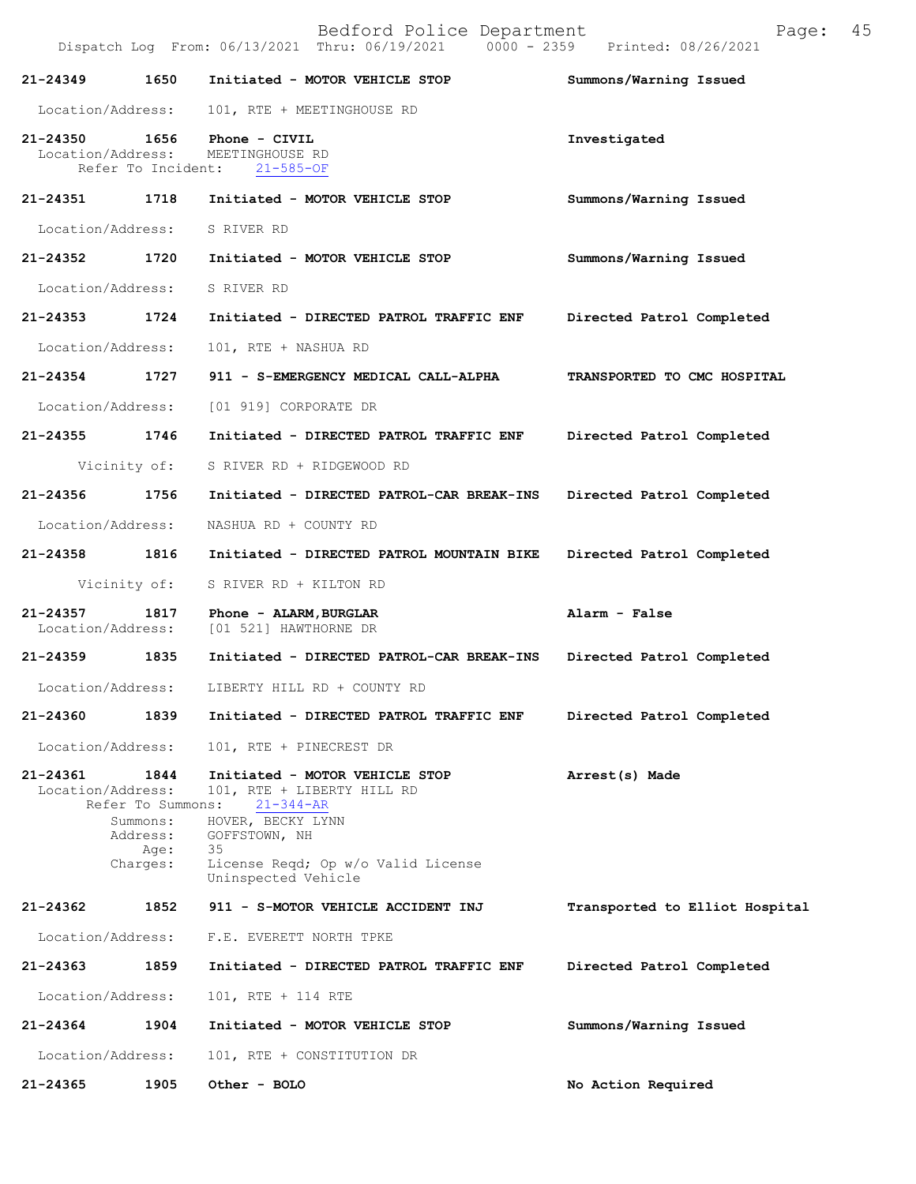| | | | |
|---|---|---|---|
| **21-24349** | **1650** | **Initiated - MOTOR VEHICLE STOP** | **Summons/Warning Issued** |

Location/Address: 101, RTE + MEETINGHOUSE RD

| | | | |
|---|---|---|---|
| **21-24350** | **1656** | **Phone - CIVIL** | **Investigated** |

Location/Address: MEETINGHOUSE RD
Refer To Incident: 21-585-OF

| | | | |
|---|---|---|---|
| **21-24351** | **1718** | **Initiated - MOTOR VEHICLE STOP** | **Summons/Warning Issued** |

Location/Address: S RIVER RD

| | | | |
|---|---|---|---|
| **21-24352** | **1720** | **Initiated - MOTOR VEHICLE STOP** | **Summons/Warning Issued** |

Location/Address: S RIVER RD

| | | | |
|---|---|---|---|
| **21-24353** | **1724** | **Initiated - DIRECTED PATROL TRAFFIC ENF** | **Directed Patrol Completed** |

Location/Address: 101, RTE + NASHUA RD

| | | | |
|---|---|---|---|
| **21-24354** | **1727** | **911 - S-EMERGENCY MEDICAL CALL-ALPHA** | **TRANSPORTED TO CMC HOSPITAL** |

Location/Address: [01 919] CORPORATE DR

| | | | |
|---|---|---|---|
| **21-24355** | **1746** | **Initiated - DIRECTED PATROL TRAFFIC ENF** | **Directed Patrol Completed** |

Vicinity of: S RIVER RD + RIDGEWOOD RD

| | | | |
|---|---|---|---|
| **21-24356** | **1756** | **Initiated - DIRECTED PATROL-CAR BREAK-INS** | **Directed Patrol Completed** |

Location/Address: NASHUA RD + COUNTY RD

| | | | |
|---|---|---|---|
| **21-24358** | **1816** | **Initiated - DIRECTED PATROL MOUNTAIN BIKE** | **Directed Patrol Completed** |

Vicinity of: S RIVER RD + KILTON RD

| | | | |
|---|---|---|---|
| **21-24357** | **1817** | **Phone - ALARM,BURGLAR** | **Alarm - False** |

Location/Address: [01 521] HAWTHORNE DR

| | | | |
|---|---|---|---|
| **21-24359** | **1835** | **Initiated - DIRECTED PATROL-CAR BREAK-INS** | **Directed Patrol Completed** |

Location/Address: LIBERTY HILL RD + COUNTY RD

| | | | |
|---|---|---|---|
| **21-24360** | **1839** | **Initiated - DIRECTED PATROL TRAFFIC ENF** | **Directed Patrol Completed** |

Location/Address: 101, RTE + PINECREST DR

| | | | |
|---|---|---|---|
| **21-24361** | **1844** | **Initiated - MOTOR VEHICLE STOP** | **Arrest(s) Made** |

Location/Address: 101, RTE + LIBERTY HILL RD
Refer To Summons: 21-344-AR
Summons: HOVER, BECKY LYNN
Address: GOFFSTOWN, NH
Age: 35
Charges: License Reqd; Op w/o Valid License
Uninspected Vehicle

| | | | |
|---|---|---|---|
| **21-24362** | **1852** | **911 - S-MOTOR VEHICLE ACCIDENT INJ** | **Transported to Elliot Hospital** |

Location/Address: F.E. EVERETT NORTH TPKE

| | | | |
|---|---|---|---|
| **21-24363** | **1859** | **Initiated - DIRECTED PATROL TRAFFIC ENF** | **Directed Patrol Completed** |

Location/Address: 101, RTE + 114 RTE

| | | | |
|---|---|---|---|
| **21-24364** | **1904** | **Initiated - MOTOR VEHICLE STOP** | **Summons/Warning Issued** |

Location/Address: 101, RTE + CONSTITUTION DR

| | | | |
|---|---|---|---|
| **21-24365** | **1905** | **Other - BOLO** | **No Action Required** |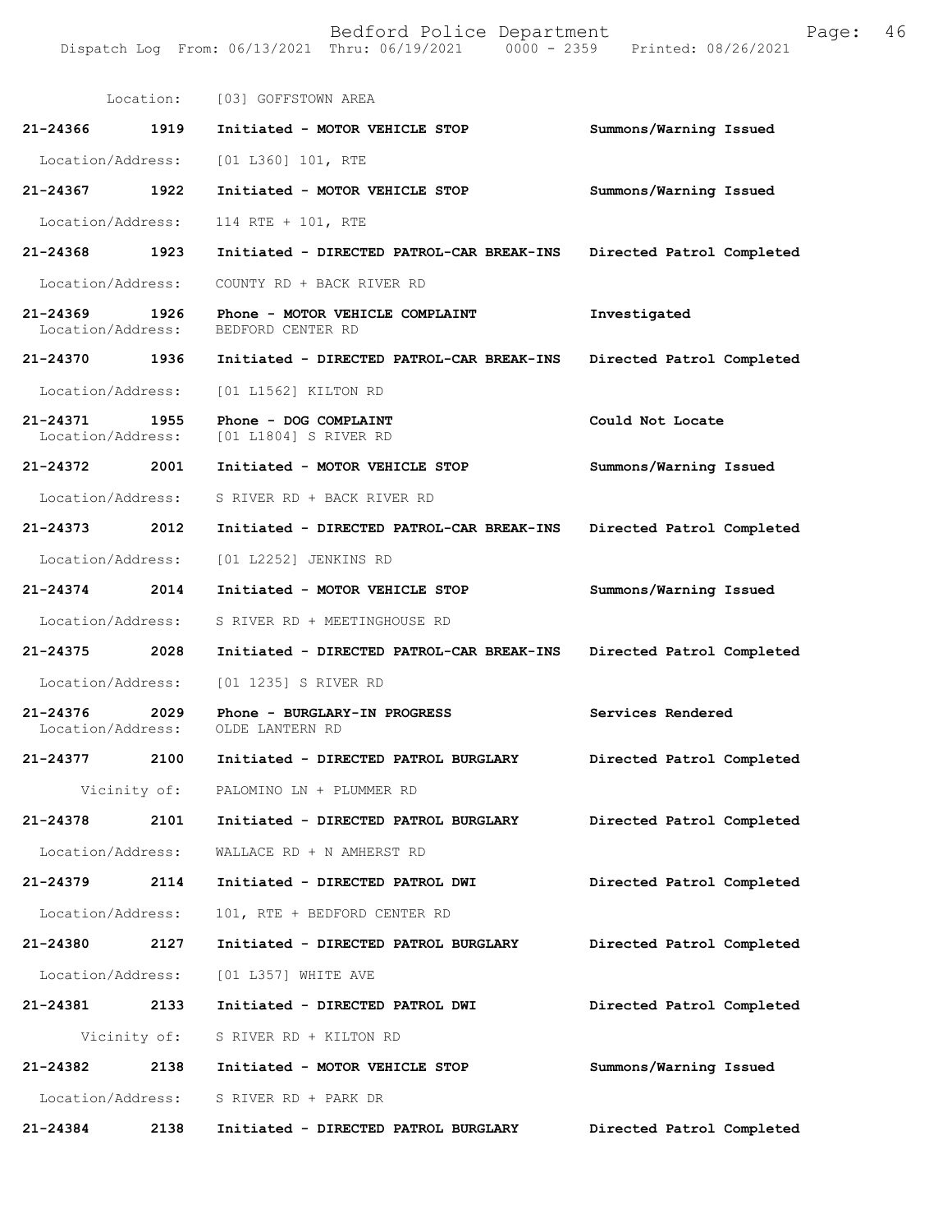Location: [03] GOFFSTOWN AREA

**21-24366 1919 Initiated - MOTOR VEHICLE STOP** Summons/Warning Issued

Location/Address: [01 L360] 101, RTE

**21-24367 1922 Initiated - MOTOR VEHICLE STOP** Summons/Warning Issued

Location/Address: 114 RTE + 101, RTE

**21-24368 1923 Initiated - DIRECTED PATROL-CAR BREAK-INS** Directed Patrol Completed

Location/Address: COUNTY RD + BACK RIVER RD

**21-24369 1926 Phone - MOTOR VEHICLE COMPLAINT** Investigated

Location/Address: BEDFORD CENTER RD

**21-24370 1936 Initiated - DIRECTED PATROL-CAR BREAK-INS** Directed Patrol Completed

Location/Address: [01 L1562] KILTON RD

**21-24371 1955 Phone - DOG COMPLAINT** Could Not Locate

Location/Address: [01 L1804] S RIVER RD

**21-24372 2001 Initiated - MOTOR VEHICLE STOP** Summons/Warning Issued

Location/Address: S RIVER RD + BACK RIVER RD

**21-24373 2012 Initiated - DIRECTED PATROL-CAR BREAK-INS** Directed Patrol Completed

Location/Address: [01 L2252] JENKINS RD

**21-24374 2014 Initiated - MOTOR VEHICLE STOP** Summons/Warning Issued

Location/Address: S RIVER RD + MEETINGHOUSE RD

**21-24375 2028 Initiated - DIRECTED PATROL-CAR BREAK-INS** Directed Patrol Completed

Location/Address: [01 1235] S RIVER RD

**21-24376 2029 Phone - BURGLARY-IN PROGRESS** Services Rendered

Location/Address: OLDE LANTERN RD

**21-24377 2100 Initiated - DIRECTED PATROL BURGLARY** Directed Patrol Completed

Vicinity of: PALOMINO LN + PLUMMER RD

**21-24378 2101 Initiated - DIRECTED PATROL BURGLARY** Directed Patrol Completed

Location/Address: WALLACE RD + N AMHERST RD

**21-24379 2114 Initiated - DIRECTED PATROL DWI** Directed Patrol Completed

Location/Address: 101, RTE + BEDFORD CENTER RD

**21-24380 2127 Initiated - DIRECTED PATROL BURGLARY** Directed Patrol Completed

Location/Address: [01 L357] WHITE AVE

**21-24381 2133 Initiated - DIRECTED PATROL DWI** Directed Patrol Completed

Vicinity of: S RIVER RD + KILTON RD

**21-24382 2138 Initiated - MOTOR VEHICLE STOP** Summons/Warning Issued

Location/Address: S RIVER RD + PARK DR

**21-24384 2138 Initiated - DIRECTED PATROL BURGLARY** Directed Patrol Completed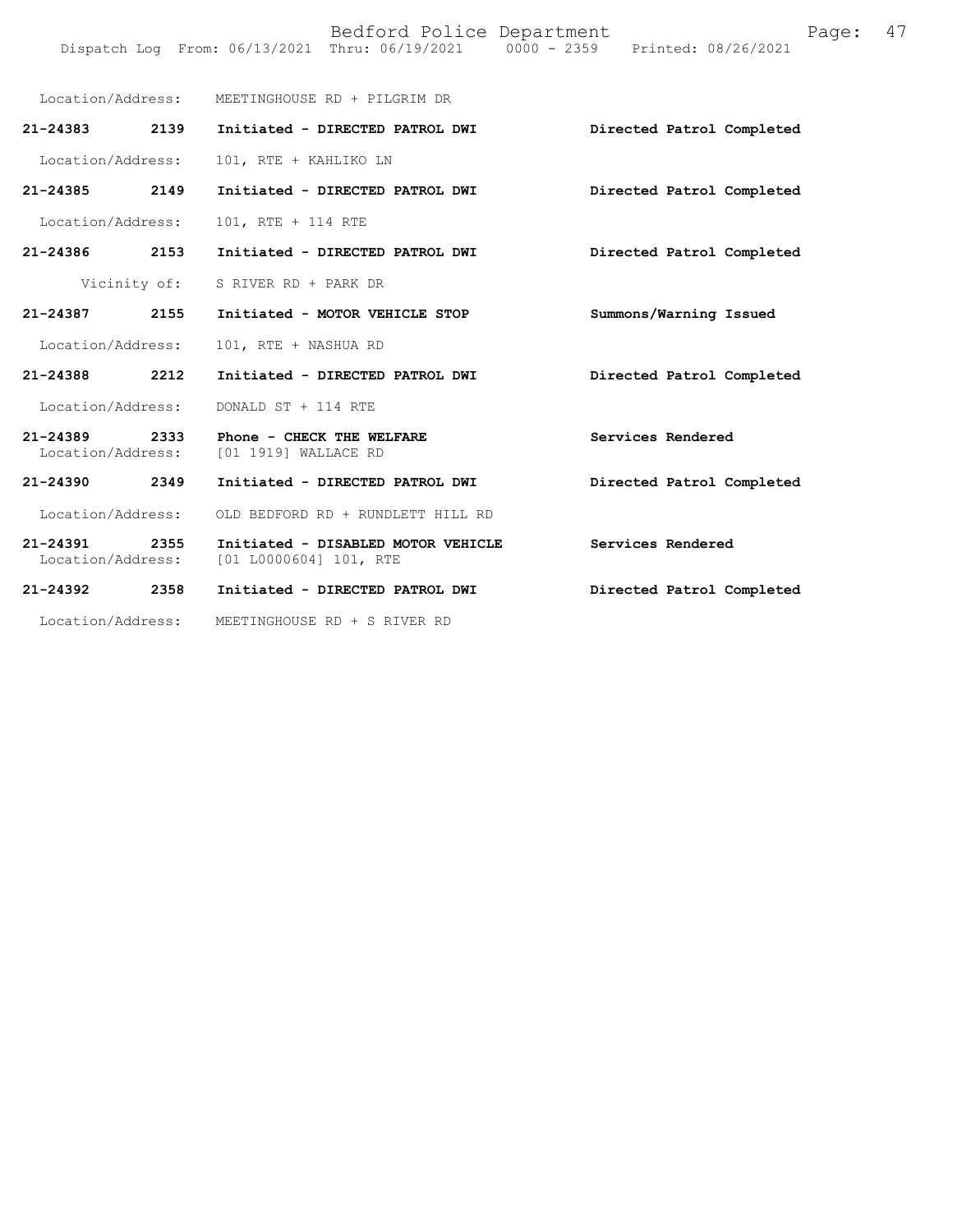Location/Address: MEETINGHOUSE RD + PILGRIM DR

**21-24383 2139 Initiated - DIRECTED PATROL DWI** **Directed Patrol Completed**

Location/Address: 101, RTE + KAHLIKO LN

**21-24385 2149 Initiated - DIRECTED PATROL DWI** **Directed Patrol Completed**

Location/Address: 101, RTE + 114 RTE

**21-24386 2153 Initiated - DIRECTED PATROL DWI** **Directed Patrol Completed**

Vicinity of: S RIVER RD + PARK DR

**21-24387 2155 Initiated - MOTOR VEHICLE STOP** **Summons/Warning Issued**

Location/Address: 101, RTE + NASHUA RD

**21-24388 2212 Initiated - DIRECTED PATROL DWI** **Directed Patrol Completed**

Location/Address: DONALD ST + 114 RTE

**21-24389 2333 Phone - CHECK THE WELFARE** **Services Rendered**
Location/Address: [01 1919] WALLACE RD

**21-24390 2349 Initiated - DIRECTED PATROL DWI** **Directed Patrol Completed**

Location/Address: OLD BEDFORD RD + RUNDLETT HILL RD

**21-24391 2355 Initiated - DISABLED MOTOR VEHICLE** **Services Rendered**
Location/Address: [01 L0000604] 101, RTE

**21-24392 2358 Initiated - DIRECTED PATROL DWI** **Directed Patrol Completed**

Location/Address: MEETINGHOUSE RD + S RIVER RD